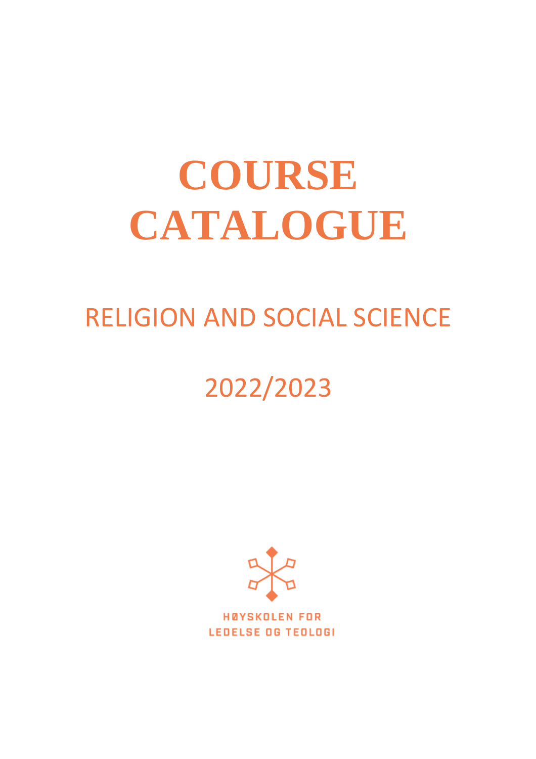# COURSE CATALOGUE

RELIGION AND SOCIAL SCIENCE

2022/2023

HØYSKOLEN FOR LEDELSE OG TEOLOGI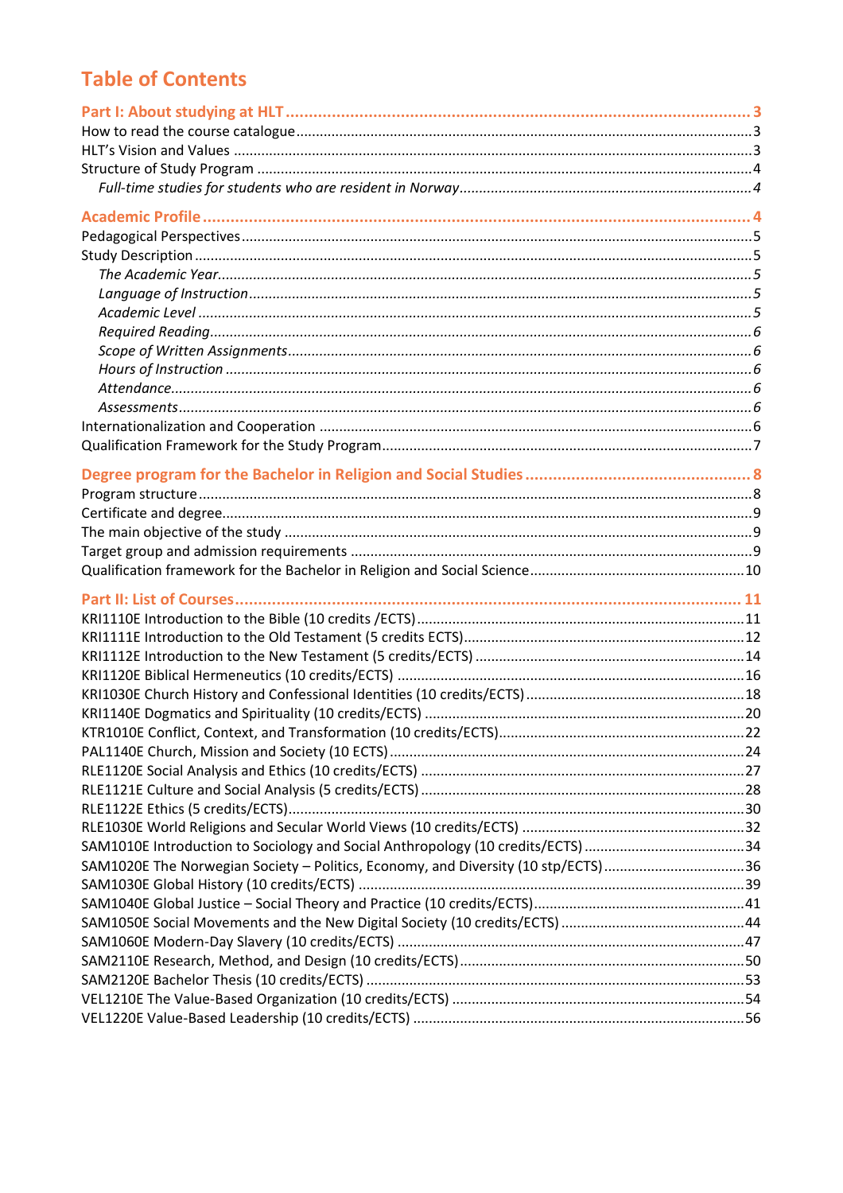# Table of Contents

**Part I: About studying at HLT** ..... 3

How to read the course catalogue ..... 3

HLT's Vision and Values ..... 3

Structure of Study Program ..... 4

*Full-time studies for students who are resident in Norway* ..... 4

**Academic Profile** ..... 4

Pedagogical Perspectives ..... 5

Study Description ..... 5

*The Academic Year* ..... 5

*Language of Instruction* ..... 5

*Academic Level* ..... 5

*Required Reading* ..... 6

*Scope of Written Assignments* ..... 6

*Hours of Instruction* ..... 6

*Attendance* ..... 6

*Assessments* ..... 6

Internationalization and Cooperation ..... 6

Qualification Framework for the Study Program ..... 7

**Degree program for the Bachelor in Religion and Social Studies** ..... 8

Program structure ..... 8

Certificate and degree ..... 9

The main objective of the study ..... 9

Target group and admission requirements ..... 9

Qualification framework for the Bachelor in Religion and Social Science ..... 10

**Part II: List of Courses** ..... 11

KRI1110E Introduction to the Bible (10 credits /ECTS) ..... 11

KRI1111E Introduction to the Old Testament (5 credits ECTS) ..... 12

KRI1112E Introduction to the New Testament (5 credits/ECTS) ..... 14

KRI1120E Biblical Hermeneutics (10 credits/ECTS) ..... 16

KRI1030E Church History and Confessional Identities (10 credits/ECTS) ..... 18

KRI1140E Dogmatics and Spirituality (10 credits/ECTS) ..... 20

KTR1010E Conflict, Context, and Transformation (10 credits/ECTS) ..... 22

PAL1140E Church, Mission and Society (10 ECTS) ..... 24

RLE1120E Social Analysis and Ethics (10 credits/ECTS) ..... 27

RLE1121E Culture and Social Analysis (5 credits/ECTS) ..... 28

RLE1122E Ethics (5 credits/ECTS) ..... 30

RLE1030E World Religions and Secular World Views (10 credits/ECTS) ..... 32

SAM1010E Introduction to Sociology and Social Anthropology (10 credits/ECTS) ..... 34

SAM1020E The Norwegian Society – Politics, Economy, and Diversity (10 stp/ECTS) ..... 36

SAM1030E Global History (10 credits/ECTS) ..... 39

SAM1040E Global Justice – Social Theory and Practice (10 credits/ECTS) ..... 41

SAM1050E Social Movements and the New Digital Society (10 credits/ECTS) ..... 44

SAM1060E Modern-Day Slavery (10 credits/ECTS) ..... 47

SAM2110E Research, Method, and Design (10 credits/ECTS) ..... 50

SAM2120E Bachelor Thesis (10 credits/ECTS) ..... 53

VEL1210E The Value-Based Organization (10 credits/ECTS) ..... 54

VEL1220E Value-Based Leadership (10 credits/ECTS) ..... 56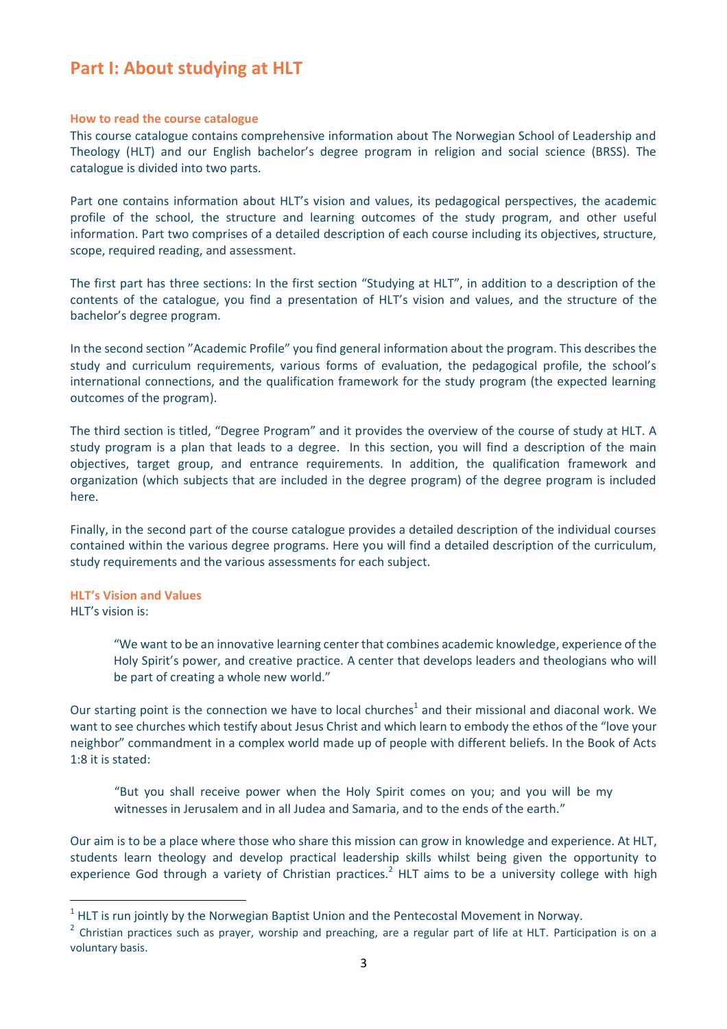# Part I: About studying at HLT

### How to read the course catalogue

This course catalogue contains comprehensive information about The Norwegian School of Leadership and Theology (HLT) and our English bachelor's degree program in religion and social science (BRSS). The catalogue is divided into two parts.

Part one contains information about HLT's vision and values, its pedagogical perspectives, the academic profile of the school, the structure and learning outcomes of the study program, and other useful information. Part two comprises of a detailed description of each course including its objectives, structure, scope, required reading, and assessment.

The first part has three sections: In the first section "Studying at HLT", in addition to a description of the contents of the catalogue, you find a presentation of HLT's vision and values, and the structure of the bachelor's degree program.

In the second section "Academic Profile" you find general information about the program. This describes the study and curriculum requirements, various forms of evaluation, the pedagogical profile, the school's international connections, and the qualification framework for the study program (the expected learning outcomes of the program).

The third section is titled, "Degree Program" and it provides the overview of the course of study at HLT. A study program is a plan that leads to a degree. In this section, you will find a description of the main objectives, target group, and entrance requirements. In addition, the qualification framework and organization (which subjects that are included in the degree program) of the degree program is included here.

Finally, in the second part of the course catalogue provides a detailed description of the individual courses contained within the various degree programs. Here you will find a detailed description of the curriculum, study requirements and the various assessments for each subject.

### HLT's Vision and Values

HLT's vision is:

> "We want to be an innovative learning center that combines academic knowledge, experience of the Holy Spirit's power, and creative practice. A center that develops leaders and theologians who will be part of creating a whole new world."

Our starting point is the connection we have to local churches[1] and their missional and diaconal work. We want to see churches which testify about Jesus Christ and which learn to embody the ethos of the "love your neighbor" commandment in a complex world made up of people with different beliefs. In the Book of Acts 1:8 it is stated:

> "But you shall receive power when the Holy Spirit comes on you; and you will be my witnesses in Jerusalem and in all Judea and Samaria, and to the ends of the earth."

Our aim is to be a place where those who share this mission can grow in knowledge and experience. At HLT, students learn theology and develop practical leadership skills whilst being given the opportunity to experience God through a variety of Christian practices.[2] HLT aims to be a university college with high

---

[1] HLT is run jointly by the Norwegian Baptist Union and the Pentecostal Movement in Norway.

[2] Christian practices such as prayer, worship and preaching, are a regular part of life at HLT. Participation is on a voluntary basis.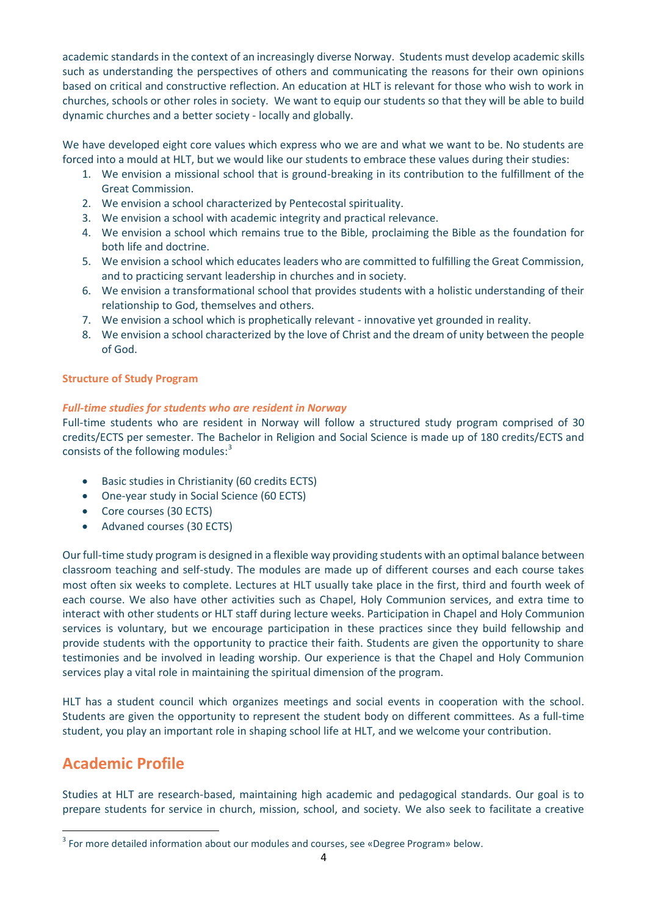academic standards in the context of an increasingly diverse Norway. Students must develop academic skills such as understanding the perspectives of others and communicating the reasons for their own opinions based on critical and constructive reflection. An education at HLT is relevant for those who wish to work in churches, schools or other roles in society. We want to equip our students so that they will be able to build dynamic churches and a better society - locally and globally.

We have developed eight core values which express who we are and what we want to be. No students are forced into a mould at HLT, but we would like our students to embrace these values during their studies:

1. We envision a missional school that is ground-breaking in its contribution to the fulfillment of the Great Commission.
2. We envision a school characterized by Pentecostal spirituality.
3. We envision a school with academic integrity and practical relevance.
4. We envision a school which remains true to the Bible, proclaiming the Bible as the foundation for both life and doctrine.
5. We envision a school which educates leaders who are committed to fulfilling the Great Commission, and to practicing servant leadership in churches and in society.
6. We envision a transformational school that provides students with a holistic understanding of their relationship to God, themselves and others.
7. We envision a school which is prophetically relevant - innovative yet grounded in reality.
8. We envision a school characterized by the love of Christ and the dream of unity between the people of God.

### Structure of Study Program

#### *Full-time studies for students who are resident in Norway*

Full-time students who are resident in Norway will follow a structured study program comprised of 30 credits/ECTS per semester. The Bachelor in Religion and Social Science is made up of 180 credits/ECTS and consists of the following modules:[3]

- Basic studies in Christianity (60 credits ECTS)
- One-year study in Social Science (60 ECTS)
- Core courses (30 ECTS)
- Advaned courses (30 ECTS)

Our full-time study program is designed in a flexible way providing students with an optimal balance between classroom teaching and self-study. The modules are made up of different courses and each course takes most often six weeks to complete. Lectures at HLT usually take place in the first, third and fourth week of each course. We also have other activities such as Chapel, Holy Communion services, and extra time to interact with other students or HLT staff during lecture weeks. Participation in Chapel and Holy Communion services is voluntary, but we encourage participation in these practices since they build fellowship and provide students with the opportunity to practice their faith. Students are given the opportunity to share testimonies and be involved in leading worship. Our experience is that the Chapel and Holy Communion services play a vital role in maintaining the spiritual dimension of the program.

HLT has a student council which organizes meetings and social events in cooperation with the school. Students are given the opportunity to represent the student body on different committees. As a full-time student, you play an important role in shaping school life at HLT, and we welcome your contribution.

## Academic Profile

Studies at HLT are research-based, maintaining high academic and pedagogical standards. Our goal is to prepare students for service in church, mission, school, and society. We also seek to facilitate a creative

[3] For more detailed information about our modules and courses, see «Degree Program» below.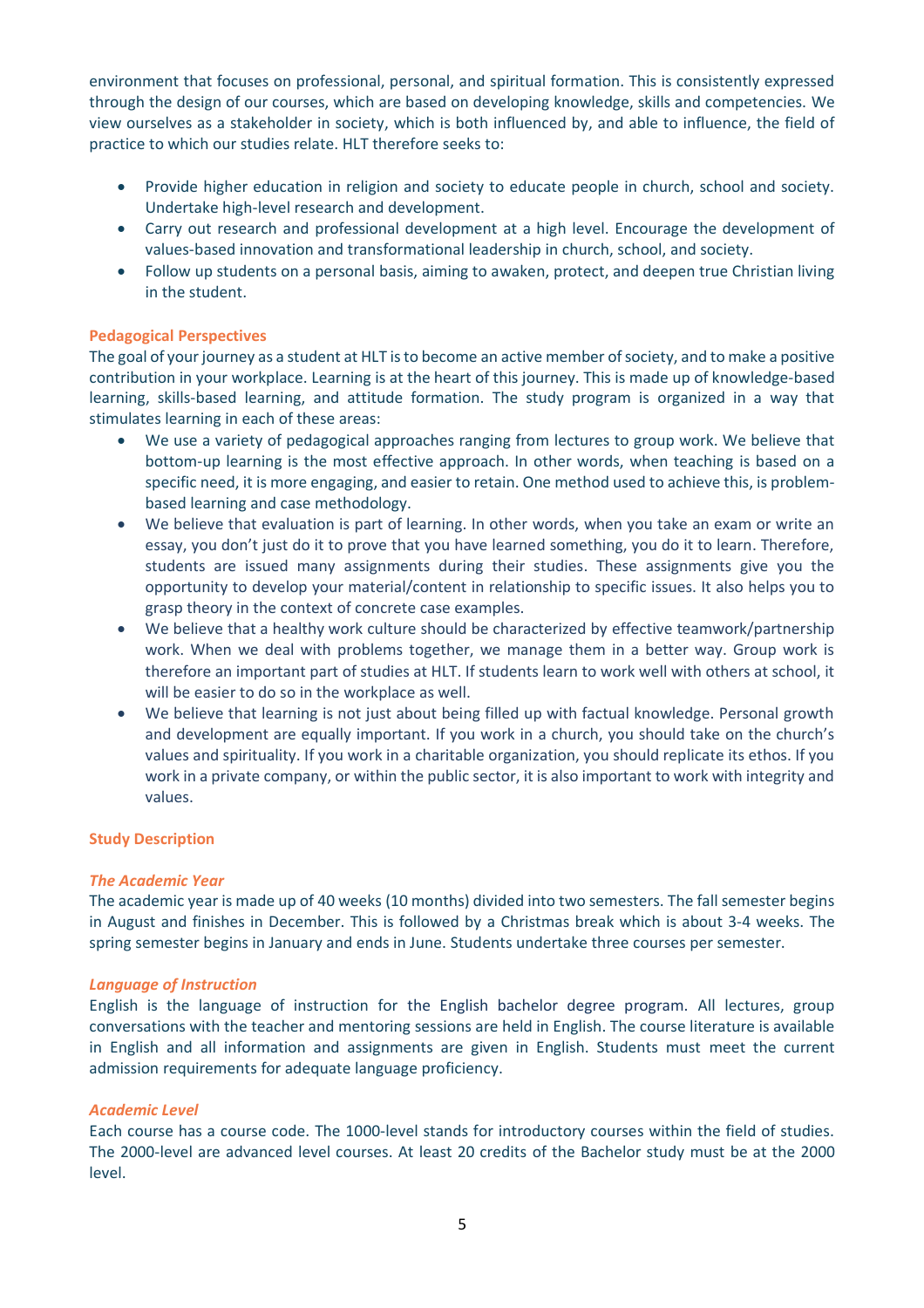environment that focuses on professional, personal, and spiritual formation. This is consistently expressed through the design of our courses, which are based on developing knowledge, skills and competencies. We view ourselves as a stakeholder in society, which is both influenced by, and able to influence, the field of practice to which our studies relate. HLT therefore seeks to:

- Provide higher education in religion and society to educate people in church, school and society. Undertake high-level research and development.
- Carry out research and professional development at a high level. Encourage the development of values-based innovation and transformational leadership in church, school, and society.
- Follow up students on a personal basis, aiming to awaken, protect, and deepen true Christian living in the student.

### Pedagogical Perspectives

The goal of your journey as a student at HLT is to become an active member of society, and to make a positive contribution in your workplace. Learning is at the heart of this journey. This is made up of knowledge-based learning, skills-based learning, and attitude formation. The study program is organized in a way that stimulates learning in each of these areas:

- We use a variety of pedagogical approaches ranging from lectures to group work. We believe that bottom-up learning is the most effective approach. In other words, when teaching is based on a specific need, it is more engaging, and easier to retain. One method used to achieve this, is problem-based learning and case methodology.
- We believe that evaluation is part of learning. In other words, when you take an exam or write an essay, you don't just do it to prove that you have learned something, you do it to learn. Therefore, students are issued many assignments during their studies. These assignments give you the opportunity to develop your material/content in relationship to specific issues. It also helps you to grasp theory in the context of concrete case examples.
- We believe that a healthy work culture should be characterized by effective teamwork/partnership work. When we deal with problems together, we manage them in a better way. Group work is therefore an important part of studies at HLT. If students learn to work well with others at school, it will be easier to do so in the workplace as well.
- We believe that learning is not just about being filled up with factual knowledge. Personal growth and development are equally important. If you work in a church, you should take on the church's values and spirituality. If you work in a charitable organization, you should replicate its ethos. If you work in a private company, or within the public sector, it is also important to work with integrity and values.

### Study Description

#### *The Academic Year*

The academic year is made up of 40 weeks (10 months) divided into two semesters. The fall semester begins in August and finishes in December. This is followed by a Christmas break which is about 3-4 weeks. The spring semester begins in January and ends in June. Students undertake three courses per semester.

#### *Language of Instruction*

English is the language of instruction for the English bachelor degree program. All lectures, group conversations with the teacher and mentoring sessions are held in English. The course literature is available in English and all information and assignments are given in English. Students must meet the current admission requirements for adequate language proficiency.

#### *Academic Level*

Each course has a course code. The 1000-level stands for introductory courses within the field of studies. The 2000-level are advanced level courses. At least 20 credits of the Bachelor study must be at the 2000 level.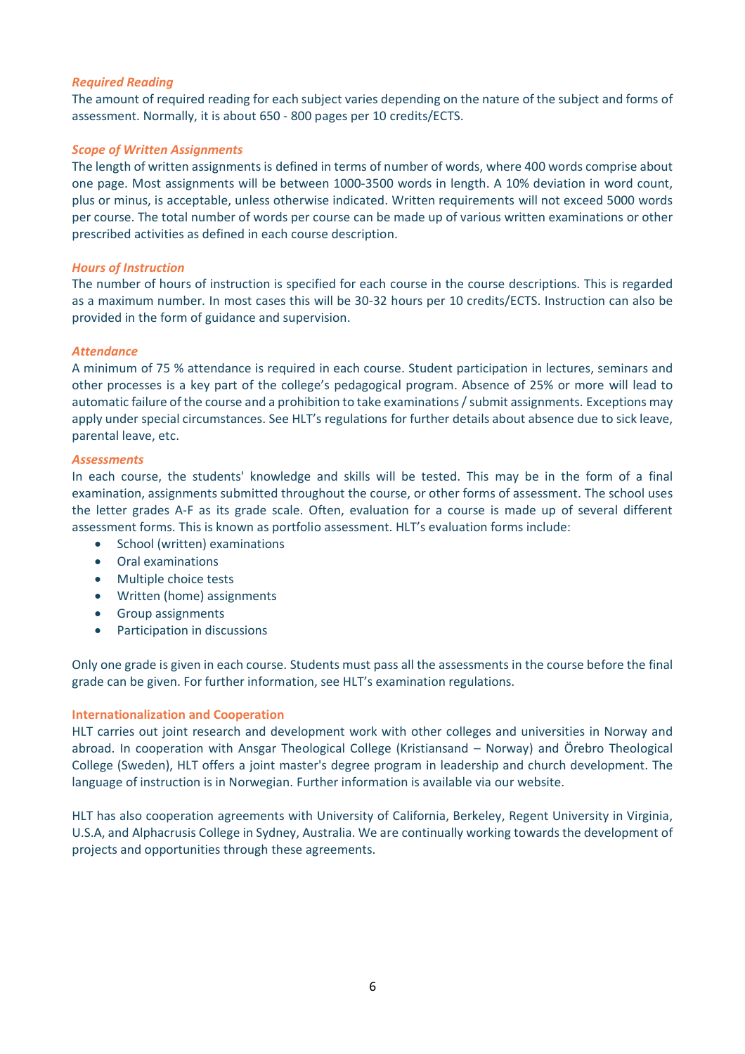### *Required Reading*

The amount of required reading for each subject varies depending on the nature of the subject and forms of assessment. Normally, it is about 650 - 800 pages per 10 credits/ECTS.

### *Scope of Written Assignments*

The length of written assignments is defined in terms of number of words, where 400 words comprise about one page. Most assignments will be between 1000-3500 words in length. A 10% deviation in word count, plus or minus, is acceptable, unless otherwise indicated. Written requirements will not exceed 5000 words per course. The total number of words per course can be made up of various written examinations or other prescribed activities as defined in each course description.

### *Hours of Instruction*

The number of hours of instruction is specified for each course in the course descriptions. This is regarded as a maximum number. In most cases this will be 30-32 hours per 10 credits/ECTS. Instruction can also be provided in the form of guidance and supervision.

### *Attendance*

A minimum of 75 % attendance is required in each course. Student participation in lectures, seminars and other processes is a key part of the college's pedagogical program. Absence of 25% or more will lead to automatic failure of the course and a prohibition to take examinations / submit assignments. Exceptions may apply under special circumstances. See HLT's regulations for further details about absence due to sick leave, parental leave, etc.

### *Assessments*

In each course, the students' knowledge and skills will be tested. This may be in the form of a final examination, assignments submitted throughout the course, or other forms of assessment. The school uses the letter grades A-F as its grade scale. Often, evaluation for a course is made up of several different assessment forms. This is known as portfolio assessment. HLT's evaluation forms include:

- School (written) examinations
- Oral examinations
- Multiple choice tests
- Written (home) assignments
- Group assignments
- Participation in discussions

Only one grade is given in each course. Students must pass all the assessments in the course before the final grade can be given. For further information, see HLT's examination regulations.

## Internationalization and Cooperation

HLT carries out joint research and development work with other colleges and universities in Norway and abroad. In cooperation with Ansgar Theological College (Kristiansand – Norway) and Örebro Theological College (Sweden), HLT offers a joint master's degree program in leadership and church development. The language of instruction is in Norwegian. Further information is available via our website.

HLT has also cooperation agreements with University of California, Berkeley, Regent University in Virginia, U.S.A, and Alphacrusis College in Sydney, Australia. We are continually working towards the development of projects and opportunities through these agreements.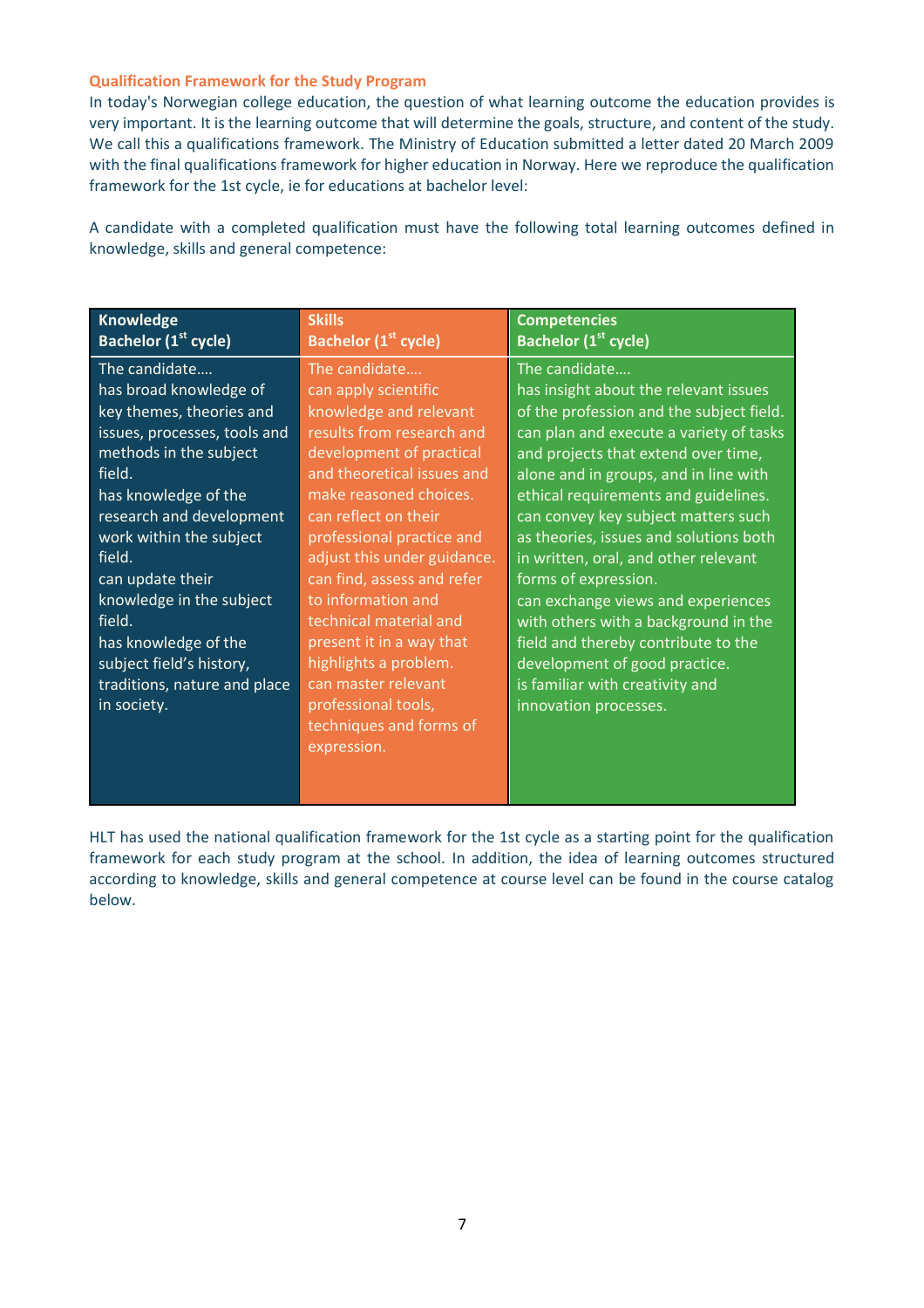### Qualification Framework for the Study Program

In today's Norwegian college education, the question of what learning outcome the education provides is very important. It is the learning outcome that will determine the goals, structure, and content of the study. We call this a qualifications framework. The Ministry of Education submitted a letter dated 20 March 2009 with the final qualifications framework for higher education in Norway. Here we reproduce the qualification framework for the 1st cycle, ie for educations at bachelor level:

A candidate with a completed qualification must have the following total learning outcomes defined in knowledge, skills and general competence:

| **Knowledge**<br>**Bachelor (1st cycle)** | **Skills**<br>**Bachelor (1st cycle)** | **Competencies**<br>**Bachelor (1st cycle)** |
|---|---|---|
| The candidate….<br>has broad knowledge of key themes, theories and issues, processes, tools and methods in the subject field.<br>has knowledge of the research and development work within the subject field.<br>can update their knowledge in the subject field.<br>has knowledge of the subject field's history, traditions, nature and place in society. | The candidate….<br>can apply scientific knowledge and relevant results from research and development of practical and theoretical issues and make reasoned choices.<br>can reflect on their professional practice and adjust this under guidance.<br>can find, assess and refer to information and technical material and present it in a way that highlights a problem.<br>can master relevant professional tools, techniques and forms of expression. | The candidate….<br>has insight about the relevant issues of the profession and the subject field.<br>can plan and execute a variety of tasks and projects that extend over time, alone and in groups, and in line with ethical requirements and guidelines.<br>can convey key subject matters such as theories, issues and solutions both in written, oral, and other relevant forms of expression.<br>can exchange views and experiences with others with a background in the field and thereby contribute to the development of good practice.<br>is familiar with creativity and innovation processes. |

HLT has used the national qualification framework for the 1st cycle as a starting point for the qualification framework for each study program at the school. In addition, the idea of learning outcomes structured according to knowledge, skills and general competence at course level can be found in the course catalog below.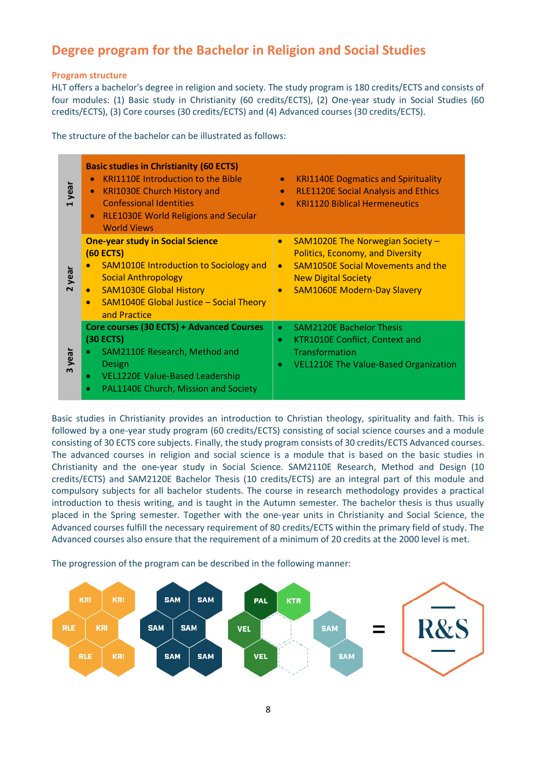## Degree program for the Bachelor in Religion and Social Studies

### Program structure

HLT offers a bachelor's degree in religion and society. The study program is 180 credits/ECTS and consists of four modules: (1) Basic study in Christianity (60 credits/ECTS), (2) One-year study in Social Studies (60 credits/ECTS), (3) Core courses (30 credits/ECTS) and (4) Advanced courses (30 credits/ECTS).

The structure of the bachelor can be illustrated as follows:

| Year | | |
|---|---|---|
| 1 year | **Basic studies in Christianity (60 ECTS)**<br>• KRI1110E Introduction to the Bible<br>• KRI1030E Church History and Confessional Identities<br>• RLE1030E World Religions and Secular World Views | • KRI1140E Dogmatics and Spirituality<br>• RLE1120E Social Analysis and Ethics<br>• KRI1120 Biblical Hermeneutics |
| 2 year | **One-year study in Social Science (60 ECTS)**<br>• SAM1010E Introduction to Sociology and Social Anthropology<br>• SAM1030E Global History<br>• SAM1040E Global Justice – Social Theory and Practice | • SAM1020E The Norwegian Society – Politics, Economy, and Diversity<br>• SAM1050E Social Movements and the New Digital Society<br>• SAM1060E Modern-Day Slavery |
| 3 year | **Core courses (30 ECTS) + Advanced Courses (30 ECTS)**<br>• SAM2110E Research, Method and Design<br>• VEL1220E Value-Based Leadership<br>• PAL1140E Church, Mission and Society | • SAM2120E Bachelor Thesis<br>• KTR1010E Conflict, Context and Transformation<br>• VEL1210E The Value-Based Organization |

Basic studies in Christianity provides an introduction to Christian theology, spirituality and faith. This is followed by a one-year study program (60 credits/ECTS) consisting of social science courses and a module consisting of 30 ECTS core subjects. Finally, the study program consists of 30 credits/ECTS Advanced courses. The advanced courses in religion and social science is a module that is based on the basic studies in Christianity and the one-year study in Social Science. SAM2110E Research, Method and Design (10 credits/ECTS) and SAM2120E Bachelor Thesis (10 credits/ECTS) are an integral part of this module and compulsory subjects for all bachelor students. The course in research methodology provides a practical introduction to thesis writing, and is taught in the Autumn semester. The bachelor thesis is thus usually placed in the Spring semester. Together with the one-year units in Christianity and Social Science, the Advanced courses fulfill the necessary requirement of 80 credits/ECTS within the primary field of study. The Advanced courses also ensure that the requirement of a minimum of 20 credits at the 2000 level is met.

The progression of the program can be described in the following manner:

KRI KRI RLE KRI RLE KRI | SAM SAM SAM SAM SAM SAM | PAL KTR VEL VEL | SAM SAM = R&S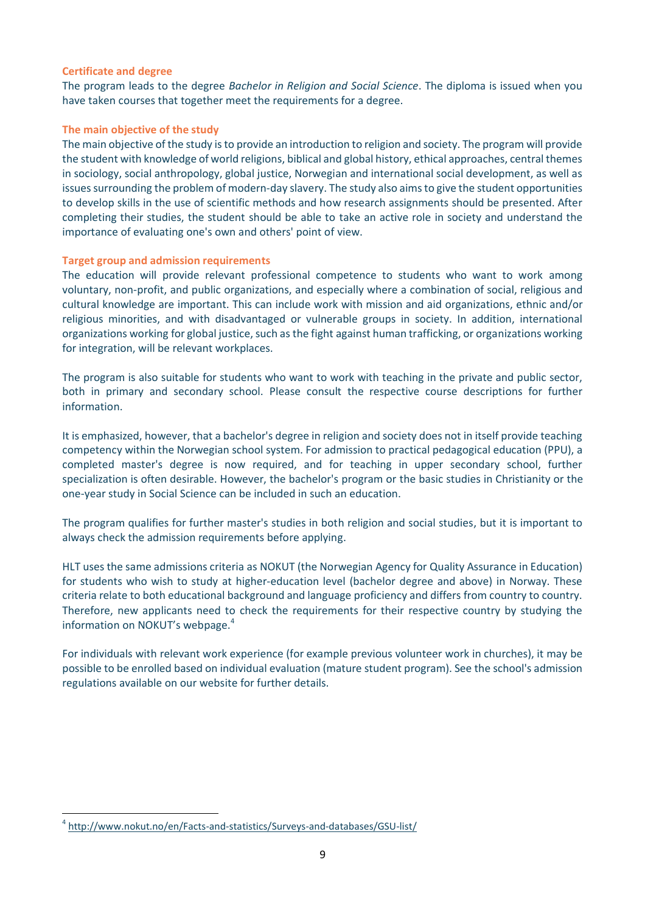### Certificate and degree

The program leads to the degree *Bachelor in Religion and Social Science*. The diploma is issued when you have taken courses that together meet the requirements for a degree.

### The main objective of the study

The main objective of the study is to provide an introduction to religion and society. The program will provide the student with knowledge of world religions, biblical and global history, ethical approaches, central themes in sociology, social anthropology, global justice, Norwegian and international social development, as well as issues surrounding the problem of modern-day slavery. The study also aims to give the student opportunities to develop skills in the use of scientific methods and how research assignments should be presented. After completing their studies, the student should be able to take an active role in society and understand the importance of evaluating one's own and others' point of view.

### Target group and admission requirements

The education will provide relevant professional competence to students who want to work among voluntary, non-profit, and public organizations, and especially where a combination of social, religious and cultural knowledge are important. This can include work with mission and aid organizations, ethnic and/or religious minorities, and with disadvantaged or vulnerable groups in society. In addition, international organizations working for global justice, such as the fight against human trafficking, or organizations working for integration, will be relevant workplaces.

The program is also suitable for students who want to work with teaching in the private and public sector, both in primary and secondary school. Please consult the respective course descriptions for further information.

It is emphasized, however, that a bachelor's degree in religion and society does not in itself provide teaching competency within the Norwegian school system. For admission to practical pedagogical education (PPU), a completed master's degree is now required, and for teaching in upper secondary school, further specialization is often desirable. However, the bachelor's program or the basic studies in Christianity or the one-year study in Social Science can be included in such an education.

The program qualifies for further master's studies in both religion and social studies, but it is important to always check the admission requirements before applying.

HLT uses the same admissions criteria as NOKUT (the Norwegian Agency for Quality Assurance in Education) for students who wish to study at higher-education level (bachelor degree and above) in Norway. These criteria relate to both educational background and language proficiency and differs from country to country. Therefore, new applicants need to check the requirements for their respective country by studying the information on NOKUT's webpage.[4]

For individuals with relevant work experience (for example previous volunteer work in churches), it may be possible to be enrolled based on individual evaluation (mature student program). See the school's admission regulations available on our website for further details.

---

[4] http://www.nokut.no/en/Facts-and-statistics/Surveys-and-databases/GSU-list/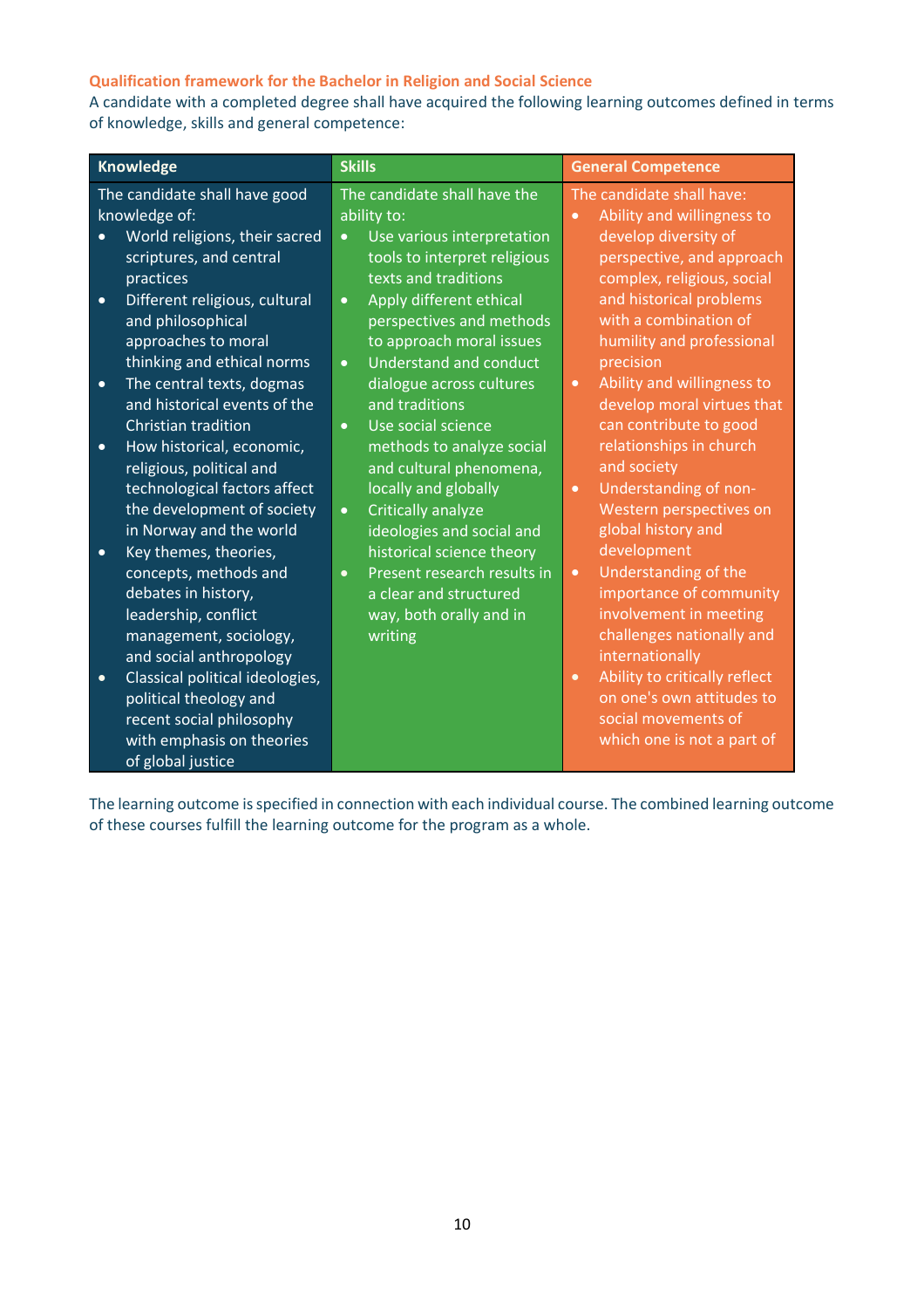**Qualification framework for the Bachelor in Religion and Social Science**

A candidate with a completed degree shall have acquired the following learning outcomes defined in terms of knowledge, skills and general competence:

| Knowledge | Skills | General Competence |
|---|---|---|
| The candidate shall have good knowledge of:<br>• World religions, their sacred scriptures, and central practices<br>• Different religious, cultural and philosophical approaches to moral thinking and ethical norms<br>• The central texts, dogmas and historical events of the Christian tradition<br>• How historical, economic, religious, political and technological factors affect the development of society in Norway and the world<br>• Key themes, theories, concepts, methods and debates in history, leadership, conflict management, sociology, and social anthropology<br>• Classical political ideologies, political theology and recent social philosophy with emphasis on theories of global justice | The candidate shall have the ability to:<br>• Use various interpretation tools to interpret religious texts and traditions<br>• Apply different ethical perspectives and methods to approach moral issues<br>• Understand and conduct dialogue across cultures and traditions<br>• Use social science methods to analyze social and cultural phenomena, locally and globally<br>• Critically analyze ideologies and social and historical science theory<br>• Present research results in a clear and structured way, both orally and in writing | The candidate shall have:<br>• Ability and willingness to develop diversity of perspective, and approach complex, religious, social and historical problems with a combination of humility and professional precision<br>• Ability and willingness to develop moral virtues that can contribute to good relationships in church and society<br>• Understanding of non-Western perspectives on global history and development<br>• Understanding of the importance of community involvement in meeting challenges nationally and internationally<br>• Ability to critically reflect on one's own attitudes to social movements of which one is not a part of |

The learning outcome is specified in connection with each individual course. The combined learning outcome of these courses fulfill the learning outcome for the program as a whole.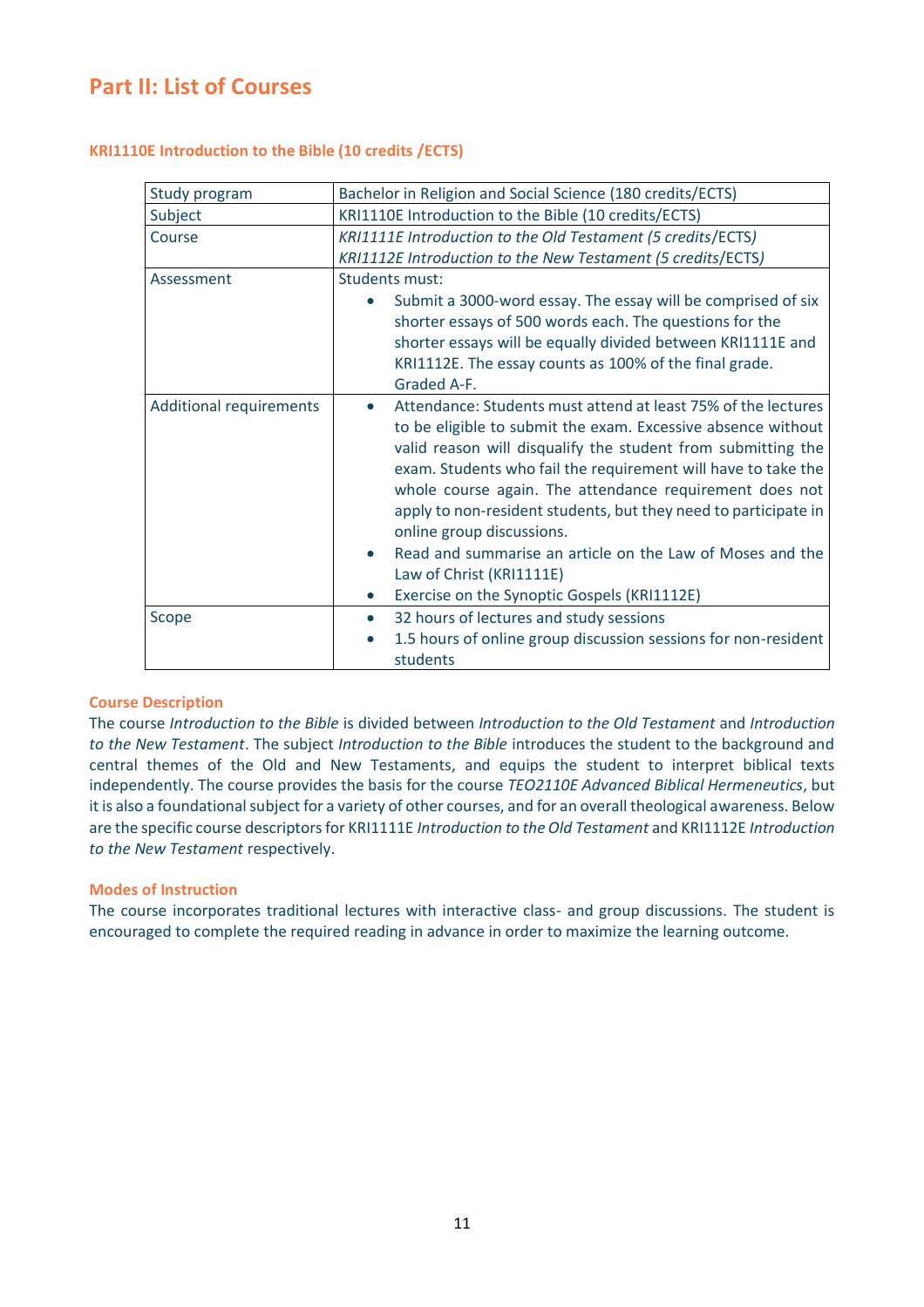## Part II: List of Courses

### KRI1110E Introduction to the Bible (10 credits /ECTS)

| Study program | Bachelor in Religion and Social Science (180 credits/ECTS) |
|---|---|
| Subject | KRI1110E Introduction to the Bible (10 credits/ECTS) |
| Course | *KRI1111E Introduction to the Old Testament (5 credits/ECTS)*<br>*KRI1112E Introduction to the New Testament (5 credits/ECTS)* |
| Assessment | Students must:<br>• Submit a 3000-word essay. The essay will be comprised of six shorter essays of 500 words each. The questions for the shorter essays will be equally divided between KRI1111E and KRI1112E. The essay counts as 100% of the final grade. Graded A-F. |
| Additional requirements | • Attendance: Students must attend at least 75% of the lectures to be eligible to submit the exam. Excessive absence without valid reason will disqualify the student from submitting the exam. Students who fail the requirement will have to take the whole course again. The attendance requirement does not apply to non-resident students, but they need to participate in online group discussions.<br>• Read and summarise an article on the Law of Moses and the Law of Christ (KRI1111E)<br>• Exercise on the Synoptic Gospels (KRI1112E) |
| Scope | • 32 hours of lectures and study sessions<br>• 1.5 hours of online group discussion sessions for non-resident students |

#### Course Description

The course *Introduction to the Bible* is divided between *Introduction to the Old Testament* and *Introduction to the New Testament*. The subject *Introduction to the Bible* introduces the student to the background and central themes of the Old and New Testaments, and equips the student to interpret biblical texts independently. The course provides the basis for the course *TEO2110E Advanced Biblical Hermeneutics*, but it is also a foundational subject for a variety of other courses, and for an overall theological awareness. Below are the specific course descriptors for KRI1111E *Introduction to the Old Testament* and KRI1112E *Introduction to the New Testament* respectively.

#### Modes of Instruction

The course incorporates traditional lectures with interactive class- and group discussions. The student is encouraged to complete the required reading in advance in order to maximize the learning outcome.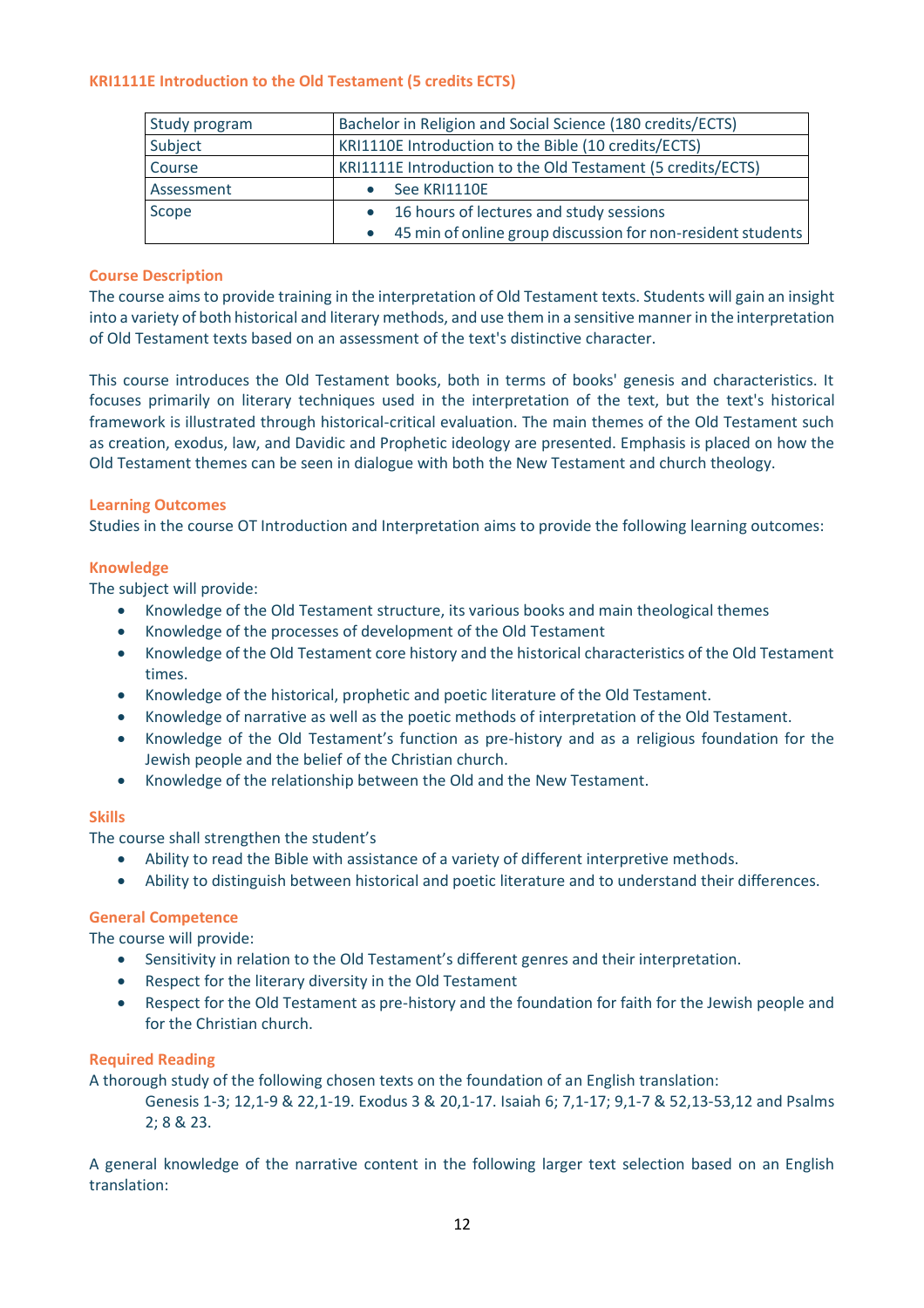### KRI1111E Introduction to the Old Testament (5 credits ECTS)

| Study program | Bachelor in Religion and Social Science (180 credits/ECTS) |
|---|---|
| Subject | KRI1110E Introduction to the Bible (10 credits/ECTS) |
| Course | KRI1111E Introduction to the Old Testament (5 credits/ECTS) |
| Assessment | • See KRI1110E |
| Scope | • 16 hours of lectures and study sessions<br>• 45 min of online group discussion for non-resident students |

#### Course Description

The course aims to provide training in the interpretation of Old Testament texts. Students will gain an insight into a variety of both historical and literary methods, and use them in a sensitive manner in the interpretation of Old Testament texts based on an assessment of the text's distinctive character.

This course introduces the Old Testament books, both in terms of books' genesis and characteristics. It focuses primarily on literary techniques used in the interpretation of the text, but the text's historical framework is illustrated through historical-critical evaluation. The main themes of the Old Testament such as creation, exodus, law, and Davidic and Prophetic ideology are presented. Emphasis is placed on how the Old Testament themes can be seen in dialogue with both the New Testament and church theology.

#### Learning Outcomes

Studies in the course OT Introduction and Interpretation aims to provide the following learning outcomes:

#### Knowledge

The subject will provide:

- Knowledge of the Old Testament structure, its various books and main theological themes
- Knowledge of the processes of development of the Old Testament
- Knowledge of the Old Testament core history and the historical characteristics of the Old Testament times.
- Knowledge of the historical, prophetic and poetic literature of the Old Testament.
- Knowledge of narrative as well as the poetic methods of interpretation of the Old Testament.
- Knowledge of the Old Testament's function as pre-history and as a religious foundation for the Jewish people and the belief of the Christian church.
- Knowledge of the relationship between the Old and the New Testament.

#### Skills

The course shall strengthen the student's

- Ability to read the Bible with assistance of a variety of different interpretive methods.
- Ability to distinguish between historical and poetic literature and to understand their differences.

#### General Competence

The course will provide:

- Sensitivity in relation to the Old Testament's different genres and their interpretation.
- Respect for the literary diversity in the Old Testament
- Respect for the Old Testament as pre-history and the foundation for faith for the Jewish people and for the Christian church.

#### Required Reading

A thorough study of the following chosen texts on the foundation of an English translation:

> Genesis 1-3; 12,1-9 & 22,1-19. Exodus 3 & 20,1-17. Isaiah 6; 7,1-17; 9,1-7 & 52,13-53,12 and Psalms 2; 8 & 23.

A general knowledge of the narrative content in the following larger text selection based on an English translation: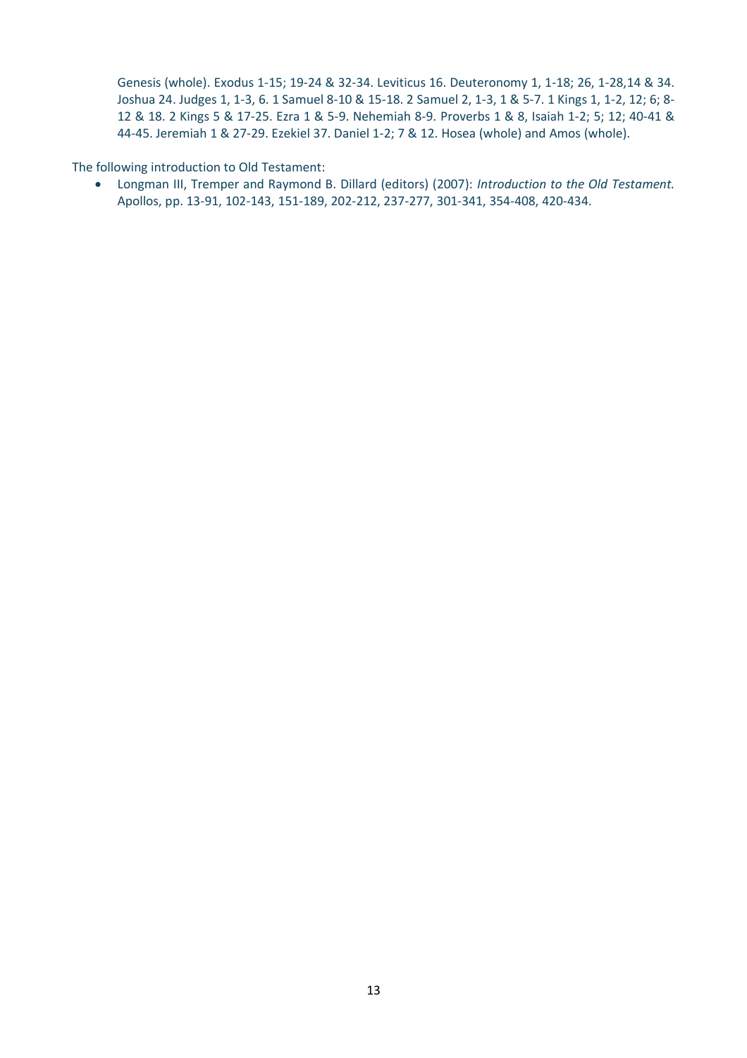Genesis (whole). Exodus 1-15; 19-24 & 32-34. Leviticus 16. Deuteronomy 1, 1-18; 26, 1-28,14 & 34. Joshua 24. Judges 1, 1-3, 6. 1 Samuel 8-10 & 15-18. 2 Samuel 2, 1-3, 1 & 5-7. 1 Kings 1, 1-2, 12; 6; 8-12 & 18. 2 Kings 5 & 17-25. Ezra 1 & 5-9. Nehemiah 8-9. Proverbs 1 & 8, Isaiah 1-2; 5; 12; 40-41 & 44-45. Jeremiah 1 & 27-29. Ezekiel 37. Daniel 1-2; 7 & 12. Hosea (whole) and Amos (whole).

The following introduction to Old Testament:

- Longman III, Tremper and Raymond B. Dillard (editors) (2007): *Introduction to the Old Testament.* Apollos, pp. 13-91, 102-143, 151-189, 202-212, 237-277, 301-341, 354-408, 420-434.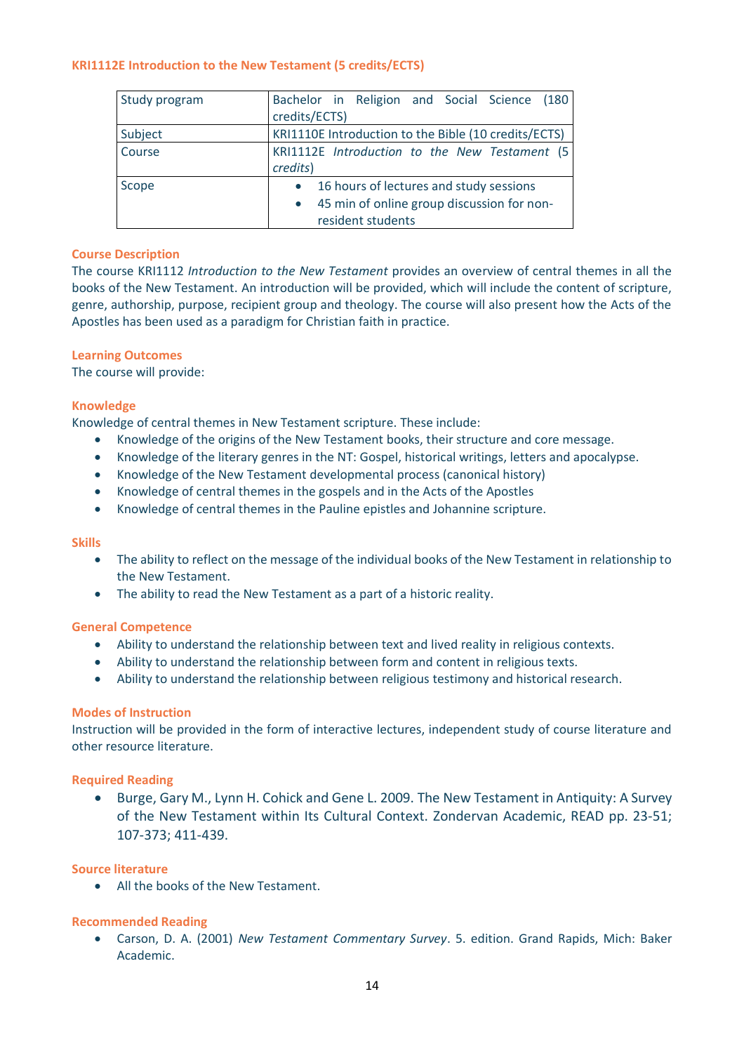## KRI1112E Introduction to the New Testament (5 credits/ECTS)

| Study program | Bachelor in Religion and Social Science (180 credits/ECTS) |
|---|---|
| Subject | KRI1110E Introduction to the Bible (10 credits/ECTS) |
| Course | KRI1112E *Introduction to the New Testament (5 credits)* |
| Scope | • 16 hours of lectures and study sessions<br>• 45 min of online group discussion for non-resident students |

### Course Description

The course KRI1112 *Introduction to the New Testament* provides an overview of central themes in all the books of the New Testament. An introduction will be provided, which will include the content of scripture, genre, authorship, purpose, recipient group and theology. The course will also present how the Acts of the Apostles has been used as a paradigm for Christian faith in practice.

### Learning Outcomes

The course will provide:

### Knowledge

Knowledge of central themes in New Testament scripture. These include:

- Knowledge of the origins of the New Testament books, their structure and core message.
- Knowledge of the literary genres in the NT: Gospel, historical writings, letters and apocalypse.
- Knowledge of the New Testament developmental process (canonical history)
- Knowledge of central themes in the gospels and in the Acts of the Apostles
- Knowledge of central themes in the Pauline epistles and Johannine scripture.

### Skills

- The ability to reflect on the message of the individual books of the New Testament in relationship to the New Testament.
- The ability to read the New Testament as a part of a historic reality.

### General Competence

- Ability to understand the relationship between text and lived reality in religious contexts.
- Ability to understand the relationship between form and content in religious texts.
- Ability to understand the relationship between religious testimony and historical research.

### Modes of Instruction

Instruction will be provided in the form of interactive lectures, independent study of course literature and other resource literature.

### Required Reading

- Burge, Gary M., Lynn H. Cohick and Gene L. 2009. The New Testament in Antiquity: A Survey of the New Testament within Its Cultural Context. Zondervan Academic, READ pp. 23-51; 107-373; 411-439.

### Source literature

- All the books of the New Testament.

### Recommended Reading

- Carson, D. A. (2001) *New Testament Commentary Survey*. 5. edition. Grand Rapids, Mich: Baker Academic.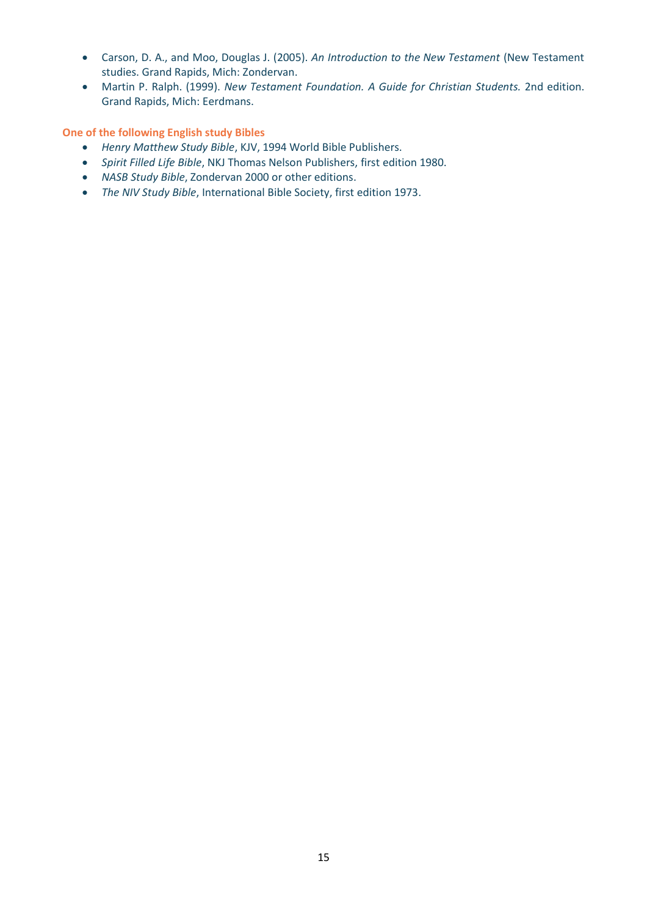- Carson, D. A., and Moo, Douglas J. (2005). *An Introduction to the New Testament* (New Testament studies. Grand Rapids, Mich: Zondervan.
- Martin P. Ralph. (1999). *New Testament Foundation. A Guide for Christian Students.* 2nd edition. Grand Rapids, Mich: Eerdmans.

**One of the following English study Bibles**

- *Henry Matthew Study Bible*, KJV, 1994 World Bible Publishers.
- *Spirit Filled Life Bible*, NKJ Thomas Nelson Publishers, first edition 1980.
- *NASB Study Bible*, Zondervan 2000 or other editions.
- *The NIV Study Bible*, International Bible Society, first edition 1973.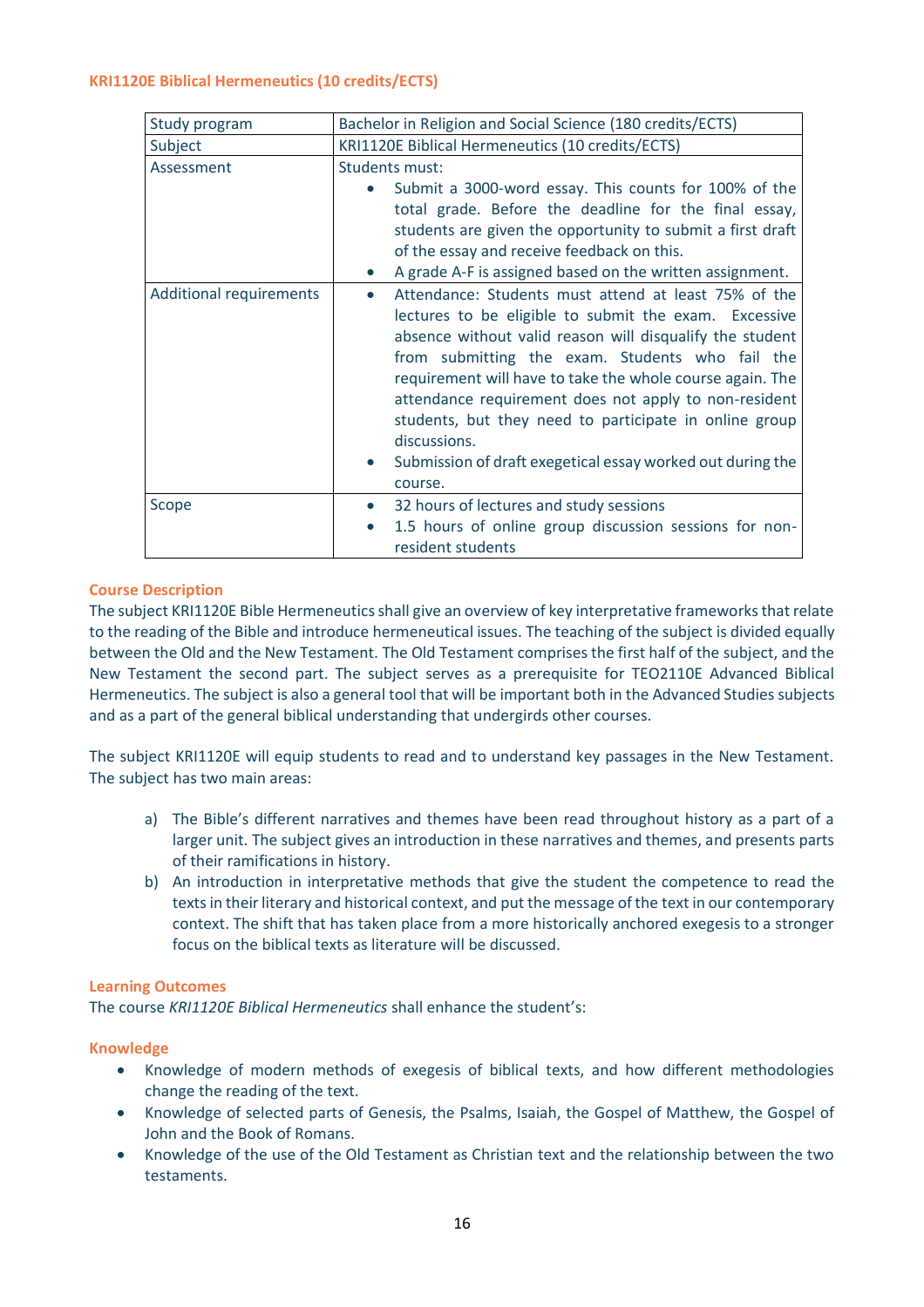### KRI1120E Biblical Hermeneutics (10 credits/ECTS)

| Study program | Bachelor in Religion and Social Science (180 credits/ECTS) |
|---|---|
| Subject | KRI1120E Biblical Hermeneutics (10 credits/ECTS) |
| Assessment | Students must:<br>• Submit a 3000-word essay. This counts for 100% of the total grade. Before the deadline for the final essay, students are given the opportunity to submit a first draft of the essay and receive feedback on this.<br>• A grade A-F is assigned based on the written assignment. |
| Additional requirements | • Attendance: Students must attend at least 75% of the lectures to be eligible to submit the exam. Excessive absence without valid reason will disqualify the student from submitting the exam. Students who fail the requirement will have to take the whole course again. The attendance requirement does not apply to non-resident students, but they need to participate in online group discussions.<br>• Submission of draft exegetical essay worked out during the course. |
| Scope | • 32 hours of lectures and study sessions<br>• 1.5 hours of online group discussion sessions for non-resident students |

#### Course Description

The subject KRI1120E Bible Hermeneutics shall give an overview of key interpretative frameworks that relate to the reading of the Bible and introduce hermeneutical issues. The teaching of the subject is divided equally between the Old and the New Testament. The Old Testament comprises the first half of the subject, and the New Testament the second part. The subject serves as a prerequisite for TEO2110E Advanced Biblical Hermeneutics. The subject is also a general tool that will be important both in the Advanced Studies subjects and as a part of the general biblical understanding that undergirds other courses.

The subject KRI1120E will equip students to read and to understand key passages in the New Testament. The subject has two main areas:

a) The Bible's different narratives and themes have been read throughout history as a part of a larger unit. The subject gives an introduction in these narratives and themes, and presents parts of their ramifications in history.
b) An introduction in interpretative methods that give the student the competence to read the texts in their literary and historical context, and put the message of the text in our contemporary context. The shift that has taken place from a more historically anchored exegesis to a stronger focus on the biblical texts as literature will be discussed.

#### Learning Outcomes

The course *KRI1120E Biblical Hermeneutics* shall enhance the student's:

#### Knowledge

- Knowledge of modern methods of exegesis of biblical texts, and how different methodologies change the reading of the text.
- Knowledge of selected parts of Genesis, the Psalms, Isaiah, the Gospel of Matthew, the Gospel of John and the Book of Romans.
- Knowledge of the use of the Old Testament as Christian text and the relationship between the two testaments.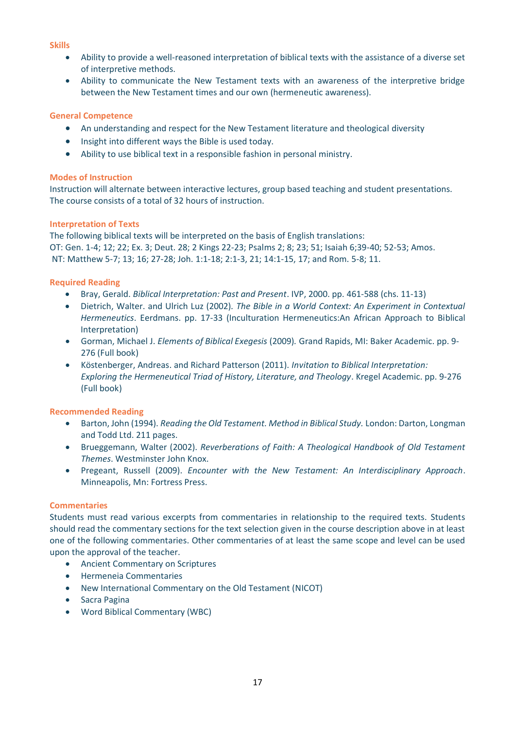### Skills

- Ability to provide a well-reasoned interpretation of biblical texts with the assistance of a diverse set of interpretive methods.
- Ability to communicate the New Testament texts with an awareness of the interpretive bridge between the New Testament times and our own (hermeneutic awareness).

### General Competence

- An understanding and respect for the New Testament literature and theological diversity
- Insight into different ways the Bible is used today.
- Ability to use biblical text in a responsible fashion in personal ministry.

### Modes of Instruction

Instruction will alternate between interactive lectures, group based teaching and student presentations. The course consists of a total of 32 hours of instruction.

### Interpretation of Texts

The following biblical texts will be interpreted on the basis of English translations:
OT: Gen. 1-4; 12; 22; Ex. 3; Deut. 28; 2 Kings 22-23; Psalms 2; 8; 23; 51; Isaiah 6;39-40; 52-53; Amos.
NT: Matthew 5-7; 13; 16; 27-28; Joh. 1:1-18; 2:1-3, 21; 14:1-15, 17; and Rom. 5-8; 11.

### Required Reading

- Bray, Gerald. *Biblical Interpretation: Past and Present*. IVP, 2000. pp. 461-588 (chs. 11-13)
- Dietrich, Walter. and Ulrich Luz (2002). *The Bible in a World Context: An Experiment in Contextual Hermeneutics*. Eerdmans. pp. 17-33 (Inculturation Hermeneutics:An African Approach to Biblical Interpretation)
- Gorman, Michael J. *Elements of Biblical Exegesis* (2009)*.* Grand Rapids, MI: Baker Academic. pp. 9-276 (Full book)
- Köstenberger, Andreas. and Richard Patterson (2011). *Invitation to Biblical Interpretation: Exploring the Hermeneutical Triad of History, Literature, and Theology*. Kregel Academic. pp. 9-276 (Full book)

### Recommended Reading

- Barton, John (1994). *Reading the Old Testament. Method in Biblical Study.* London: Darton, Longman and Todd Ltd. 211 pages.
- Brueggemann, Walter (2002). *Reverberations of Faith: A Theological Handbook of Old Testament Themes*. Westminster John Knox.
- Pregeant, Russell (2009). *Encounter with the New Testament: An Interdisciplinary Approach*. Minneapolis, Mn: Fortress Press.

### Commentaries

Students must read various excerpts from commentaries in relationship to the required texts. Students should read the commentary sections for the text selection given in the course description above in at least one of the following commentaries. Other commentaries of at least the same scope and level can be used upon the approval of the teacher.

- Ancient Commentary on Scriptures
- Hermeneia Commentaries
- New International Commentary on the Old Testament (NICOT)
- Sacra Pagina
- Word Biblical Commentary (WBC)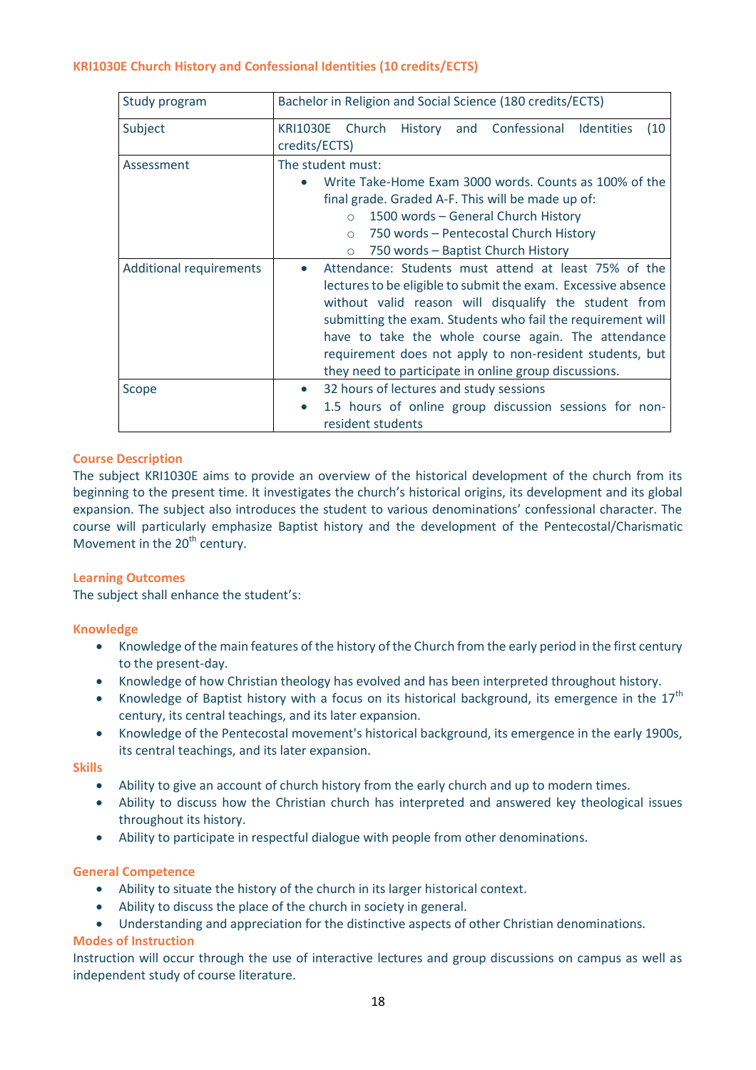### KRI1030E Church History and Confessional Identities (10 credits/ECTS)

| Study program | Bachelor in Religion and Social Science (180 credits/ECTS) |
|---|---|
| Subject | KRI1030E Church History and Confessional Identities (10 credits/ECTS) |
| Assessment | The student must:<br>• Write Take-Home Exam 3000 words. Counts as 100% of the final grade. Graded A-F. This will be made up of:<br>○ 1500 words – General Church History<br>○ 750 words – Pentecostal Church History<br>○ 750 words – Baptist Church History |
| Additional requirements | • Attendance: Students must attend at least 75% of the lectures to be eligible to submit the exam. Excessive absence without valid reason will disqualify the student from submitting the exam. Students who fail the requirement will have to take the whole course again. The attendance requirement does not apply to non-resident students, but they need to participate in online group discussions. |
| Scope | • 32 hours of lectures and study sessions<br>• 1.5 hours of online group discussion sessions for non-resident students |

#### Course Description

The subject KRI1030E aims to provide an overview of the historical development of the church from its beginning to the present time. It investigates the church's historical origins, its development and its global expansion. The subject also introduces the student to various denominations' confessional character. The course will particularly emphasize Baptist history and the development of the Pentecostal/Charismatic Movement in the 20th century.

#### Learning Outcomes

The subject shall enhance the student's:

#### Knowledge

- Knowledge of the main features of the history of the Church from the early period in the first century to the present-day.
- Knowledge of how Christian theology has evolved and has been interpreted throughout history.
- Knowledge of Baptist history with a focus on its historical background, its emergence in the 17th century, its central teachings, and its later expansion.
- Knowledge of the Pentecostal movement's historical background, its emergence in the early 1900s, its central teachings, and its later expansion.

#### Skills

- Ability to give an account of church history from the early church and up to modern times.
- Ability to discuss how the Christian church has interpreted and answered key theological issues throughout its history.
- Ability to participate in respectful dialogue with people from other denominations.

#### General Competence

- Ability to situate the history of the church in its larger historical context.
- Ability to discuss the place of the church in society in general.
- Understanding and appreciation for the distinctive aspects of other Christian denominations.

#### Modes of Instruction

Instruction will occur through the use of interactive lectures and group discussions on campus as well as independent study of course literature.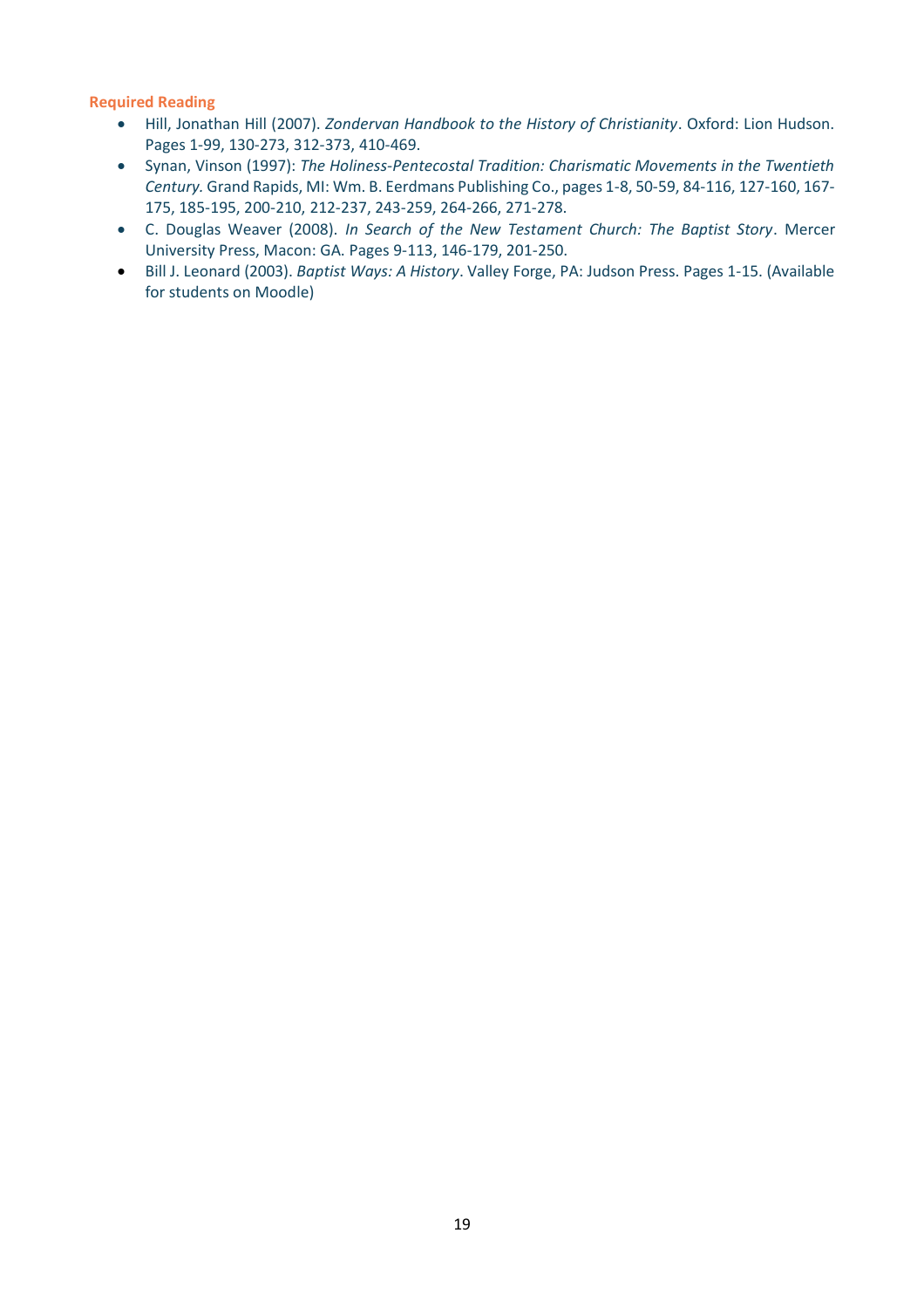**Required Reading**

- Hill, Jonathan Hill (2007). *Zondervan Handbook to the History of Christianity*. Oxford: Lion Hudson. Pages 1-99, 130-273, 312-373, 410-469.
- Synan, Vinson (1997): *The Holiness-Pentecostal Tradition: Charismatic Movements in the Twentieth Century.* Grand Rapids, MI: Wm. B. Eerdmans Publishing Co., pages 1-8, 50-59, 84-116, 127-160, 167-175, 185-195, 200-210, 212-237, 243-259, 264-266, 271-278.
- C. Douglas Weaver (2008). *In Search of the New Testament Church: The Baptist Story*. Mercer University Press, Macon: GA. Pages 9-113, 146-179, 201-250.
- Bill J. Leonard (2003). *Baptist Ways: A History*. Valley Forge, PA: Judson Press. Pages 1-15. (Available for students on Moodle)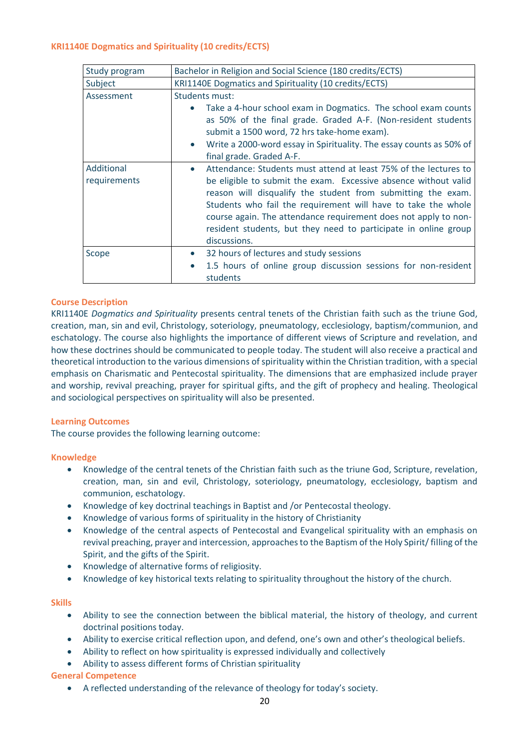### KRI1140E Dogmatics and Spirituality (10 credits/ECTS)

| Study program | Bachelor in Religion and Social Science (180 credits/ECTS) |
|---|---|
| Subject | KRI1140E Dogmatics and Spirituality (10 credits/ECTS) |
| Assessment | Students must:<br>• Take a 4-hour school exam in Dogmatics. The school exam counts as 50% of the final grade. Graded A-F. (Non-resident students submit a 1500 word, 72 hrs take-home exam).<br>• Write a 2000-word essay in Spirituality. The essay counts as 50% of final grade. Graded A-F. |
| Additional requirements | • Attendance: Students must attend at least 75% of the lectures to be eligible to submit the exam. Excessive absence without valid reason will disqualify the student from submitting the exam. Students who fail the requirement will have to take the whole course again. The attendance requirement does not apply to non-resident students, but they need to participate in online group discussions. |
| Scope | • 32 hours of lectures and study sessions<br>• 1.5 hours of online group discussion sessions for non-resident students |

#### Course Description

KRI1140E *Dogmatics and Spirituality* presents central tenets of the Christian faith such as the triune God, creation, man, sin and evil, Christology, soteriology, pneumatology, ecclesiology, baptism/communion, and eschatology. The course also highlights the importance of different views of Scripture and revelation, and how these doctrines should be communicated to people today. The student will also receive a practical and theoretical introduction to the various dimensions of spirituality within the Christian tradition, with a special emphasis on Charismatic and Pentecostal spirituality. The dimensions that are emphasized include prayer and worship, revival preaching, prayer for spiritual gifts, and the gift of prophecy and healing. Theological and sociological perspectives on spirituality will also be presented.

#### Learning Outcomes

The course provides the following learning outcome:

#### Knowledge

- Knowledge of the central tenets of the Christian faith such as the triune God, Scripture, revelation, creation, man, sin and evil, Christology, soteriology, pneumatology, ecclesiology, baptism and communion, eschatology.
- Knowledge of key doctrinal teachings in Baptist and /or Pentecostal theology.
- Knowledge of various forms of spirituality in the history of Christianity
- Knowledge of the central aspects of Pentecostal and Evangelical spirituality with an emphasis on revival preaching, prayer and intercession, approaches to the Baptism of the Holy Spirit/ filling of the Spirit, and the gifts of the Spirit.
- Knowledge of alternative forms of religiosity.
- Knowledge of key historical texts relating to spirituality throughout the history of the church.

#### Skills

- Ability to see the connection between the biblical material, the history of theology, and current doctrinal positions today.
- Ability to exercise critical reflection upon, and defend, one's own and other's theological beliefs.
- Ability to reflect on how spirituality is expressed individually and collectively
- Ability to assess different forms of Christian spirituality

#### General Competence

- A reflected understanding of the relevance of theology for today's society.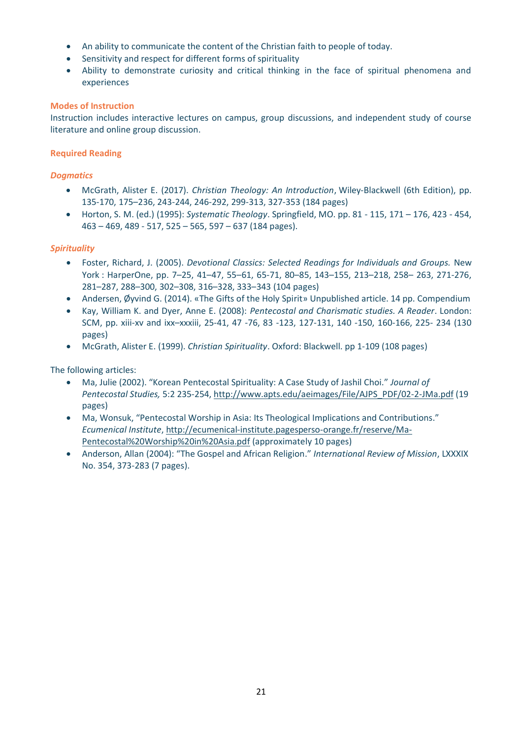- An ability to communicate the content of the Christian faith to people of today.
- Sensitivity and respect for different forms of spirituality
- Ability to demonstrate curiosity and critical thinking in the face of spiritual phenomena and experiences

### Modes of Instruction

Instruction includes interactive lectures on campus, group discussions, and independent study of course literature and online group discussion.

### Required Reading

#### *Dogmatics*

- McGrath, Alister E. (2017). *Christian Theology: An Introduction*, Wiley-Blackwell (6th Edition), pp. 135-170, 175–236, 243-244, 246-292, 299-313, 327-353 (184 pages)
- Horton, S. M. (ed.) (1995): *Systematic Theology*. Springfield, MO. pp. 81 - 115, 171 – 176, 423 - 454, 463 – 469, 489 - 517, 525 – 565, 597 – 637 (184 pages).

#### *Spirituality*

- Foster, Richard, J. (2005). *Devotional Classics: Selected Readings for Individuals and Groups.* New York : HarperOne, pp. 7–25, 41–47, 55–61, 65-71, 80–85, 143–155, 213–218, 258– 263, 271-276, 281–287, 288–300, 302–308, 316–328, 333–343 (104 pages)
- Andersen, Øyvind G. (2014). «The Gifts of the Holy Spirit» Unpublished article. 14 pp. Compendium
- Kay, William K. and Dyer, Anne E. (2008): *Pentecostal and Charismatic studies. A Reader*. London: SCM, pp. xiii-xv and ixx–xxxiii, 25-41, 47 -76, 83 -123, 127-131, 140 -150, 160-166, 225- 234 (130 pages)
- McGrath, Alister E. (1999). *Christian Spirituality*. Oxford: Blackwell. pp 1-109 (108 pages)

The following articles:

- Ma, Julie (2002). "Korean Pentecostal Spirituality: A Case Study of Jashil Choi." *Journal of Pentecostal Studies,* 5:2 235-254, http://www.apts.edu/aeimages/File/AJPS_PDF/02-2-JMa.pdf (19 pages)
- Ma, Wonsuk, "Pentecostal Worship in Asia: Its Theological Implications and Contributions." *Ecumenical Institute*, http://ecumenical-institute.pagesperso-orange.fr/reserve/Ma-Pentecostal%20Worship%20in%20Asia.pdf (approximately 10 pages)
- Anderson, Allan (2004): "The Gospel and African Religion." *International Review of Mission*, LXXXIX No. 354, 373-283 (7 pages).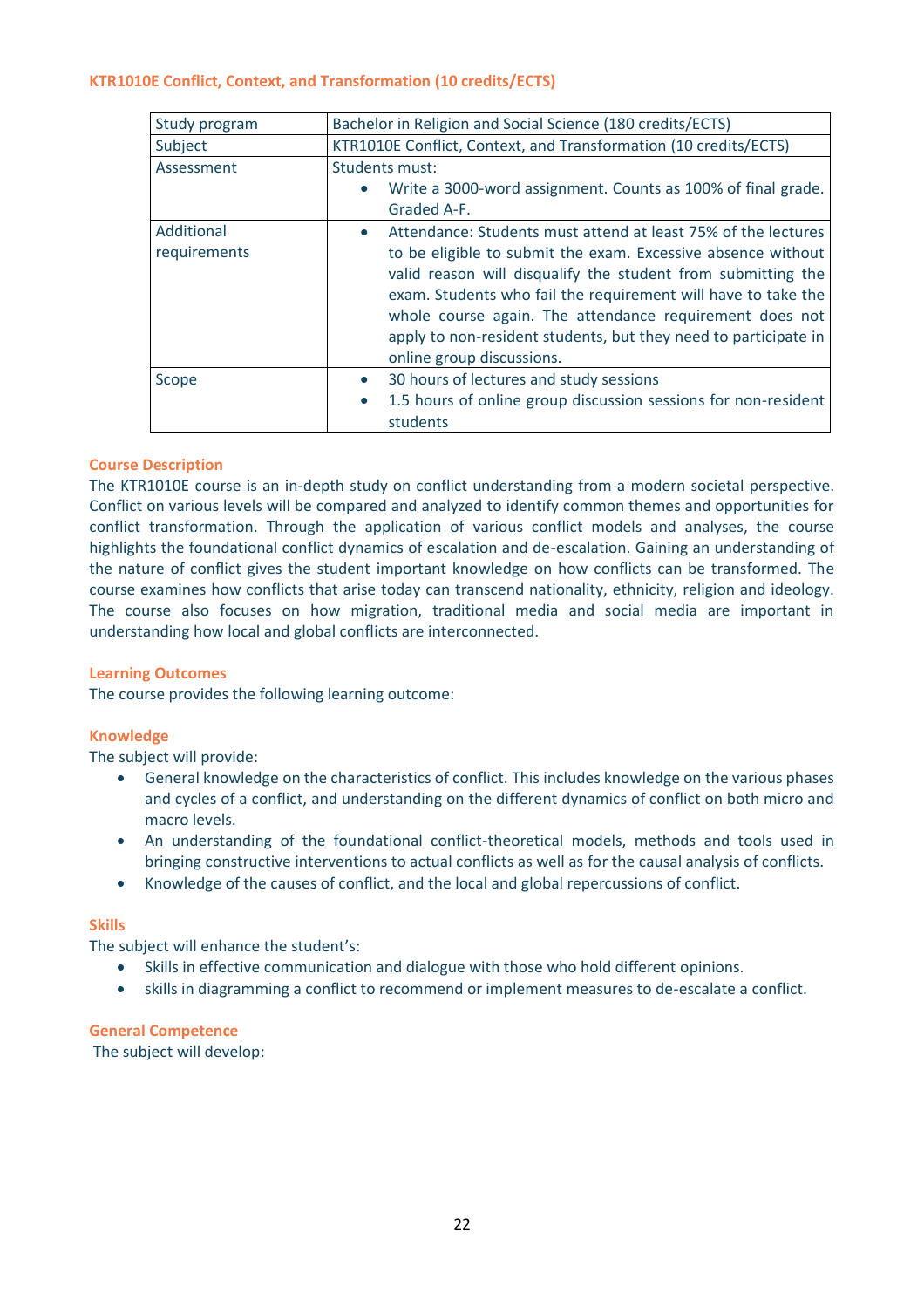### KTR1010E Conflict, Context, and Transformation (10 credits/ECTS)

| Study program | Bachelor in Religion and Social Science (180 credits/ECTS) |
|---|---|
| Subject | KTR1010E Conflict, Context, and Transformation (10 credits/ECTS) |
| Assessment | Students must: <br>• Write a 3000-word assignment. Counts as 100% of final grade. Graded A-F. |
| Additional requirements | • Attendance: Students must attend at least 75% of the lectures to be eligible to submit the exam. Excessive absence without valid reason will disqualify the student from submitting the exam. Students who fail the requirement will have to take the whole course again. The attendance requirement does not apply to non-resident students, but they need to participate in online group discussions. |
| Scope | • 30 hours of lectures and study sessions <br>• 1.5 hours of online group discussion sessions for non-resident students |

#### Course Description

The KTR1010E course is an in-depth study on conflict understanding from a modern societal perspective. Conflict on various levels will be compared and analyzed to identify common themes and opportunities for conflict transformation. Through the application of various conflict models and analyses, the course highlights the foundational conflict dynamics of escalation and de-escalation. Gaining an understanding of the nature of conflict gives the student important knowledge on how conflicts can be transformed. The course examines how conflicts that arise today can transcend nationality, ethnicity, religion and ideology. The course also focuses on how migration, traditional media and social media are important in understanding how local and global conflicts are interconnected.

#### Learning Outcomes

The course provides the following learning outcome:

#### Knowledge

The subject will provide:

- General knowledge on the characteristics of conflict. This includes knowledge on the various phases and cycles of a conflict, and understanding on the different dynamics of conflict on both micro and macro levels.
- An understanding of the foundational conflict-theoretical models, methods and tools used in bringing constructive interventions to actual conflicts as well as for the causal analysis of conflicts.
- Knowledge of the causes of conflict, and the local and global repercussions of conflict.

#### Skills

The subject will enhance the student's:

- Skills in effective communication and dialogue with those who hold different opinions.
- skills in diagramming a conflict to recommend or implement measures to de-escalate a conflict.

#### General Competence

The subject will develop: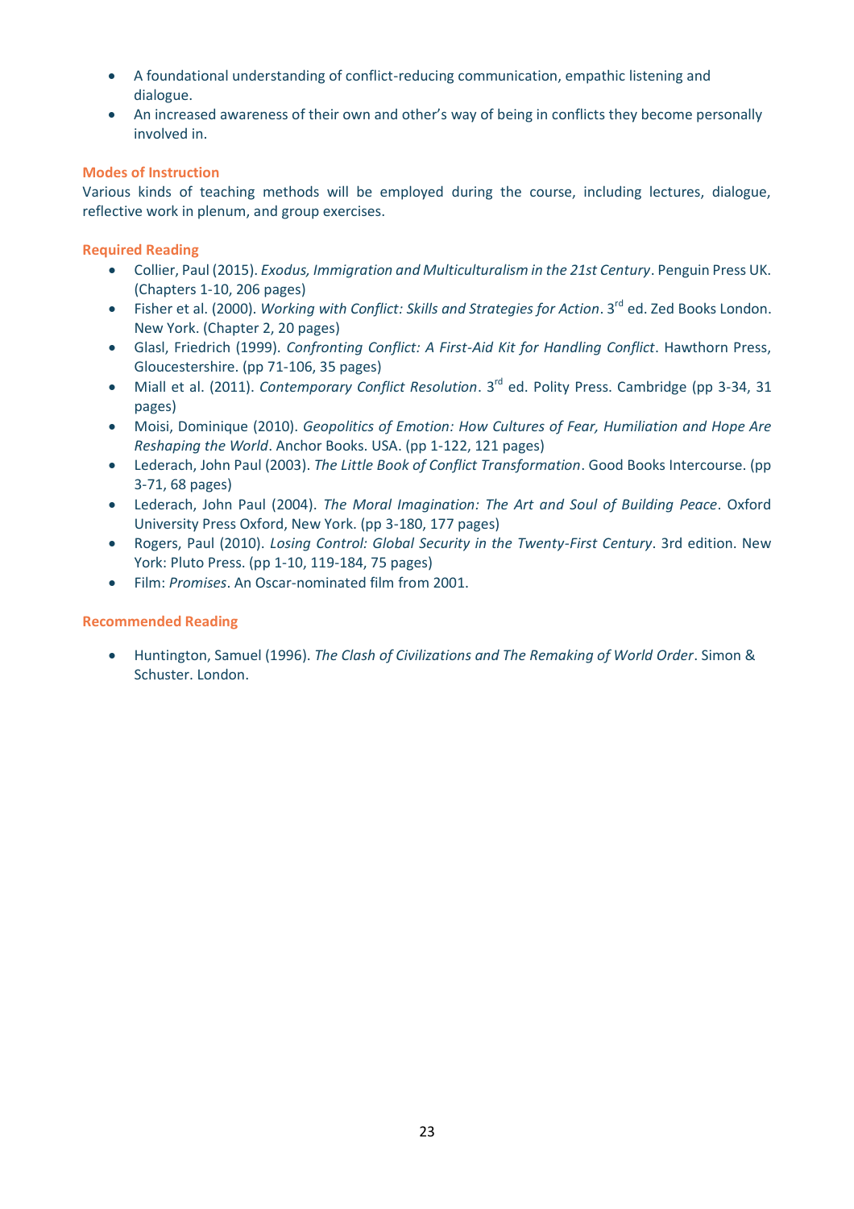- A foundational understanding of conflict-reducing communication, empathic listening and dialogue.
- An increased awareness of their own and other's way of being in conflicts they become personally involved in.

### Modes of Instruction

Various kinds of teaching methods will be employed during the course, including lectures, dialogue, reflective work in plenum, and group exercises.

### Required Reading

- Collier, Paul (2015). *Exodus, Immigration and Multiculturalism in the 21st Century*. Penguin Press UK. (Chapters 1-10, 206 pages)
- Fisher et al. (2000). *Working with Conflict: Skills and Strategies for Action*. 3rd ed. Zed Books London. New York. (Chapter 2, 20 pages)
- Glasl, Friedrich (1999). *Confronting Conflict: A First-Aid Kit for Handling Conflict*. Hawthorn Press, Gloucestershire. (pp 71-106, 35 pages)
- Miall et al. (2011). *Contemporary Conflict Resolution*. 3rd ed. Polity Press. Cambridge (pp 3-34, 31 pages)
- Moisi, Dominique (2010). *Geopolitics of Emotion: How Cultures of Fear, Humiliation and Hope Are Reshaping the World*. Anchor Books. USA. (pp 1-122, 121 pages)
- Lederach, John Paul (2003). *The Little Book of Conflict Transformation*. Good Books Intercourse. (pp 3-71, 68 pages)
- Lederach, John Paul (2004). *The Moral Imagination: The Art and Soul of Building Peace*. Oxford University Press Oxford, New York. (pp 3-180, 177 pages)
- Rogers, Paul (2010). *Losing Control: Global Security in the Twenty-First Century*. 3rd edition. New York: Pluto Press. (pp 1-10, 119-184, 75 pages)
- Film: *Promises*. An Oscar-nominated film from 2001.

### Recommended Reading

- Huntington, Samuel (1996). *The Clash of Civilizations and The Remaking of World Order*. Simon & Schuster. London.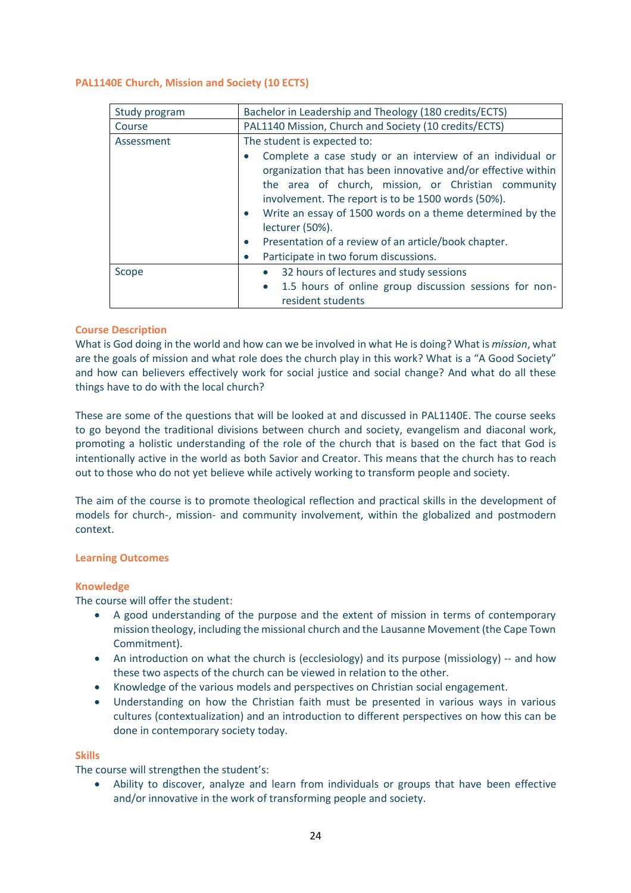## PAL1140E Church, Mission and Society (10 ECTS)

| Study program | Bachelor in Leadership and Theology (180 credits/ECTS) |
|---|---|
| Course | PAL1140 Mission, Church and Society (10 credits/ECTS) |
| Assessment | The student is expected to:<br>• Complete a case study or an interview of an individual or organization that has been innovative and/or effective within the area of church, mission, or Christian community involvement. The report is to be 1500 words (50%).<br>• Write an essay of 1500 words on a theme determined by the lecturer (50%).<br>• Presentation of a review of an article/book chapter.<br>• Participate in two forum discussions. |
| Scope | • 32 hours of lectures and study sessions<br>• 1.5 hours of online group discussion sessions for non-resident students |

### Course Description

What is God doing in the world and how can we be involved in what He is doing? What is *mission*, what are the goals of mission and what role does the church play in this work? What is a "A Good Society" and how can believers effectively work for social justice and social change? And what do all these things have to do with the local church?

These are some of the questions that will be looked at and discussed in PAL1140E. The course seeks to go beyond the traditional divisions between church and society, evangelism and diaconal work, promoting a holistic understanding of the role of the church that is based on the fact that God is intentionally active in the world as both Savior and Creator. This means that the church has to reach out to those who do not yet believe while actively working to transform people and society.

The aim of the course is to promote theological reflection and practical skills in the development of models for church-, mission- and community involvement, within the globalized and postmodern context.

### Learning Outcomes

#### Knowledge

The course will offer the student:

- A good understanding of the purpose and the extent of mission in terms of contemporary mission theology, including the missional church and the Lausanne Movement (the Cape Town Commitment).
- An introduction on what the church is (ecclesiology) and its purpose (missiology) -- and how these two aspects of the church can be viewed in relation to the other.
- Knowledge of the various models and perspectives on Christian social engagement.
- Understanding on how the Christian faith must be presented in various ways in various cultures (contextualization) and an introduction to different perspectives on how this can be done in contemporary society today.

#### Skills

The course will strengthen the student's:

- Ability to discover, analyze and learn from individuals or groups that have been effective and/or innovative in the work of transforming people and society.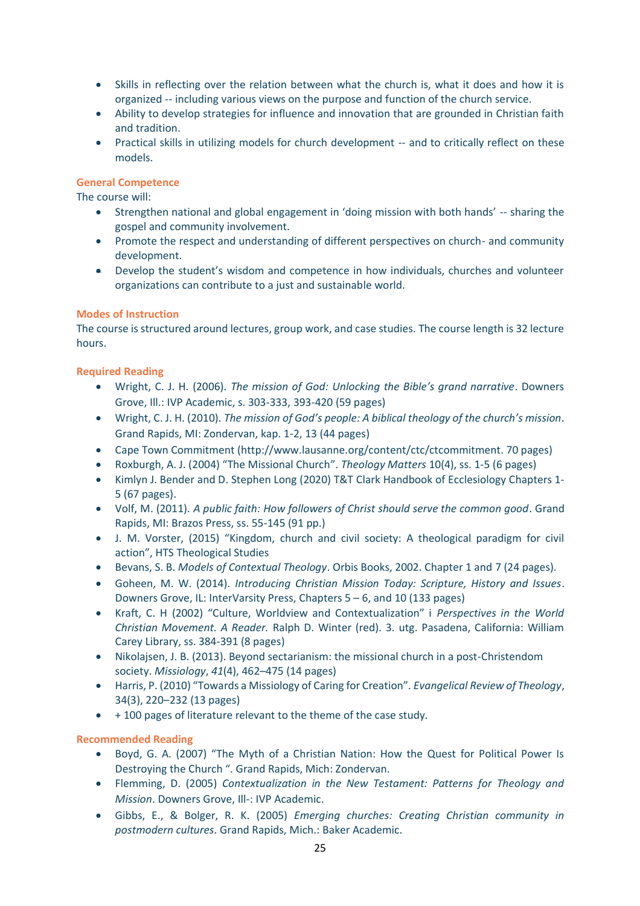- Skills in reflecting over the relation between what the church is, what it does and how it is organized -- including various views on the purpose and function of the church service.
- Ability to develop strategies for influence and innovation that are grounded in Christian faith and tradition.
- Practical skills in utilizing models for church development -- and to critically reflect on these models.

### General Competence

The course will:

- Strengthen national and global engagement in 'doing mission with both hands' -- sharing the gospel and community involvement.
- Promote the respect and understanding of different perspectives on church- and community development.
- Develop the student's wisdom and competence in how individuals, churches and volunteer organizations can contribute to a just and sustainable world.

### Modes of Instruction

The course is structured around lectures, group work, and case studies. The course length is 32 lecture hours.

### Required Reading

- Wright, C. J. H. (2006). *The mission of God: Unlocking the Bible's grand narrative*. Downers Grove, Ill.: IVP Academic, s. 303-333, 393-420 (59 pages)
- Wright, C. J. H. (2010). *The mission of God's people: A biblical theology of the church's mission*. Grand Rapids, MI: Zondervan, kap. 1-2, 13 (44 pages)
- Cape Town Commitment (http://www.lausanne.org/content/ctc/ctcommitment. 70 pages)
- Roxburgh, A. J. (2004) "The Missional Church". *Theology Matters* 10(4), ss. 1-5 (6 pages)
- Kimlyn J. Bender and D. Stephen Long (2020) T&T Clark Handbook of Ecclesiology Chapters 1-5 (67 pages).
- Volf, M. (2011). *A public faith: How followers of Christ should serve the common good*. Grand Rapids, MI: Brazos Press, ss. 55-145 (91 pp.)
- J. M. Vorster, (2015) "Kingdom, church and civil society: A theological paradigm for civil action", HTS Theological Studies
- Bevans, S. B. *Models of Contextual Theology*. Orbis Books, 2002. Chapter 1 and 7 (24 pages).
- Goheen, M. W. (2014). *Introducing Christian Mission Today: Scripture, History and Issues*. Downers Grove, IL: InterVarsity Press, Chapters 5 – 6, and 10 (133 pages)
- Kraft, C. H (2002) "Culture, Worldview and Contextualization" i *Perspectives in the World Christian Movement. A Reader.* Ralph D. Winter (red). 3. utg. Pasadena, California: William Carey Library, ss. 384-391 (8 pages)
- Nikolajsen, J. B. (2013). Beyond sectarianism: the missional church in a post-Christendom society. *Missiology*, *41*(4), 462–475 (14 pages)
- Harris, P. (2010) "Towards a Missiology of Caring for Creation". *Evangelical Review of Theology*, 34(3), 220–232 (13 pages)
- + 100 pages of literature relevant to the theme of the case study.

### Recommended Reading

- Boyd, G. A. (2007) "The Myth of a Christian Nation: How the Quest for Political Power Is Destroying the Church ". Grand Rapids, Mich: Zondervan.
- Flemming, D. (2005) *Contextualization in the New Testament: Patterns for Theology and Mission*. Downers Grove, Ill-: IVP Academic.
- Gibbs, E., & Bolger, R. K. (2005) *Emerging churches: Creating Christian community in postmodern cultures*. Grand Rapids, Mich.: Baker Academic.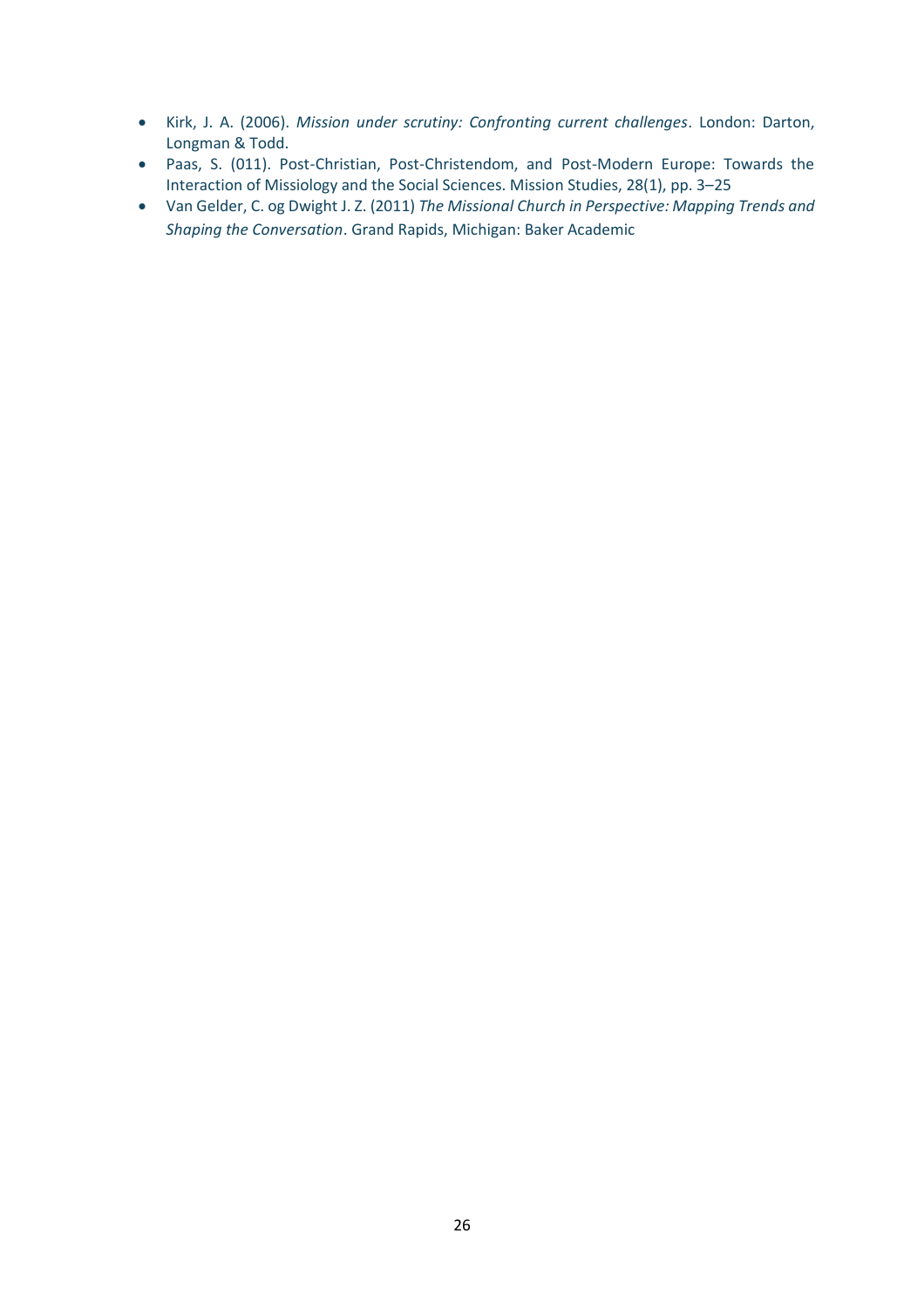- Kirk, J. A. (2006). *Mission under scrutiny: Confronting current challenges*. London: Darton, Longman & Todd.
- Paas, S. (011). Post-Christian, Post-Christendom, and Post-Modern Europe: Towards the Interaction of Missiology and the Social Sciences. Mission Studies, 28(1), pp. 3–25
- Van Gelder, C. og Dwight J. Z. (2011) *The Missional Church in Perspective: Mapping Trends and Shaping the Conversation*. Grand Rapids, Michigan: Baker Academic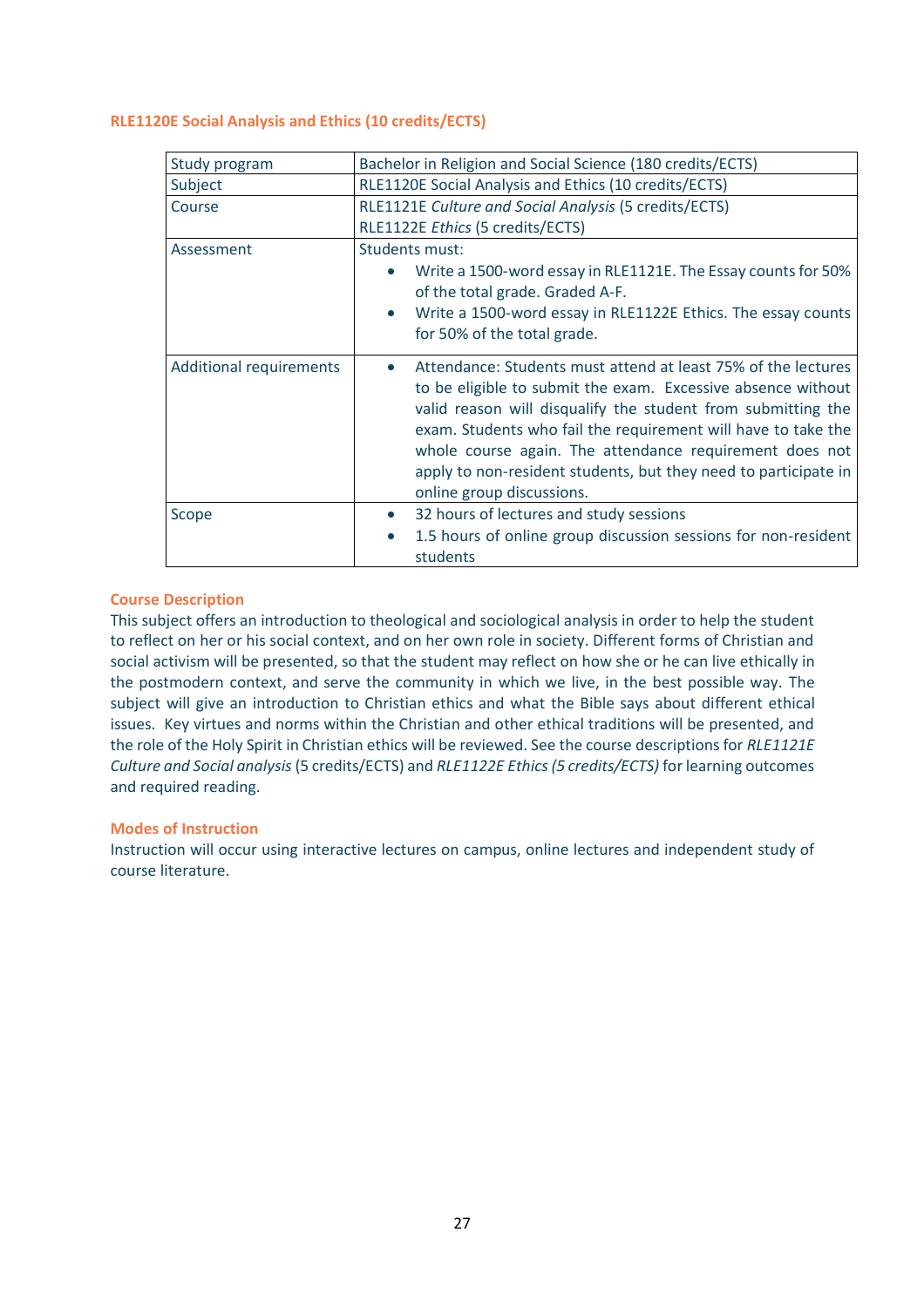### RLE1120E Social Analysis and Ethics (10 credits/ECTS)

| | |
|---|---|
| Study program | Bachelor in Religion and Social Science (180 credits/ECTS) |
| Subject | RLE1120E Social Analysis and Ethics (10 credits/ECTS) |
| Course | RLE1121E *Culture and Social Analysis* (5 credits/ECTS)<br>RLE1122E *Ethics* (5 credits/ECTS) |
| Assessment | Students must:<br>• Write a 1500-word essay in RLE1121E. The Essay counts for 50% of the total grade. Graded A-F.<br>• Write a 1500-word essay in RLE1122E Ethics. The essay counts for 50% of the total grade. |
| Additional requirements | • Attendance: Students must attend at least 75% of the lectures to be eligible to submit the exam. Excessive absence without valid reason will disqualify the student from submitting the exam. Students who fail the requirement will have to take the whole course again. The attendance requirement does not apply to non-resident students, but they need to participate in online group discussions. |
| Scope | • 32 hours of lectures and study sessions<br>• 1.5 hours of online group discussion sessions for non-resident students |

#### Course Description

This subject offers an introduction to theological and sociological analysis in order to help the student to reflect on her or his social context, and on her own role in society. Different forms of Christian and social activism will be presented, so that the student may reflect on how she or he can live ethically in the postmodern context, and serve the community in which we live, in the best possible way. The subject will give an introduction to Christian ethics and what the Bible says about different ethical issues. Key virtues and norms within the Christian and other ethical traditions will be presented, and the role of the Holy Spirit in Christian ethics will be reviewed. See the course descriptions for *RLE1121E Culture and Social analysis* (5 credits/ECTS) and *RLE1122E Ethics (5 credits/ECTS)* for learning outcomes and required reading.

#### Modes of Instruction

Instruction will occur using interactive lectures on campus, online lectures and independent study of course literature.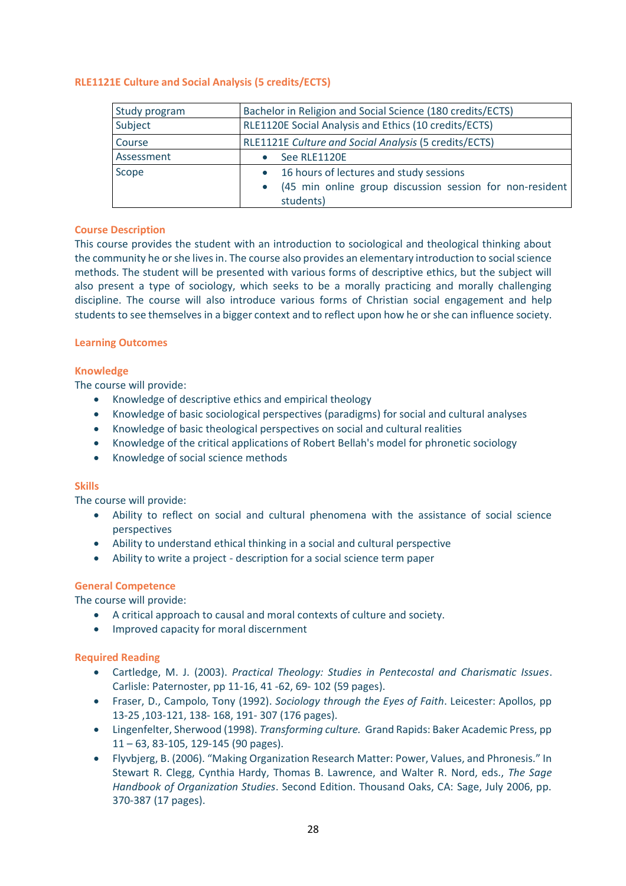### RLE1121E Culture and Social Analysis (5 credits/ECTS)

| Study program | Bachelor in Religion and Social Science (180 credits/ECTS) |
|---|---|
| Subject | RLE1120E Social Analysis and Ethics (10 credits/ECTS) |
| Course | RLE1121E *Culture and Social Analysis* (5 credits/ECTS) |
| Assessment | • See RLE1120E |
| Scope | • 16 hours of lectures and study sessions<br>• (45 min online group discussion session for non-resident students) |

#### Course Description

This course provides the student with an introduction to sociological and theological thinking about the community he or she lives in. The course also provides an elementary introduction to social science methods. The student will be presented with various forms of descriptive ethics, but the subject will also present a type of sociology, which seeks to be a morally practicing and morally challenging discipline. The course will also introduce various forms of Christian social engagement and help students to see themselves in a bigger context and to reflect upon how he or she can influence society.

#### Learning Outcomes

#### Knowledge

The course will provide:

- Knowledge of descriptive ethics and empirical theology
- Knowledge of basic sociological perspectives (paradigms) for social and cultural analyses
- Knowledge of basic theological perspectives on social and cultural realities
- Knowledge of the critical applications of Robert Bellah's model for phronetic sociology
- Knowledge of social science methods

#### Skills

The course will provide:

- Ability to reflect on social and cultural phenomena with the assistance of social science perspectives
- Ability to understand ethical thinking in a social and cultural perspective
- Ability to write a project - description for a social science term paper

#### General Competence

The course will provide:

- A critical approach to causal and moral contexts of culture and society.
- Improved capacity for moral discernment

#### Required Reading

- Cartledge, M. J. (2003). *Practical Theology: Studies in Pentecostal and Charismatic Issues*. Carlisle: Paternoster, pp 11-16, 41 -62, 69- 102 (59 pages).
- Fraser, D., Campolo, Tony (1992). *Sociology through the Eyes of Faith*. Leicester: Apollos, pp 13-25 ,103-121, 138- 168, 191- 307 (176 pages).
- Lingenfelter, Sherwood (1998). *Transforming culture.* Grand Rapids: Baker Academic Press, pp 11 – 63, 83-105, 129-145 (90 pages).
- Flyvbjerg, B. (2006). "Making Organization Research Matter: Power, Values, and Phronesis." In Stewart R. Clegg, Cynthia Hardy, Thomas B. Lawrence, and Walter R. Nord, eds., *The Sage Handbook of Organization Studies*. Second Edition. Thousand Oaks, CA: Sage, July 2006, pp. 370-387 (17 pages).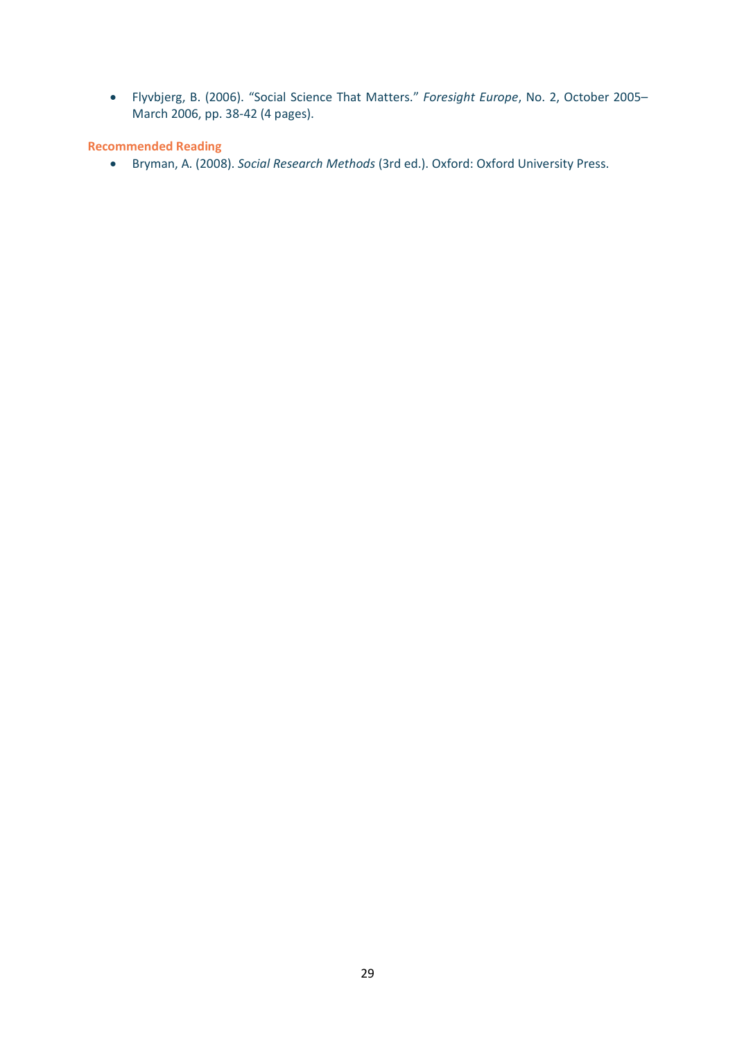- Flyvbjerg, B. (2006). "Social Science That Matters." *Foresight Europe*, No. 2, October 2005–March 2006, pp. 38-42 (4 pages).

### Recommended Reading

- Bryman, A. (2008). *Social Research Methods* (3rd ed.). Oxford: Oxford University Press.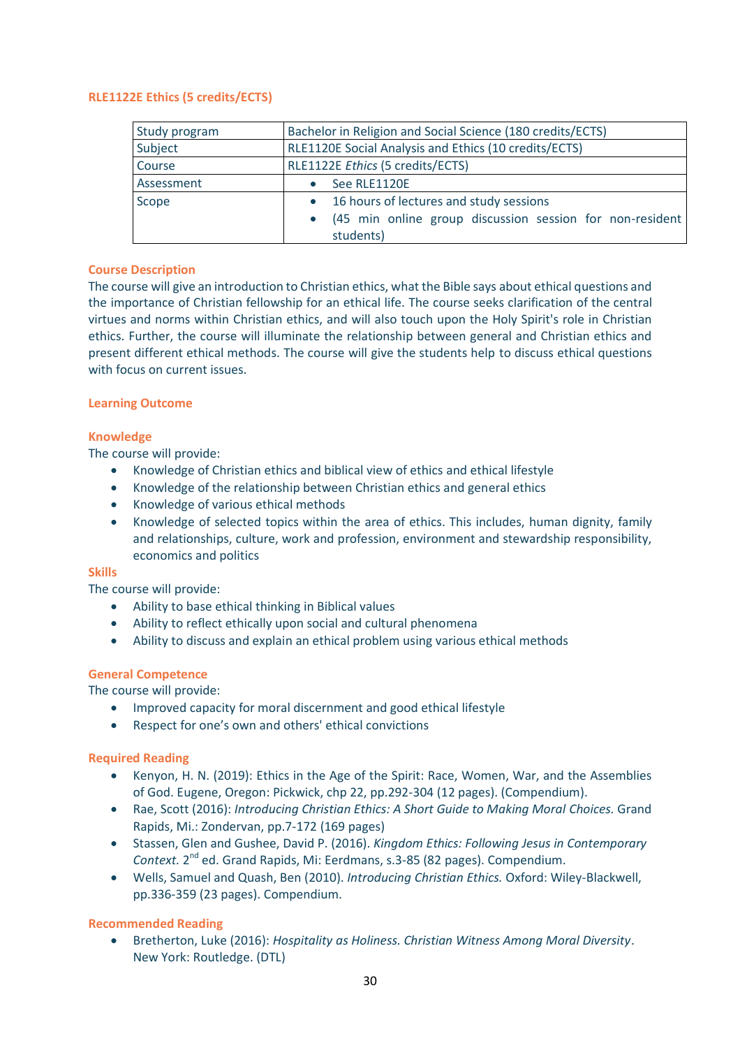## RLE1122E Ethics (5 credits/ECTS)

| Study program | Bachelor in Religion and Social Science (180 credits/ECTS) |
|---|---|
| Subject | RLE1120E Social Analysis and Ethics (10 credits/ECTS) |
| Course | RLE1122E *Ethics* (5 credits/ECTS) |
| Assessment | • See RLE1120E |
| Scope | • 16 hours of lectures and study sessions<br>• (45 min online group discussion session for non-resident students) |

### Course Description

The course will give an introduction to Christian ethics, what the Bible says about ethical questions and the importance of Christian fellowship for an ethical life. The course seeks clarification of the central virtues and norms within Christian ethics, and will also touch upon the Holy Spirit's role in Christian ethics. Further, the course will illuminate the relationship between general and Christian ethics and present different ethical methods. The course will give the students help to discuss ethical questions with focus on current issues.

### Learning Outcome

#### Knowledge

The course will provide:

- Knowledge of Christian ethics and biblical view of ethics and ethical lifestyle
- Knowledge of the relationship between Christian ethics and general ethics
- Knowledge of various ethical methods
- Knowledge of selected topics within the area of ethics. This includes, human dignity, family and relationships, culture, work and profession, environment and stewardship responsibility, economics and politics

#### Skills

The course will provide:

- Ability to base ethical thinking in Biblical values
- Ability to reflect ethically upon social and cultural phenomena
- Ability to discuss and explain an ethical problem using various ethical methods

#### General Competence

The course will provide:

- Improved capacity for moral discernment and good ethical lifestyle
- Respect for one's own and others' ethical convictions

### Required Reading

- Kenyon, H. N. (2019): Ethics in the Age of the Spirit: Race, Women, War, and the Assemblies of God. Eugene, Oregon: Pickwick, chp 22, pp.292-304 (12 pages). (Compendium).
- Rae, Scott (2016): *Introducing Christian Ethics: A Short Guide to Making Moral Choices.* Grand Rapids, Mi.: Zondervan, pp.7-172 (169 pages)
- Stassen, Glen and Gushee, David P. (2016). *Kingdom Ethics: Following Jesus in Contemporary Context.* 2nd ed. Grand Rapids, Mi: Eerdmans, s.3-85 (82 pages). Compendium.
- Wells, Samuel and Quash, Ben (2010). *Introducing Christian Ethics.* Oxford: Wiley-Blackwell, pp.336-359 (23 pages). Compendium.

### Recommended Reading

- Bretherton, Luke (2016): *Hospitality as Holiness. Christian Witness Among Moral Diversity*. New York: Routledge. (DTL)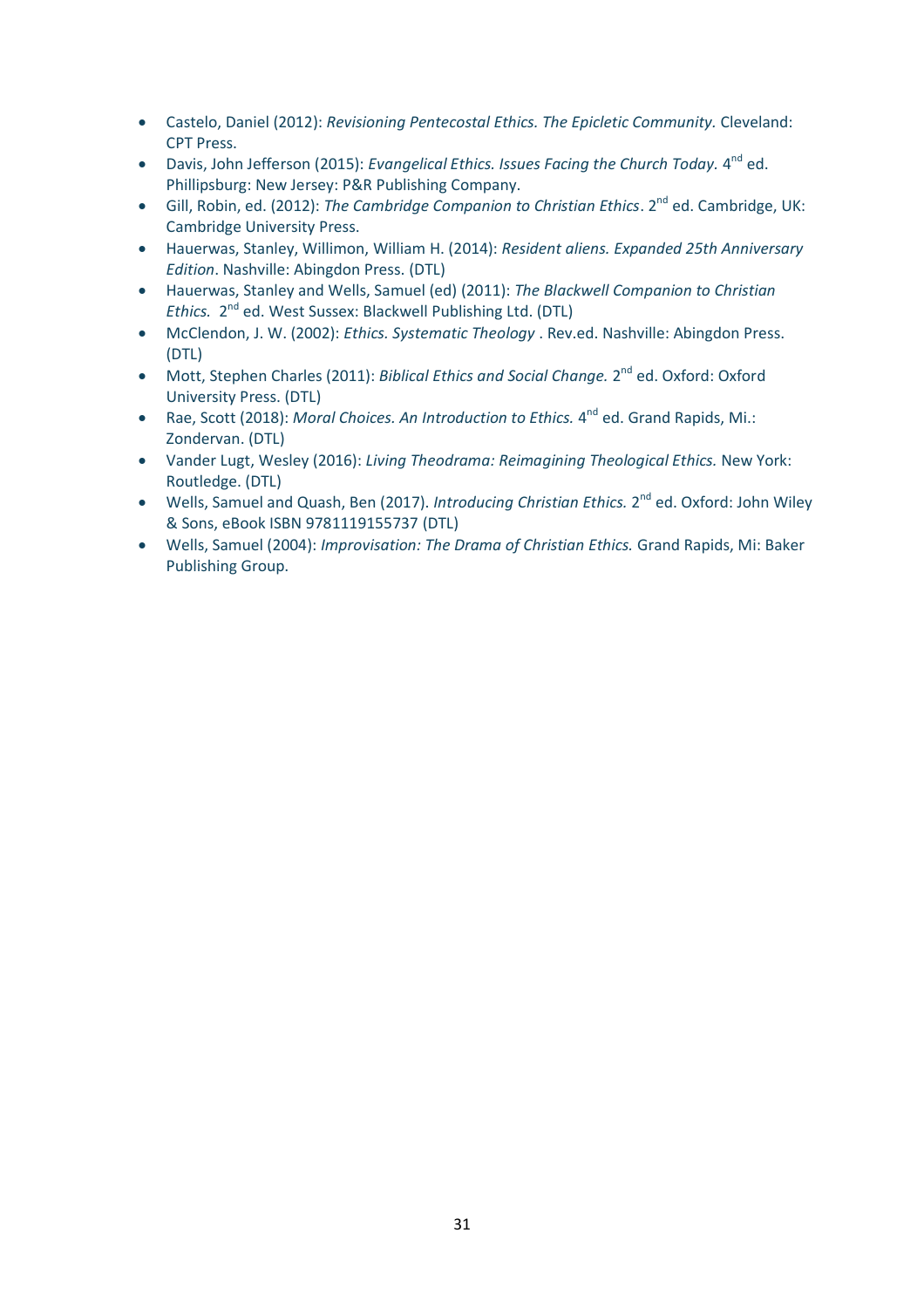- Castelo, Daniel (2012): *Revisioning Pentecostal Ethics. The Epicletic Community.* Cleveland: CPT Press.
- Davis, John Jefferson (2015): *Evangelical Ethics. Issues Facing the Church Today.* 4th ed. Phillipsburg: New Jersey: P&R Publishing Company.
- Gill, Robin, ed. (2012): *The Cambridge Companion to Christian Ethics*. 2nd ed. Cambridge, UK: Cambridge University Press.
- Hauerwas, Stanley, Willimon, William H. (2014): *Resident aliens. Expanded 25th Anniversary Edition*. Nashville: Abingdon Press. (DTL)
- Hauerwas, Stanley and Wells, Samuel (ed) (2011): *The Blackwell Companion to Christian Ethics.* 2nd ed. West Sussex: Blackwell Publishing Ltd. (DTL)
- McClendon, J. W. (2002): *Ethics. Systematic Theology* . Rev.ed. Nashville: Abingdon Press. (DTL)
- Mott, Stephen Charles (2011): *Biblical Ethics and Social Change.* 2nd ed. Oxford: Oxford University Press. (DTL)
- Rae, Scott (2018): *Moral Choices. An Introduction to Ethics.* 4nd ed. Grand Rapids, Mi.: Zondervan. (DTL)
- Vander Lugt, Wesley (2016): *Living Theodrama: Reimagining Theological Ethics.* New York: Routledge. (DTL)
- Wells, Samuel and Quash, Ben (2017). *Introducing Christian Ethics.* 2nd ed. Oxford: John Wiley & Sons, eBook ISBN 9781119155737 (DTL)
- Wells, Samuel (2004): *Improvisation: The Drama of Christian Ethics.* Grand Rapids, Mi: Baker Publishing Group.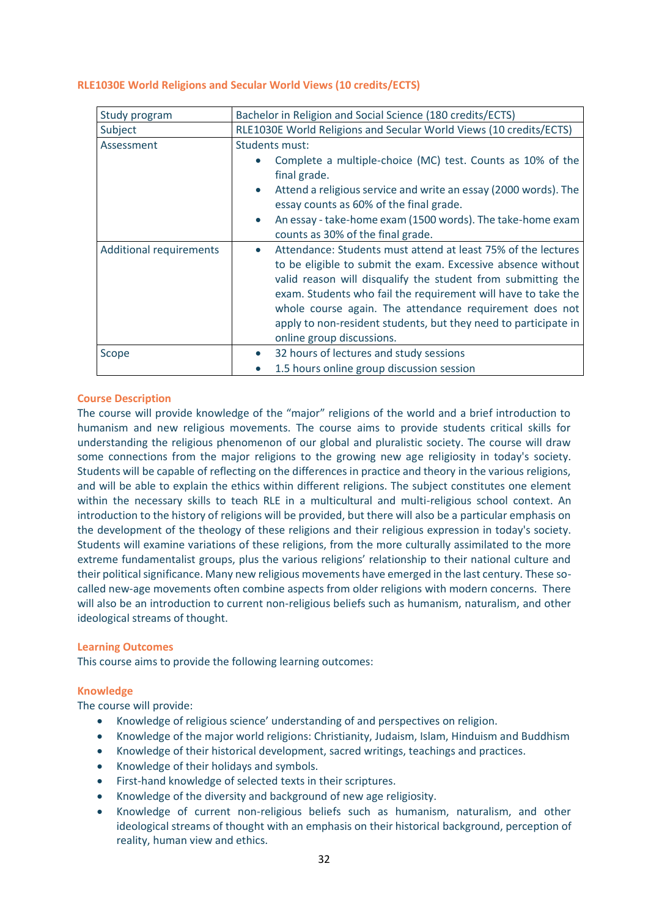## RLE1030E World Religions and Secular World Views (10 credits/ECTS)

| Study program | Bachelor in Religion and Social Science (180 credits/ECTS) |
|---|---|
| Subject | RLE1030E World Religions and Secular World Views (10 credits/ECTS) |
| Assessment | Students must:<br>• Complete a multiple-choice (MC) test. Counts as 10% of the final grade.<br>• Attend a religious service and write an essay (2000 words). The essay counts as 60% of the final grade.<br>• An essay - take-home exam (1500 words). The take-home exam counts as 30% of the final grade. |
| Additional requirements | • Attendance: Students must attend at least 75% of the lectures to be eligible to submit the exam. Excessive absence without valid reason will disqualify the student from submitting the exam. Students who fail the requirement will have to take the whole course again. The attendance requirement does not apply to non-resident students, but they need to participate in online group discussions. |
| Scope | • 32 hours of lectures and study sessions<br>• 1.5 hours online group discussion session |

### Course Description

The course will provide knowledge of the "major" religions of the world and a brief introduction to humanism and new religious movements. The course aims to provide students critical skills for understanding the religious phenomenon of our global and pluralistic society. The course will draw some connections from the major religions to the growing new age religiosity in today's society. Students will be capable of reflecting on the differences in practice and theory in the various religions, and will be able to explain the ethics within different religions. The subject constitutes one element within the necessary skills to teach RLE in a multicultural and multi-religious school context. An introduction to the history of religions will be provided, but there will also be a particular emphasis on the development of the theology of these religions and their religious expression in today's society. Students will examine variations of these religions, from the more culturally assimilated to the more extreme fundamentalist groups, plus the various religions' relationship to their national culture and their political significance. Many new religious movements have emerged in the last century. These so-called new-age movements often combine aspects from older religions with modern concerns. There will also be an introduction to current non-religious beliefs such as humanism, naturalism, and other ideological streams of thought.

### Learning Outcomes

This course aims to provide the following learning outcomes:

### Knowledge

The course will provide:

- Knowledge of religious science' understanding of and perspectives on religion.
- Knowledge of the major world religions: Christianity, Judaism, Islam, Hinduism and Buddhism
- Knowledge of their historical development, sacred writings, teachings and practices.
- Knowledge of their holidays and symbols.
- First-hand knowledge of selected texts in their scriptures.
- Knowledge of the diversity and background of new age religiosity.
- Knowledge of current non-religious beliefs such as humanism, naturalism, and other ideological streams of thought with an emphasis on their historical background, perception of reality, human view and ethics.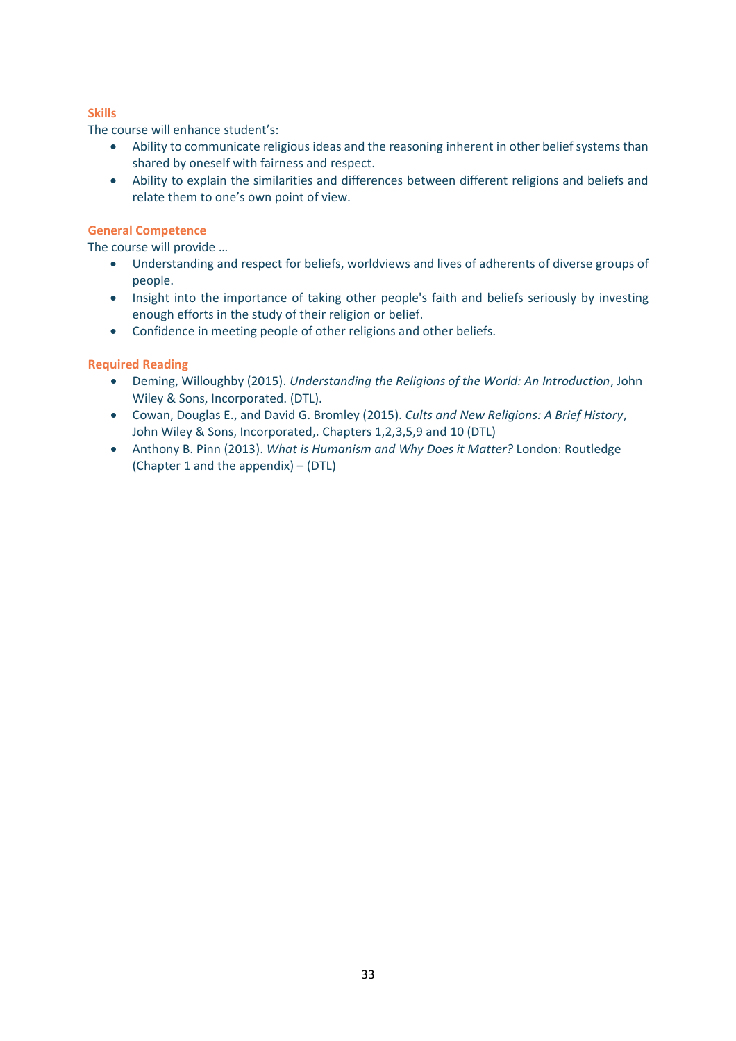### Skills

The course will enhance student's:

- Ability to communicate religious ideas and the reasoning inherent in other belief systems than shared by oneself with fairness and respect.
- Ability to explain the similarities and differences between different religions and beliefs and relate them to one's own point of view.

### General Competence

The course will provide …

- Understanding and respect for beliefs, worldviews and lives of adherents of diverse groups of people.
- Insight into the importance of taking other people's faith and beliefs seriously by investing enough efforts in the study of their religion or belief.
- Confidence in meeting people of other religions and other beliefs.

### Required Reading

- Deming, Willoughby (2015). *Understanding the Religions of the World: An Introduction*, John Wiley & Sons, Incorporated. (DTL).
- Cowan, Douglas E., and David G. Bromley (2015). *Cults and New Religions: A Brief History*, John Wiley & Sons, Incorporated,. Chapters 1,2,3,5,9 and 10 (DTL)
- Anthony B. Pinn (2013). *What is Humanism and Why Does it Matter?* London: Routledge (Chapter 1 and the appendix) – (DTL)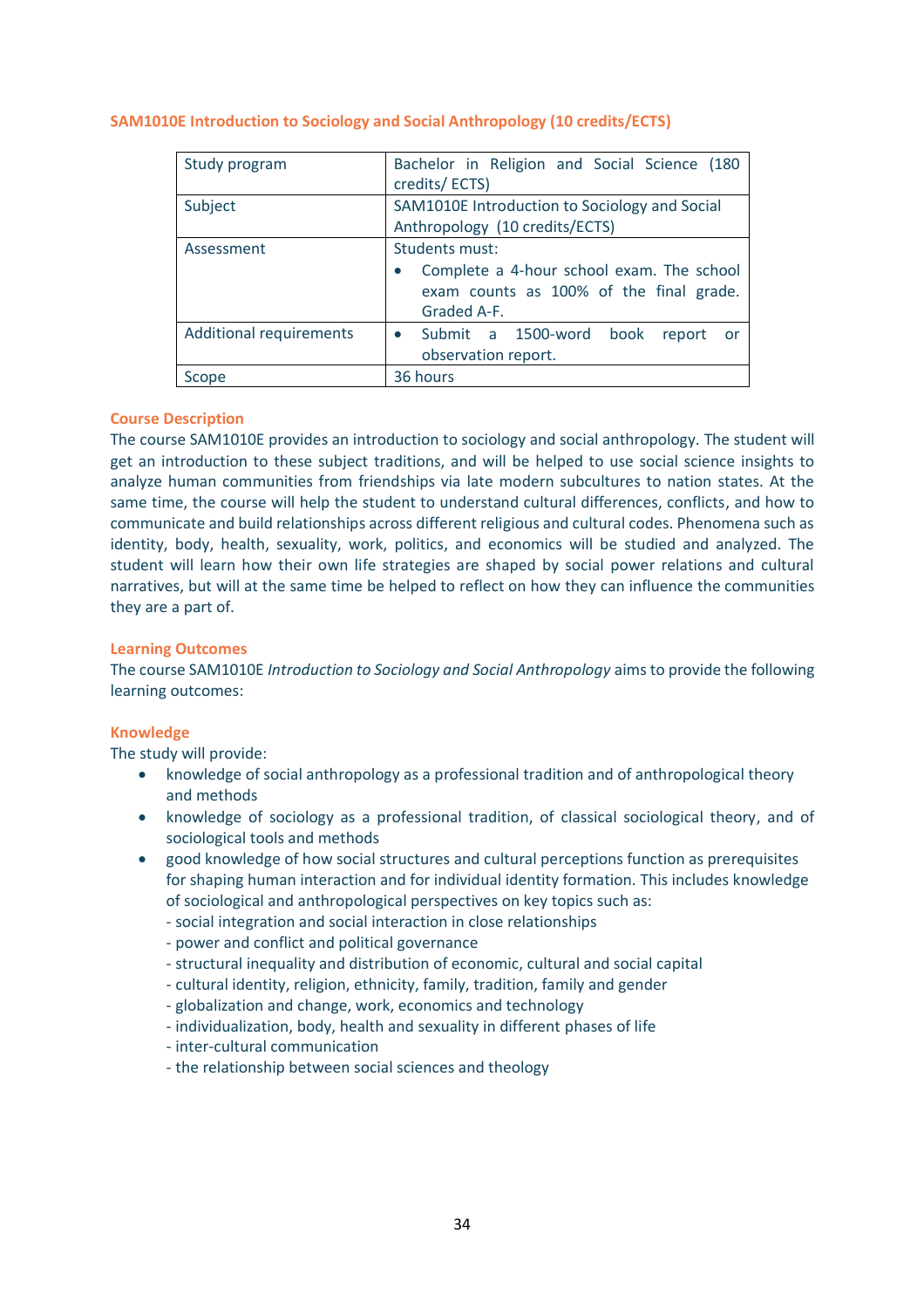### SAM1010E Introduction to Sociology and Social Anthropology (10 credits/ECTS)

| Study program | Bachelor in Religion and Social Science (180 credits/ ECTS) |
|---|---|
| Subject | SAM1010E Introduction to Sociology and Social Anthropology (10 credits/ECTS) |
| Assessment | Students must: <br>• Complete a 4-hour school exam. The school exam counts as 100% of the final grade. Graded A-F. |
| Additional requirements | • Submit a 1500-word book report or observation report. |
| Scope | 36 hours |

#### Course Description

The course SAM1010E provides an introduction to sociology and social anthropology. The student will get an introduction to these subject traditions, and will be helped to use social science insights to analyze human communities from friendships via late modern subcultures to nation states. At the same time, the course will help the student to understand cultural differences, conflicts, and how to communicate and build relationships across different religious and cultural codes. Phenomena such as identity, body, health, sexuality, work, politics, and economics will be studied and analyzed. The student will learn how their own life strategies are shaped by social power relations and cultural narratives, but will at the same time be helped to reflect on how they can influence the communities they are a part of.

#### Learning Outcomes

The course SAM1010E *Introduction to Sociology and Social Anthropology* aims to provide the following learning outcomes:

#### Knowledge

The study will provide:

- knowledge of social anthropology as a professional tradition and of anthropological theory and methods
- knowledge of sociology as a professional tradition, of classical sociological theory, and of sociological tools and methods
- good knowledge of how social structures and cultural perceptions function as prerequisites for shaping human interaction and for individual identity formation. This includes knowledge of sociological and anthropological perspectives on key topics such as:
  - social integration and social interaction in close relationships
  - power and conflict and political governance
  - structural inequality and distribution of economic, cultural and social capital
  - cultural identity, religion, ethnicity, family, tradition, family and gender
  - globalization and change, work, economics and technology
  - individualization, body, health and sexuality in different phases of life
  - inter-cultural communication
  - the relationship between social sciences and theology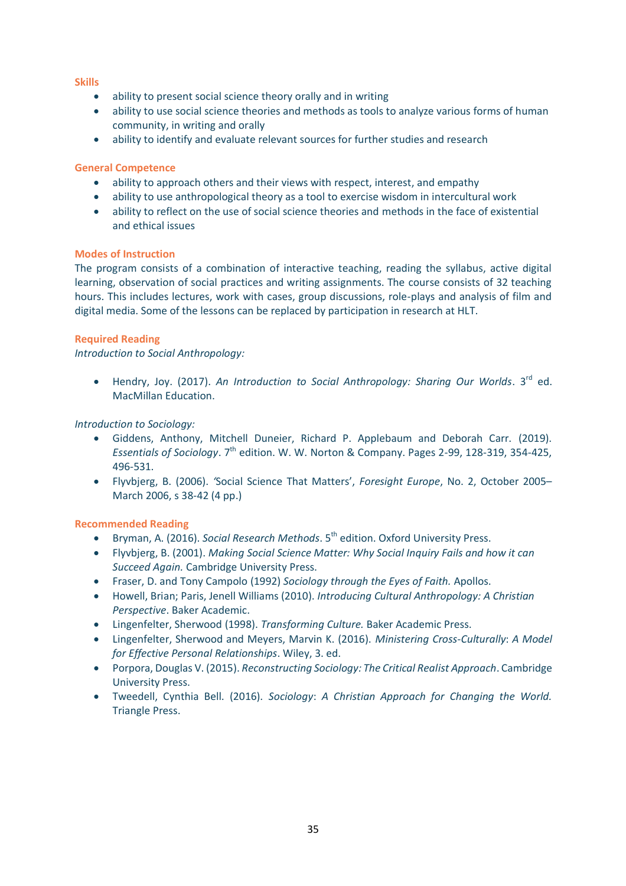### Skills

- ability to present social science theory orally and in writing
- ability to use social science theories and methods as tools to analyze various forms of human community, in writing and orally
- ability to identify and evaluate relevant sources for further studies and research

### General Competence

- ability to approach others and their views with respect, interest, and empathy
- ability to use anthropological theory as a tool to exercise wisdom in intercultural work
- ability to reflect on the use of social science theories and methods in the face of existential and ethical issues

### Modes of Instruction

The program consists of a combination of interactive teaching, reading the syllabus, active digital learning, observation of social practices and writing assignments. The course consists of 32 teaching hours. This includes lectures, work with cases, group discussions, role-plays and analysis of film and digital media. Some of the lessons can be replaced by participation in research at HLT.

### Required Reading

*Introduction to Social Anthropology:*

- Hendry, Joy. (2017). *An Introduction to Social Anthropology: Sharing Our Worlds*. 3rd ed. MacMillan Education.

*Introduction to Sociology:*

- Giddens, Anthony, Mitchell Duneier, Richard P. Applebaum and Deborah Carr. (2019). *Essentials of Sociology*. 7th edition. W. W. Norton & Company. Pages 2-99, 128-319, 354-425, 496-531.
- Flyvbjerg, B. (2006). 'Social Science That Matters', *Foresight Europe*, No. 2, October 2005–March 2006, s 38-42 (4 pp.)

### Recommended Reading

- Bryman, A. (2016). *Social Research Methods*. 5th edition. Oxford University Press.
- Flyvbjerg, B. (2001). *Making Social Science Matter: Why Social Inquiry Fails and how it can Succeed Again.* Cambridge University Press.
- Fraser, D. and Tony Campolo (1992) *Sociology through the Eyes of Faith.* Apollos.
- Howell, Brian; Paris, Jenell Williams (2010). *Introducing Cultural Anthropology: A Christian Perspective*. Baker Academic.
- Lingenfelter, Sherwood (1998). *Transforming Culture.* Baker Academic Press.
- Lingenfelter, Sherwood and Meyers, Marvin K. (2016). *Ministering Cross-Culturally*: *A Model for Effective Personal Relationships*. Wiley, 3. ed.
- Porpora, Douglas V. (2015). *Reconstructing Sociology: The Critical Realist Approach*. Cambridge University Press.
- Tweedell, Cynthia Bell. (2016). *Sociology*: *A Christian Approach for Changing the World.* Triangle Press.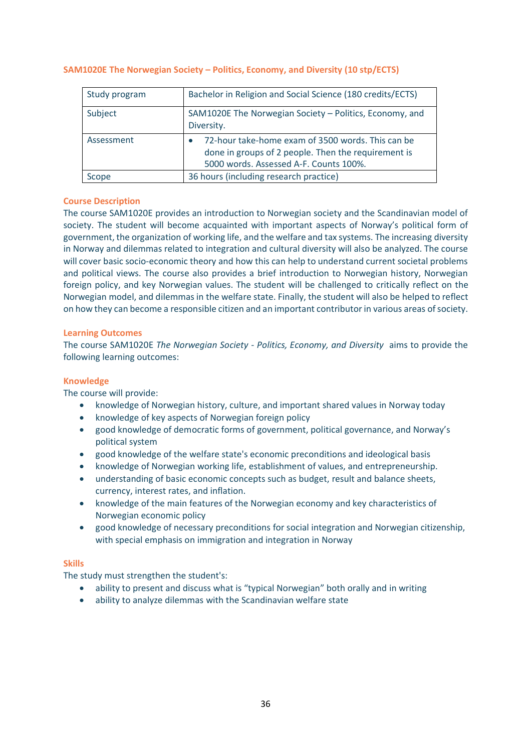### SAM1020E The Norwegian Society – Politics, Economy, and Diversity (10 stp/ECTS)

| Study program | Bachelor in Religion and Social Science (180 credits/ECTS) |
|---|---|
| Subject | SAM1020E The Norwegian Society – Politics, Economy, and Diversity. |
| Assessment | • 72-hour take-home exam of 3500 words. This can be done in groups of 2 people. Then the requirement is 5000 words. Assessed A-F. Counts 100%. |
| Scope | 36 hours (including research practice) |

#### Course Description

The course SAM1020E provides an introduction to Norwegian society and the Scandinavian model of society. The student will become acquainted with important aspects of Norway's political form of government, the organization of working life, and the welfare and tax systems. The increasing diversity in Norway and dilemmas related to integration and cultural diversity will also be analyzed. The course will cover basic socio-economic theory and how this can help to understand current societal problems and political views. The course also provides a brief introduction to Norwegian history, Norwegian foreign policy, and key Norwegian values. The student will be challenged to critically reflect on the Norwegian model, and dilemmas in the welfare state. Finally, the student will also be helped to reflect on how they can become a responsible citizen and an important contributor in various areas of society.

#### Learning Outcomes

The course SAM1020E *The Norwegian Society - Politics, Economy, and Diversity* aims to provide the following learning outcomes:

#### Knowledge

The course will provide:

- knowledge of Norwegian history, culture, and important shared values in Norway today
- knowledge of key aspects of Norwegian foreign policy
- good knowledge of democratic forms of government, political governance, and Norway's political system
- good knowledge of the welfare state's economic preconditions and ideological basis
- knowledge of Norwegian working life, establishment of values, and entrepreneurship.
- understanding of basic economic concepts such as budget, result and balance sheets, currency, interest rates, and inflation.
- knowledge of the main features of the Norwegian economy and key characteristics of Norwegian economic policy
- good knowledge of necessary preconditions for social integration and Norwegian citizenship, with special emphasis on immigration and integration in Norway

#### Skills

The study must strengthen the student's:

- ability to present and discuss what is "typical Norwegian" both orally and in writing
- ability to analyze dilemmas with the Scandinavian welfare state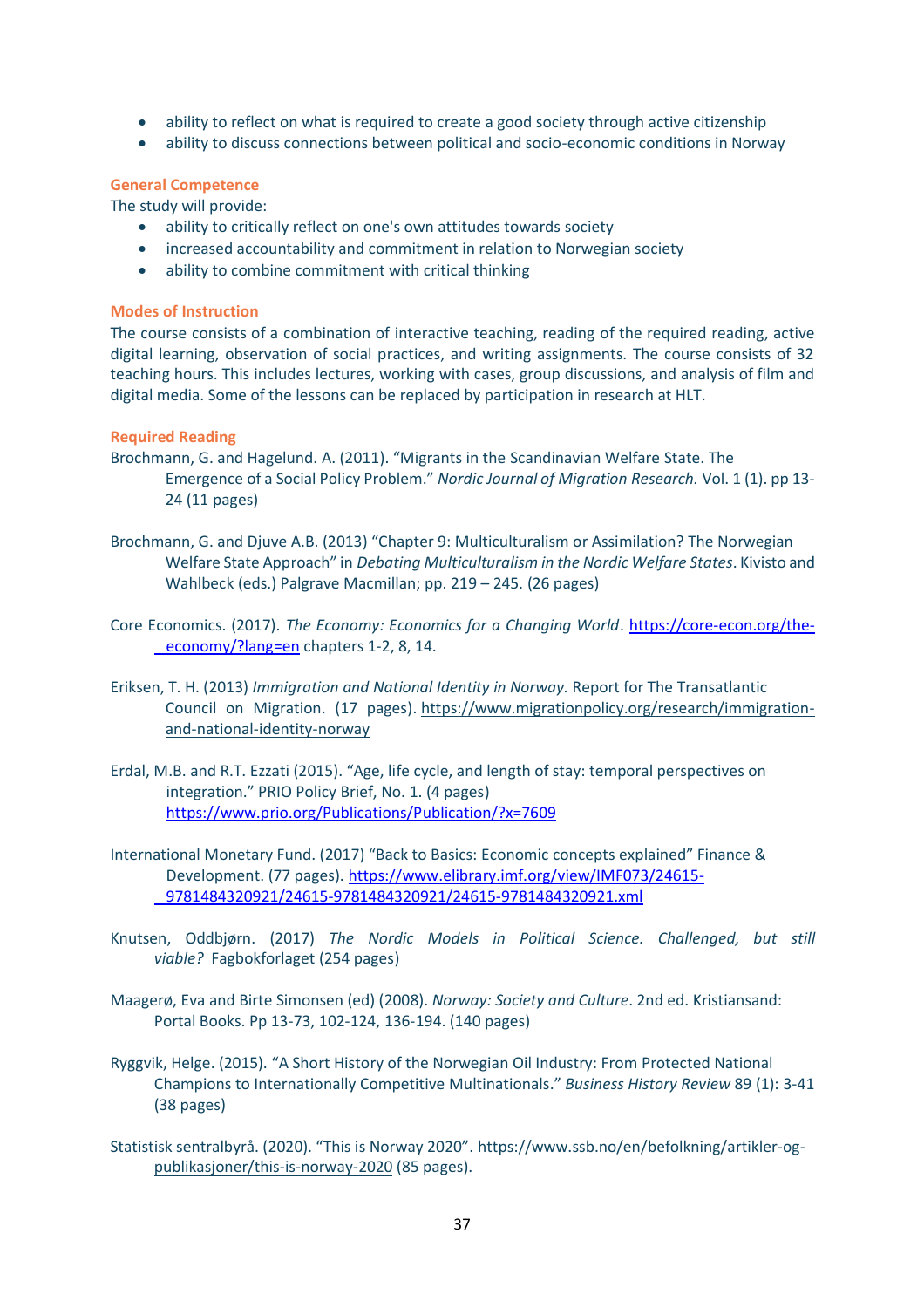- ability to reflect on what is required to create a good society through active citizenship
- ability to discuss connections between political and socio-economic conditions in Norway

### General Competence

The study will provide:

- ability to critically reflect on one's own attitudes towards society
- increased accountability and commitment in relation to Norwegian society
- ability to combine commitment with critical thinking

### Modes of Instruction

The course consists of a combination of interactive teaching, reading of the required reading, active digital learning, observation of social practices, and writing assignments. The course consists of 32 teaching hours. This includes lectures, working with cases, group discussions, and analysis of film and digital media. Some of the lessons can be replaced by participation in research at HLT.

### Required Reading

Brochmann, G. and Hagelund. A. (2011). "Migrants in the Scandinavian Welfare State. The Emergence of a Social Policy Problem." *Nordic Journal of Migration Research.* Vol. 1 (1). pp 13-24 (11 pages)

Brochmann, G. and Djuve A.B. (2013) "Chapter 9: Multiculturalism or Assimilation? The Norwegian Welfare State Approach" in *Debating Multiculturalism in the Nordic Welfare States*. Kivisto and Wahlbeck (eds.) Palgrave Macmillan; pp. 219 – 245. (26 pages)

Core Economics. (2017). *The Economy: Economics for a Changing World*. https://core-econ.org/the-economy/?lang=en chapters 1-2, 8, 14.

Eriksen, T. H. (2013) *Immigration and National Identity in Norway.* Report for The Transatlantic Council on Migration. (17 pages). https://www.migrationpolicy.org/research/immigration-and-national-identity-norway

Erdal, M.B. and R.T. Ezzati (2015). "Age, life cycle, and length of stay: temporal perspectives on integration." PRIO Policy Brief, No. 1. (4 pages) https://www.prio.org/Publications/Publication/?x=7609

International Monetary Fund. (2017) "Back to Basics: Economic concepts explained" Finance & Development. (77 pages). https://www.elibrary.imf.org/view/IMF073/24615-9781484320921/24615-9781484320921/24615-9781484320921.xml

Knutsen, Oddbjørn. (2017) *The Nordic Models in Political Science. Challenged, but still viable?* Fagbokforlaget (254 pages)

Maagerø, Eva and Birte Simonsen (ed) (2008). *Norway: Society and Culture*. 2nd ed. Kristiansand: Portal Books. Pp 13-73, 102-124, 136-194. (140 pages)

Ryggvik, Helge. (2015). "A Short History of the Norwegian Oil Industry: From Protected National Champions to Internationally Competitive Multinationals." *Business History Review* 89 (1): 3-41 (38 pages)

Statistisk sentralbyrå. (2020). "This is Norway 2020". https://www.ssb.no/en/befolkning/artikler-og-publikasjoner/this-is-norway-2020 (85 pages).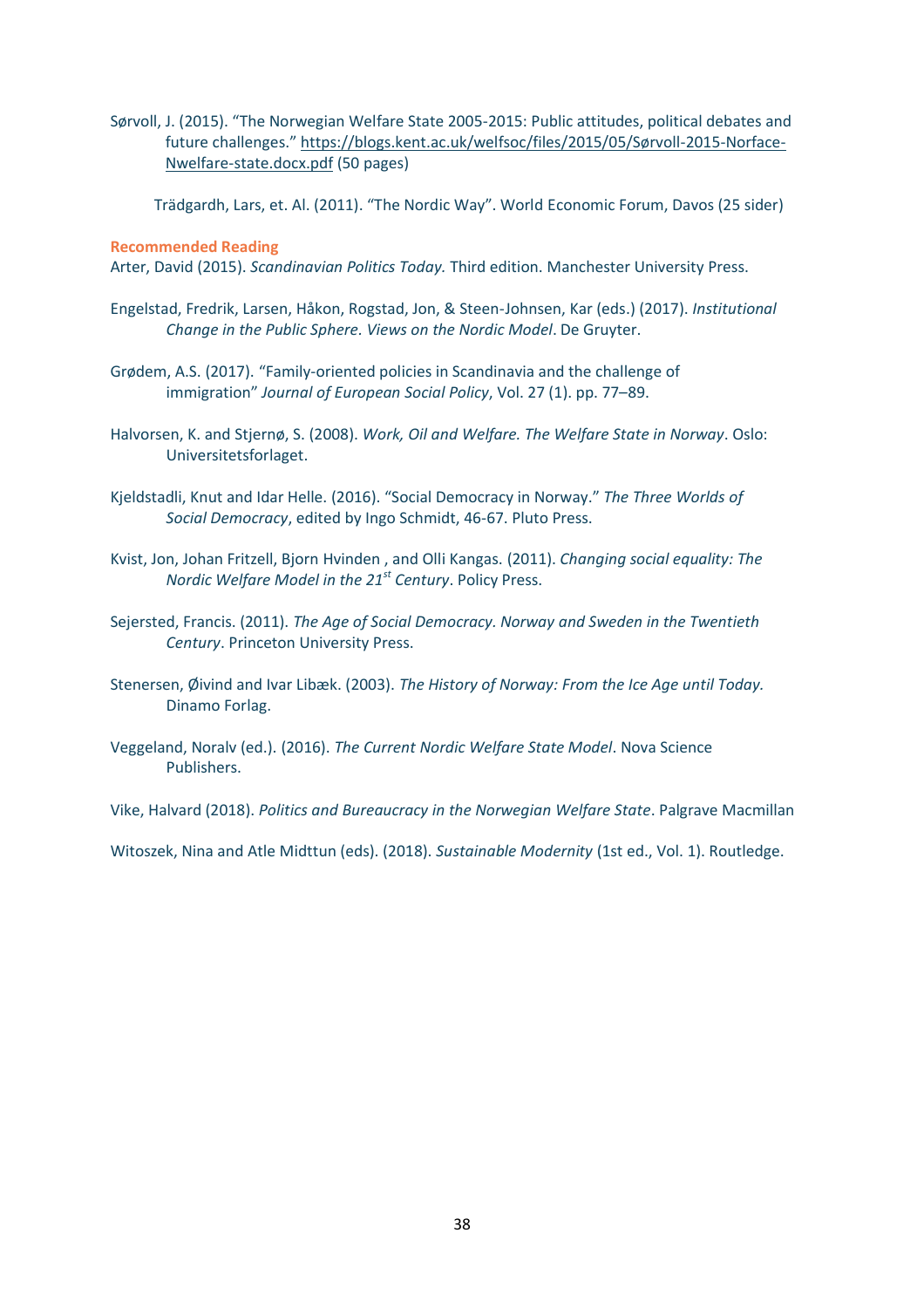Sørvoll, J. (2015). "The Norwegian Welfare State 2005-2015: Public attitudes, political debates and future challenges." https://blogs.kent.ac.uk/welfsoc/files/2015/05/Sørvoll-2015-Norface-Nwelfare-state.docx.pdf (50 pages)

Trädgardh, Lars, et. Al. (2011). "The Nordic Way". World Economic Forum, Davos (25 sider)

**Recommended Reading**

Arter, David (2015). *Scandinavian Politics Today.* Third edition. Manchester University Press.

Engelstad, Fredrik, Larsen, Håkon, Rogstad, Jon, & Steen-Johnsen, Kar (eds.) (2017). *Institutional Change in the Public Sphere. Views on the Nordic Model*. De Gruyter.

Grødem, A.S. (2017). "Family-oriented policies in Scandinavia and the challenge of immigration" *Journal of European Social Policy*, Vol. 27 (1). pp. 77–89.

Halvorsen, K. and Stjernø, S. (2008). *Work, Oil and Welfare. The Welfare State in Norway*. Oslo: Universitetsforlaget.

Kjeldstadli, Knut and Idar Helle. (2016). "Social Democracy in Norway." *The Three Worlds of Social Democracy*, edited by Ingo Schmidt, 46-67. Pluto Press.

Kvist, Jon, Johan Fritzell, Bjorn Hvinden , and Olli Kangas. (2011). *Changing social equality: The Nordic Welfare Model in the 21st Century*. Policy Press.

Sejersted, Francis. (2011). *The Age of Social Democracy. Norway and Sweden in the Twentieth Century*. Princeton University Press.

Stenersen, Øivind and Ivar Libæk. (2003). *The History of Norway: From the Ice Age until Today.* Dinamo Forlag.

Veggeland, Noralv (ed.). (2016). *The Current Nordic Welfare State Model*. Nova Science Publishers.

Vike, Halvard (2018). *Politics and Bureaucracy in the Norwegian Welfare State*. Palgrave Macmillan

Witoszek, Nina and Atle Midttun (eds). (2018). *Sustainable Modernity* (1st ed., Vol. 1). Routledge.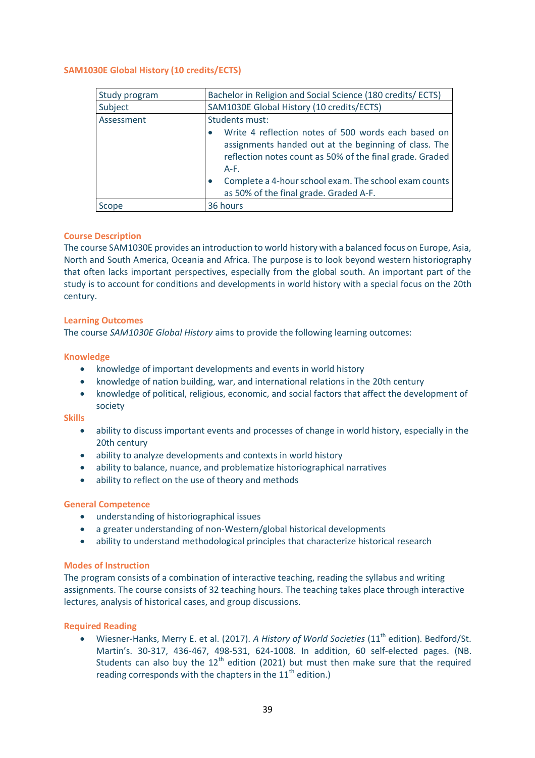## SAM1030E Global History (10 credits/ECTS)

| Study program | Bachelor in Religion and Social Science (180 credits/ ECTS) |
|---|---|
| Subject | SAM1030E Global History (10 credits/ECTS) |
| Assessment | Students must:<br>• Write 4 reflection notes of 500 words each based on assignments handed out at the beginning of class. The reflection notes count as 50% of the final grade. Graded A-F.<br>• Complete a 4-hour school exam. The school exam counts as 50% of the final grade. Graded A-F. |
| Scope | 36 hours |

### Course Description

The course SAM1030E provides an introduction to world history with a balanced focus on Europe, Asia, North and South America, Oceania and Africa. The purpose is to look beyond western historiography that often lacks important perspectives, especially from the global south. An important part of the study is to account for conditions and developments in world history with a special focus on the 20th century.

### Learning Outcomes

The course *SAM1030E Global History* aims to provide the following learning outcomes:

### Knowledge

- knowledge of important developments and events in world history
- knowledge of nation building, war, and international relations in the 20th century
- knowledge of political, religious, economic, and social factors that affect the development of society

### Skills

- ability to discuss important events and processes of change in world history, especially in the 20th century
- ability to analyze developments and contexts in world history
- ability to balance, nuance, and problematize historiographical narratives
- ability to reflect on the use of theory and methods

### General Competence

- understanding of historiographical issues
- a greater understanding of non-Western/global historical developments
- ability to understand methodological principles that characterize historical research

### Modes of Instruction

The program consists of a combination of interactive teaching, reading the syllabus and writing assignments. The course consists of 32 teaching hours. The teaching takes place through interactive lectures, analysis of historical cases, and group discussions.

### Required Reading

- Wiesner-Hanks, Merry E. et al. (2017). *A History of World Societies* (11th edition). Bedford/St. Martin's. 30-317, 436-467, 498-531, 624-1008. In addition, 60 self-elected pages. (NB. Students can also buy the 12th edition (2021) but must then make sure that the required reading corresponds with the chapters in the 11th edition.)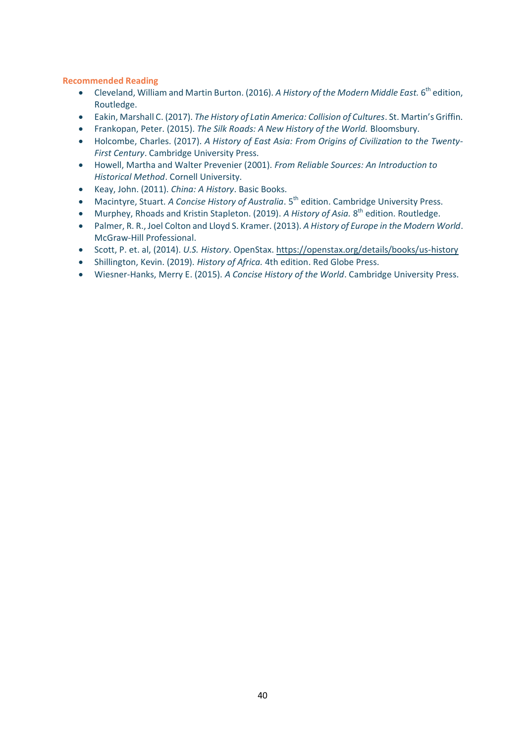**Recommended Reading**

- Cleveland, William and Martin Burton. (2016). *A History of the Modern Middle East.* 6th edition, Routledge.
- Eakin, Marshall C. (2017). *The History of Latin America: Collision of Cultures*. St. Martin's Griffin.
- Frankopan, Peter. (2015). *The Silk Roads: A New History of the World.* Bloomsbury.
- Holcombe, Charles. (2017). *A History of East Asia: From Origins of Civilization to the Twenty-First Century*. Cambridge University Press.
- Howell, Martha and Walter Prevenier (2001). *From Reliable Sources: An Introduction to Historical Method*. Cornell University.
- Keay, John. (2011). *China: A History*. Basic Books.
- Macintyre, Stuart. *A Concise History of Australia*. 5th edition. Cambridge University Press.
- Murphey, Rhoads and Kristin Stapleton. (2019). *A History of Asia.* 8th edition. Routledge.
- Palmer, R. R., Joel Colton and Lloyd S. Kramer. (2013). *A History of Europe in the Modern World*. McGraw-Hill Professional.
- Scott, P. et. al, (2014). *U.S. History*. OpenStax. https://openstax.org/details/books/us-history
- Shillington, Kevin. (2019). *History of Africa.* 4th edition. Red Globe Press.
- Wiesner-Hanks, Merry E. (2015). *A Concise History of the World*. Cambridge University Press.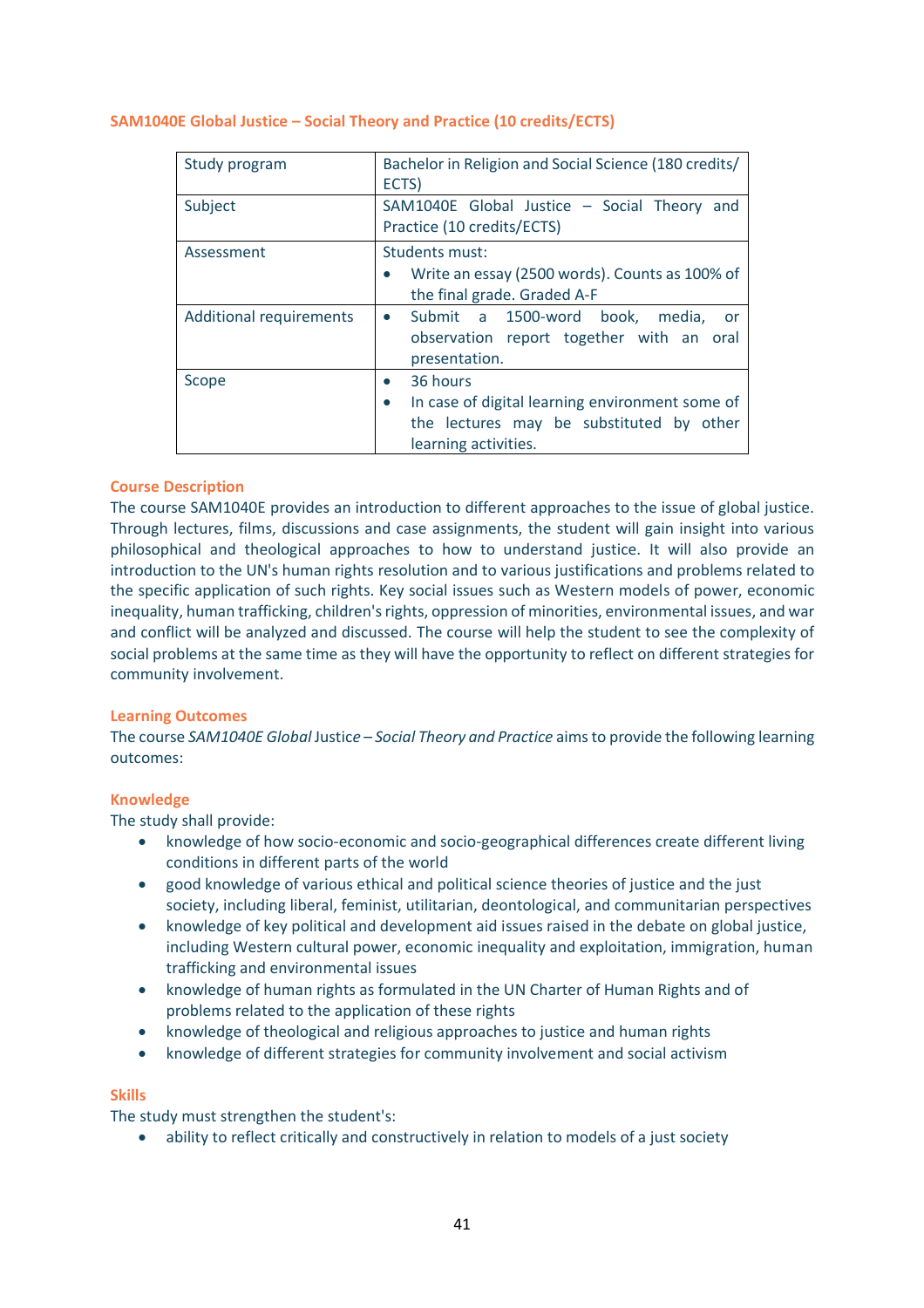## SAM1040E Global Justice – Social Theory and Practice (10 credits/ECTS)

| Study program | Bachelor in Religion and Social Science (180 credits/ ECTS) |
|---|---|
| Subject | SAM1040E Global Justice – Social Theory and Practice (10 credits/ECTS) |
| Assessment | Students must:<br>• Write an essay (2500 words). Counts as 100% of the final grade. Graded A-F |
| Additional requirements | • Submit a 1500-word book, media, or observation report together with an oral presentation. |
| Scope | • 36 hours<br>• In case of digital learning environment some of the lectures may be substituted by other learning activities. |

### Course Description

The course SAM1040E provides an introduction to different approaches to the issue of global justice. Through lectures, films, discussions and case assignments, the student will gain insight into various philosophical and theological approaches to how to understand justice. It will also provide an introduction to the UN's human rights resolution and to various justifications and problems related to the specific application of such rights. Key social issues such as Western models of power, economic inequality, human trafficking, children's rights, oppression of minorities, environmental issues, and war and conflict will be analyzed and discussed. The course will help the student to see the complexity of social problems at the same time as they will have the opportunity to reflect on different strategies for community involvement.

### Learning Outcomes

The course *SAM1040E Global* Justice *– Social Theory and Practice* aims to provide the following learning outcomes:

### Knowledge

The study shall provide:

- knowledge of how socio-economic and socio-geographical differences create different living conditions in different parts of the world
- good knowledge of various ethical and political science theories of justice and the just society, including liberal, feminist, utilitarian, deontological, and communitarian perspectives
- knowledge of key political and development aid issues raised in the debate on global justice, including Western cultural power, economic inequality and exploitation, immigration, human trafficking and environmental issues
- knowledge of human rights as formulated in the UN Charter of Human Rights and of problems related to the application of these rights
- knowledge of theological and religious approaches to justice and human rights
- knowledge of different strategies for community involvement and social activism

### Skills

The study must strengthen the student's:

- ability to reflect critically and constructively in relation to models of a just society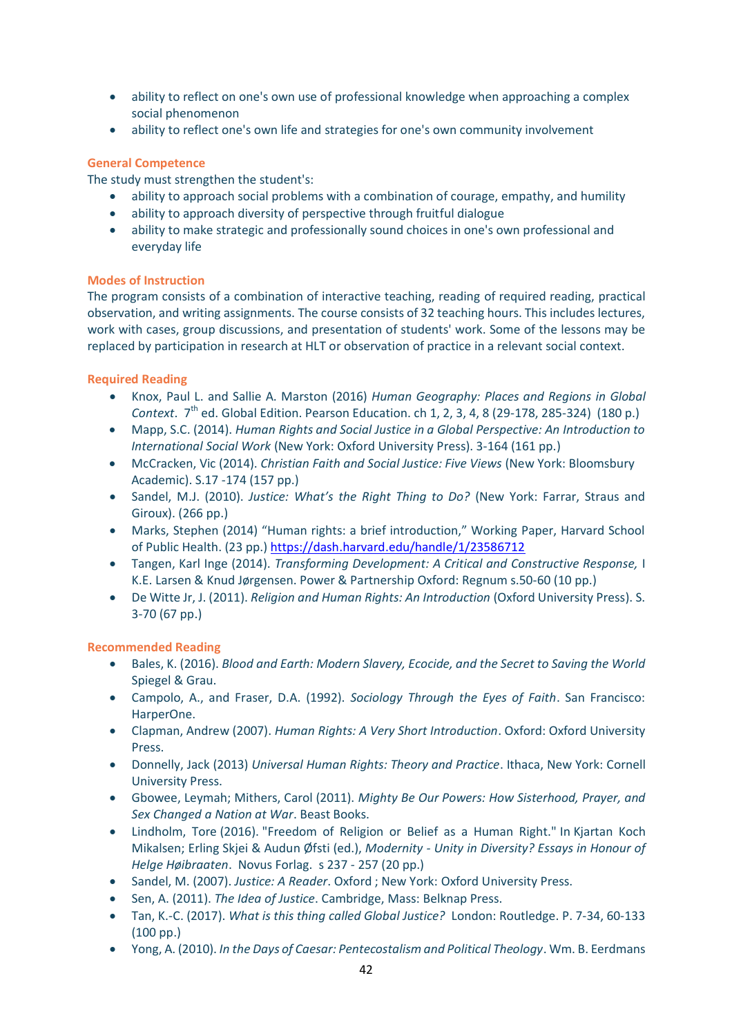- ability to reflect on one's own use of professional knowledge when approaching a complex social phenomenon
- ability to reflect one's own life and strategies for one's own community involvement

### General Competence

The study must strengthen the student's:

- ability to approach social problems with a combination of courage, empathy, and humility
- ability to approach diversity of perspective through fruitful dialogue
- ability to make strategic and professionally sound choices in one's own professional and everyday life

### Modes of Instruction

The program consists of a combination of interactive teaching, reading of required reading, practical observation, and writing assignments. The course consists of 32 teaching hours. This includes lectures, work with cases, group discussions, and presentation of students' work. Some of the lessons may be replaced by participation in research at HLT or observation of practice in a relevant social context.

### Required Reading

- Knox, Paul L. and Sallie A. Marston (2016) *Human Geography: Places and Regions in Global Context*. 7th ed. Global Edition. Pearson Education. ch 1, 2, 3, 4, 8 (29-178, 285-324) (180 p.)
- Mapp, S.C. (2014). *Human Rights and Social Justice in a Global Perspective: An Introduction to International Social Work* (New York: Oxford University Press). 3-164 (161 pp.)
- McCracken, Vic (2014). *Christian Faith and Social Justice: Five Views* (New York: Bloomsbury Academic). S.17 -174 (157 pp.)
- Sandel, M.J. (2010). *Justice: What's the Right Thing to Do?* (New York: Farrar, Straus and Giroux). (266 pp.)
- Marks, Stephen (2014) "Human rights: a brief introduction," Working Paper, Harvard School of Public Health. (23 pp.) https://dash.harvard.edu/handle/1/23586712
- Tangen, Karl Inge (2014). *Transforming Development: A Critical and Constructive Response,* I K.E. Larsen & Knud Jørgensen. Power & Partnership Oxford: Regnum s.50-60 (10 pp.)
- De Witte Jr, J. (2011). *Religion and Human Rights: An Introduction* (Oxford University Press). S. 3-70 (67 pp.)

### Recommended Reading

- Bales, K. (2016). *Blood and Earth: Modern Slavery, Ecocide, and the Secret to Saving the World* Spiegel & Grau.
- Campolo, A., and Fraser, D.A. (1992). *Sociology Through the Eyes of Faith*. San Francisco: HarperOne.
- Clapman, Andrew (2007). *Human Rights: A Very Short Introduction*. Oxford: Oxford University Press.
- Donnelly, Jack (2013) *Universal Human Rights: Theory and Practice*. Ithaca, New York: Cornell University Press.
- Gbowee, Leymah; Mithers, Carol (2011). *Mighty Be Our Powers: How Sisterhood, Prayer, and Sex Changed a Nation at War*. Beast Books.
- Lindholm, Tore (2016). "Freedom of Religion or Belief as a Human Right." In Kjartan Koch Mikalsen; Erling Skjei & Audun Øfsti (ed.), *Modernity - Unity in Diversity? Essays in Honour of Helge Høibraaten*. Novus Forlag. s 237 - 257 (20 pp.)
- Sandel, M. (2007). *Justice: A Reader*. Oxford ; New York: Oxford University Press.
- Sen, A. (2011). *The Idea of Justice*. Cambridge, Mass: Belknap Press.
- Tan, K.-C. (2017). *What is this thing called Global Justice?* London: Routledge. P. 7-34, 60-133 (100 pp.)
- Yong, A. (2010). *In the Days of Caesar: Pentecostalism and Political Theology*. Wm. B. Eerdmans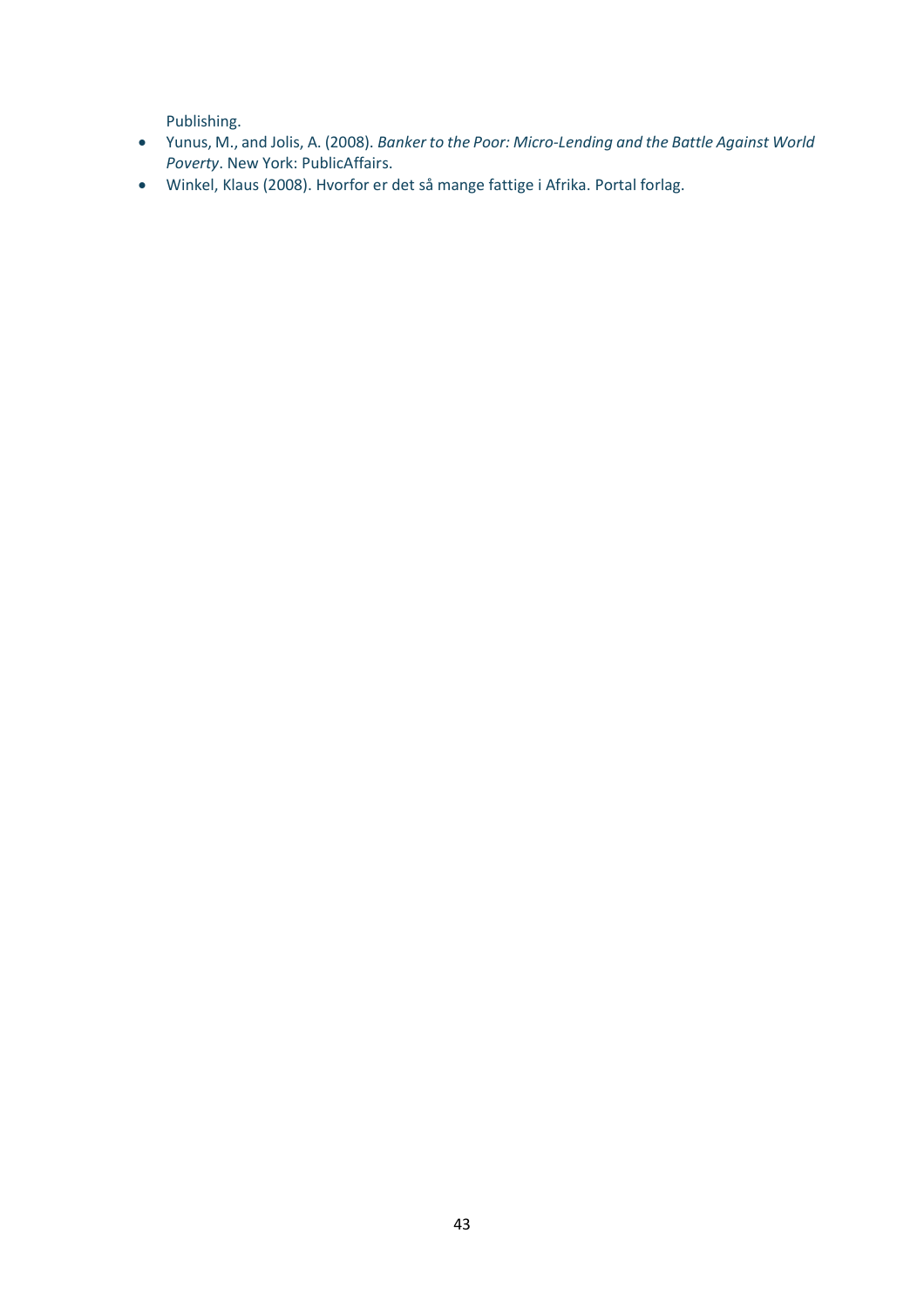Publishing.

- Yunus, M., and Jolis, A. (2008). *Banker to the Poor: Micro-Lending and the Battle Against World Poverty*. New York: PublicAffairs.
- Winkel, Klaus (2008). Hvorfor er det så mange fattige i Afrika. Portal forlag.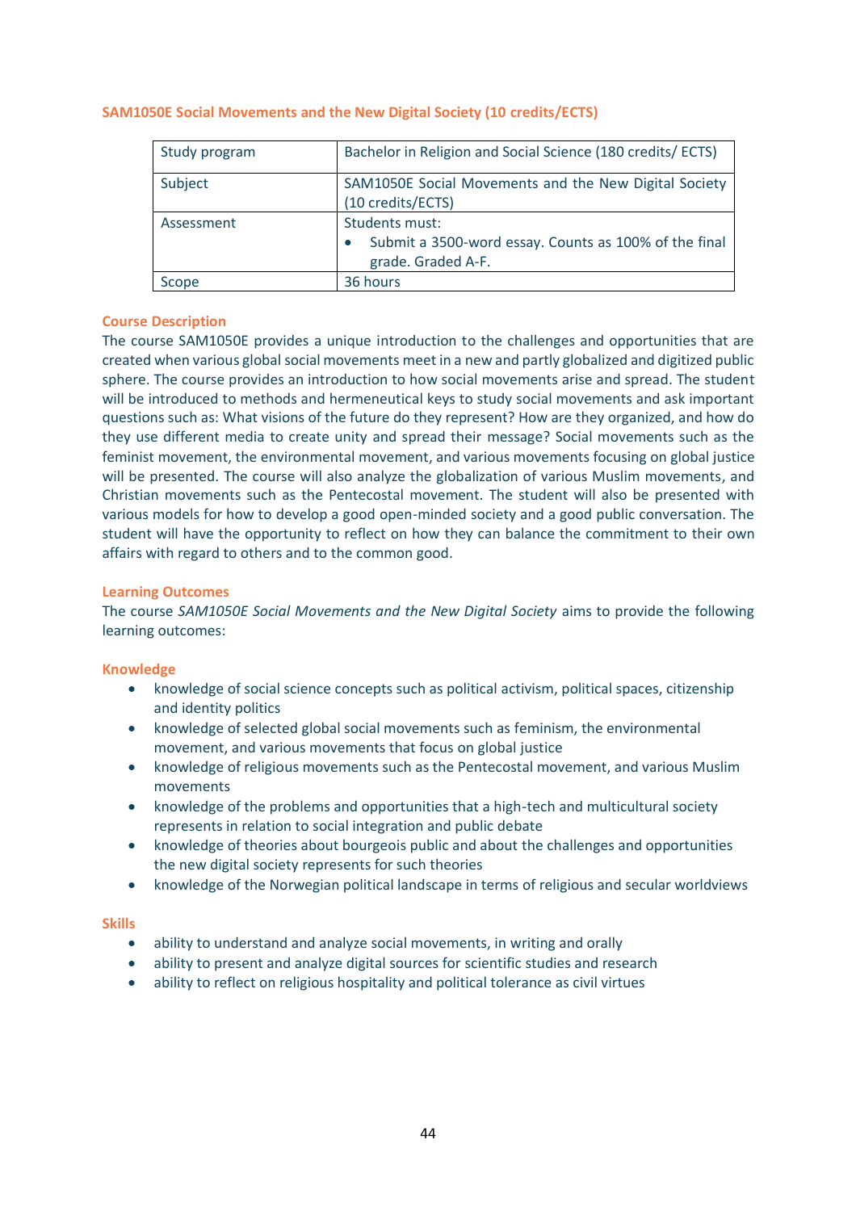## SAM1050E Social Movements and the New Digital Society (10 credits/ECTS)

| | |
|---|---|
| Study program | Bachelor in Religion and Social Science (180 credits/ ECTS) |
| Subject | SAM1050E Social Movements and the New Digital Society (10 credits/ECTS) |
| Assessment | Students must:<br>• Submit a 3500-word essay. Counts as 100% of the final grade. Graded A-F. |
| Scope | 36 hours |

### Course Description

The course SAM1050E provides a unique introduction to the challenges and opportunities that are created when various global social movements meet in a new and partly globalized and digitized public sphere. The course provides an introduction to how social movements arise and spread. The student will be introduced to methods and hermeneutical keys to study social movements and ask important questions such as: What visions of the future do they represent? How are they organized, and how do they use different media to create unity and spread their message? Social movements such as the feminist movement, the environmental movement, and various movements focusing on global justice will be presented. The course will also analyze the globalization of various Muslim movements, and Christian movements such as the Pentecostal movement. The student will also be presented with various models for how to develop a good open-minded society and a good public conversation. The student will have the opportunity to reflect on how they can balance the commitment to their own affairs with regard to others and to the common good.

### Learning Outcomes

The course *SAM1050E Social Movements and the New Digital Society* aims to provide the following learning outcomes:

### Knowledge

- knowledge of social science concepts such as political activism, political spaces, citizenship and identity politics
- knowledge of selected global social movements such as feminism, the environmental movement, and various movements that focus on global justice
- knowledge of religious movements such as the Pentecostal movement, and various Muslim movements
- knowledge of the problems and opportunities that a high-tech and multicultural society represents in relation to social integration and public debate
- knowledge of theories about bourgeois public and about the challenges and opportunities the new digital society represents for such theories
- knowledge of the Norwegian political landscape in terms of religious and secular worldviews

### Skills

- ability to understand and analyze social movements, in writing and orally
- ability to present and analyze digital sources for scientific studies and research
- ability to reflect on religious hospitality and political tolerance as civil virtues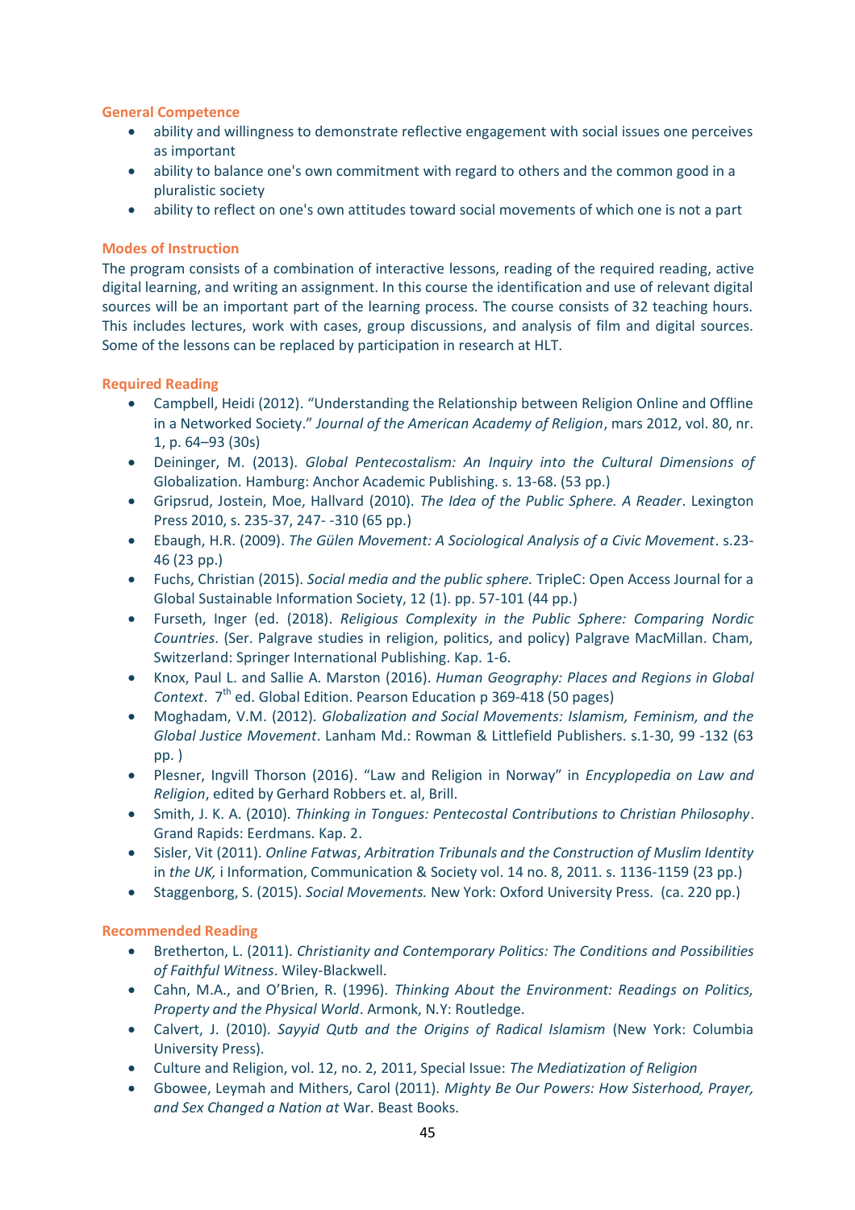### General Competence

- ability and willingness to demonstrate reflective engagement with social issues one perceives as important
- ability to balance one's own commitment with regard to others and the common good in a pluralistic society
- ability to reflect on one's own attitudes toward social movements of which one is not a part

### Modes of Instruction

The program consists of a combination of interactive lessons, reading of the required reading, active digital learning, and writing an assignment. In this course the identification and use of relevant digital sources will be an important part of the learning process. The course consists of 32 teaching hours. This includes lectures, work with cases, group discussions, and analysis of film and digital sources. Some of the lessons can be replaced by participation in research at HLT.

### Required Reading

- Campbell, Heidi (2012). "Understanding the Relationship between Religion Online and Offline in a Networked Society." *Journal of the American Academy of Religion*, mars 2012, vol. 80, nr. 1, p. 64–93 (30s)
- Deininger, M. (2013). *Global Pentecostalism: An Inquiry into the Cultural Dimensions of* Globalization. Hamburg: Anchor Academic Publishing. s. 13-68. (53 pp.)
- Gripsrud, Jostein, Moe, Hallvard (2010). *The Idea of the Public Sphere. A Reader*. Lexington Press 2010, s. 235-37, 247- -310 (65 pp.)
- Ebaugh, H.R. (2009). *The Gülen Movement: A Sociological Analysis of a Civic Movement*. s.23-46 (23 pp.)
- Fuchs, Christian (2015). *Social media and the public sphere.* TripleC: Open Access Journal for a Global Sustainable Information Society, 12 (1). pp. 57-101 (44 pp.)
- Furseth, Inger (ed. (2018). *Religious Complexity in the Public Sphere: Comparing Nordic Countries*. (Ser. Palgrave studies in religion, politics, and policy) Palgrave MacMillan. Cham, Switzerland: Springer International Publishing. Kap. 1-6.
- Knox, Paul L. and Sallie A. Marston (2016). *Human Geography: Places and Regions in Global Context*. 7th ed. Global Edition. Pearson Education p 369-418 (50 pages)
- Moghadam, V.M. (2012). *Globalization and Social Movements: Islamism, Feminism, and the Global Justice Movement*. Lanham Md.: Rowman & Littlefield Publishers. s.1-30, 99 -132 (63 pp. )
- Plesner, Ingvill Thorson (2016). "Law and Religion in Norway" in *Encyplopedia on Law and Religion*, edited by Gerhard Robbers et. al, Brill.
- Smith, J. K. A. (2010). *Thinking in Tongues: Pentecostal Contributions to Christian Philosophy*. Grand Rapids: Eerdmans. Kap. 2.
- Sisler, Vit (2011). *Online Fatwas, Arbitration Tribunals and the Construction of Muslim Identity in the UK,* i Information, Communication & Society vol. 14 no. 8, 2011. s. 1136-1159 (23 pp.)
- Staggenborg, S. (2015). *Social Movements.* New York: Oxford University Press. (ca. 220 pp.)

### Recommended Reading

- Bretherton, L. (2011). *Christianity and Contemporary Politics: The Conditions and Possibilities of Faithful Witness*. Wiley-Blackwell.
- Cahn, M.A., and O'Brien, R. (1996). *Thinking About the Environment: Readings on Politics, Property and the Physical World*. Armonk, N.Y: Routledge.
- Calvert, J. (2010). *Sayyid Qutb and the Origins of Radical Islamism* (New York: Columbia University Press).
- Culture and Religion, vol. 12, no. 2, 2011, Special Issue: *The Mediatization of Religion*
- Gbowee, Leymah and Mithers, Carol (2011). *Mighty Be Our Powers: How Sisterhood, Prayer, and Sex Changed a Nation at* War. Beast Books.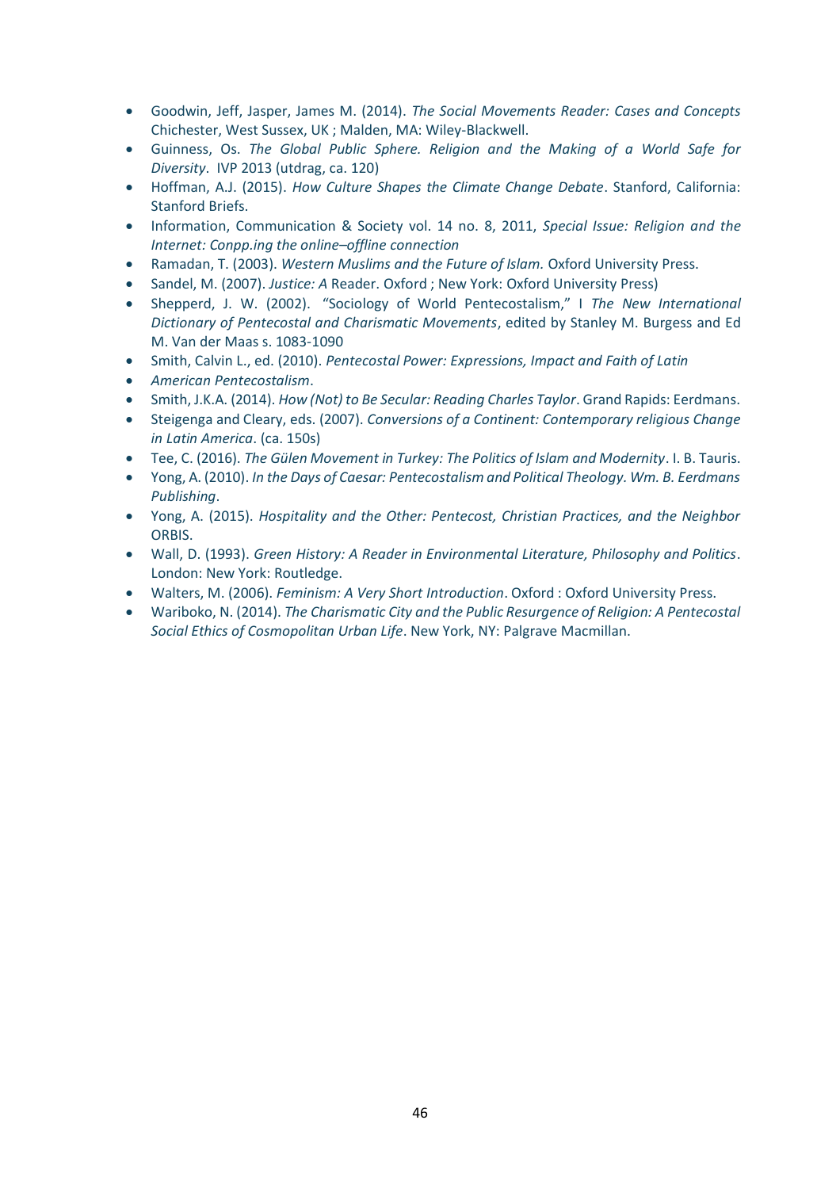- Goodwin, Jeff, Jasper, James M. (2014). *The Social Movements Reader: Cases and Concepts* Chichester, West Sussex, UK ; Malden, MA: Wiley-Blackwell.
- Guinness, Os. *The Global Public Sphere. Religion and the Making of a World Safe for Diversity*. IVP 2013 (utdrag, ca. 120)
- Hoffman, A.J. (2015). *How Culture Shapes the Climate Change Debate*. Stanford, California: Stanford Briefs.
- Information, Communication & Society vol. 14 no. 8, 2011, *Special Issue: Religion and the Internet: Conpp.ing the online–offline connection*
- Ramadan, T. (2003). *Western Muslims and the Future of Islam.* Oxford University Press.
- Sandel, M. (2007). *Justice: A* Reader. Oxford ; New York: Oxford University Press)
- Shepperd, J. W. (2002). "Sociology of World Pentecostalism," I *The New International Dictionary of Pentecostal and Charismatic Movements*, edited by Stanley M. Burgess and Ed M. Van der Maas s. 1083-1090
- Smith, Calvin L., ed. (2010). *Pentecostal Power: Expressions, Impact and Faith of Latin*
- *American Pentecostalism*.
- Smith, J.K.A. (2014). *How (Not) to Be Secular: Reading Charles Taylor*. Grand Rapids: Eerdmans.
- Steigenga and Cleary, eds. (2007). *Conversions of a Continent: Contemporary religious Change in Latin America*. (ca. 150s)
- Tee, C. (2016). *The Gülen Movement in Turkey: The Politics of Islam and Modernity*. I. B. Tauris.
- Yong, A. (2010). *In the Days of Caesar: Pentecostalism and Political Theology. Wm. B. Eerdmans Publishing*.
- Yong, A. (2015). *Hospitality and the Other: Pentecost, Christian Practices, and the Neighbor* ORBIS.
- Wall, D. (1993). *Green History: A Reader in Environmental Literature, Philosophy and Politics*. London: New York: Routledge.
- Walters, M. (2006). *Feminism: A Very Short Introduction*. Oxford : Oxford University Press.
- Wariboko, N. (2014). *The Charismatic City and the Public Resurgence of Religion: A Pentecostal Social Ethics of Cosmopolitan Urban Life*. New York, NY: Palgrave Macmillan.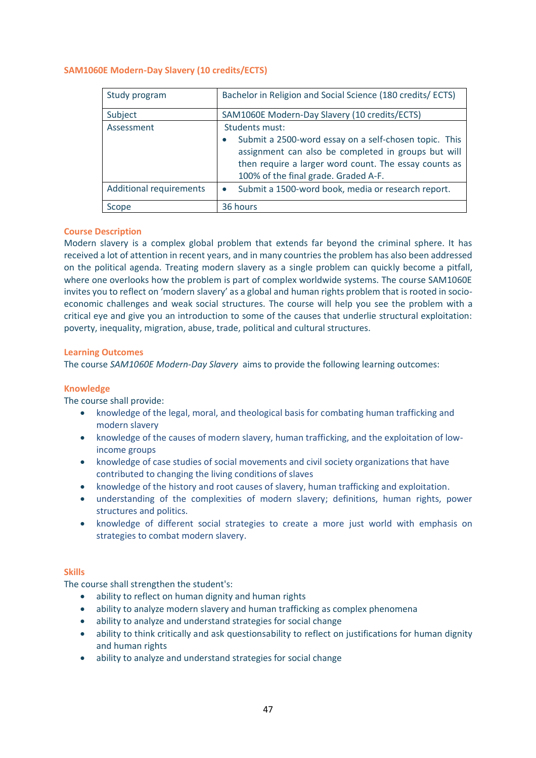## SAM1060E Modern-Day Slavery (10 credits/ECTS)

| Study program | Bachelor in Religion and Social Science (180 credits/ ECTS) |
|---|---|
| Subject | SAM1060E Modern-Day Slavery (10 credits/ECTS) |
| Assessment | Students must:<br>• Submit a 2500-word essay on a self-chosen topic. This assignment can also be completed in groups but will then require a larger word count. The essay counts as 100% of the final grade. Graded A-F. |
| Additional requirements | • Submit a 1500-word book, media or research report. |
| Scope | 36 hours |

### Course Description

Modern slavery is a complex global problem that extends far beyond the criminal sphere. It has received a lot of attention in recent years, and in many countries the problem has also been addressed on the political agenda. Treating modern slavery as a single problem can quickly become a pitfall, where one overlooks how the problem is part of complex worldwide systems. The course SAM1060E invites you to reflect on 'modern slavery' as a global and human rights problem that is rooted in socio-economic challenges and weak social structures. The course will help you see the problem with a critical eye and give you an introduction to some of the causes that underlie structural exploitation: poverty, inequality, migration, abuse, trade, political and cultural structures.

### Learning Outcomes

The course *SAM1060E Modern-Day Slavery* aims to provide the following learning outcomes:

### Knowledge

The course shall provide:

- knowledge of the legal, moral, and theological basis for combating human trafficking and modern slavery
- knowledge of the causes of modern slavery, human trafficking, and the exploitation of low-income groups
- knowledge of case studies of social movements and civil society organizations that have contributed to changing the living conditions of slaves
- knowledge of the history and root causes of slavery, human trafficking and exploitation.
- understanding of the complexities of modern slavery; definitions, human rights, power structures and politics.
- knowledge of different social strategies to create a more just world with emphasis on strategies to combat modern slavery.

### Skills

The course shall strengthen the student's:

- ability to reflect on human dignity and human rights
- ability to analyze modern slavery and human trafficking as complex phenomena
- ability to analyze and understand strategies for social change
- ability to think critically and ask questionsability to reflect on justifications for human dignity and human rights
- ability to analyze and understand strategies for social change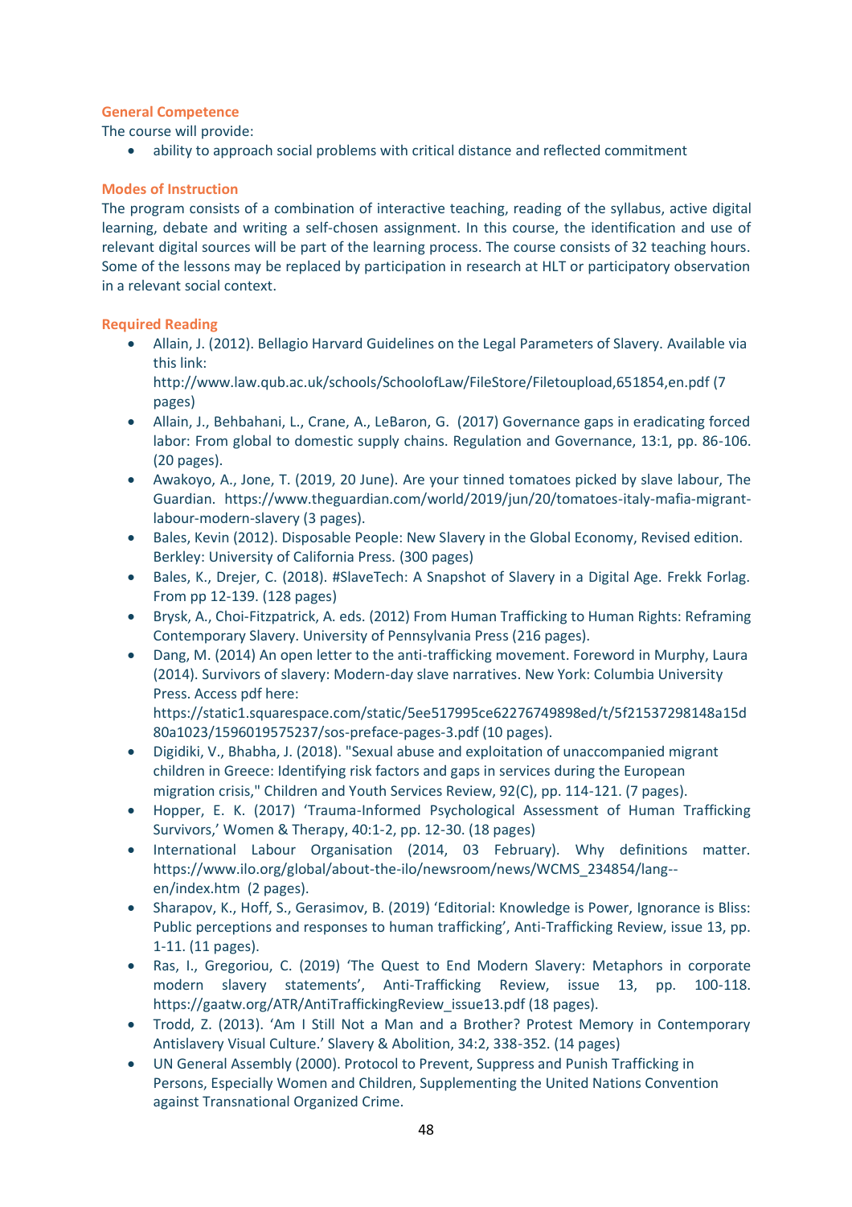### General Competence

The course will provide:

- ability to approach social problems with critical distance and reflected commitment

### Modes of Instruction

The program consists of a combination of interactive teaching, reading of the syllabus, active digital learning, debate and writing a self-chosen assignment. In this course, the identification and use of relevant digital sources will be part of the learning process. The course consists of 32 teaching hours. Some of the lessons may be replaced by participation in research at HLT or participatory observation in a relevant social context.

### Required Reading

- Allain, J. (2012). Bellagio Harvard Guidelines on the Legal Parameters of Slavery. Available via this link: http://www.law.qub.ac.uk/schools/SchoolofLaw/FileStore/Filetoupload,651854,en.pdf (7 pages)
- Allain, J., Behbahani, L., Crane, A., LeBaron, G. (2017) Governance gaps in eradicating forced labor: From global to domestic supply chains. Regulation and Governance, 13:1, pp. 86-106. (20 pages).
- Awakoyo, A., Jone, T. (2019, 20 June). Are your tinned tomatoes picked by slave labour, The Guardian. https://www.theguardian.com/world/2019/jun/20/tomatoes-italy-mafia-migrant-labour-modern-slavery (3 pages).
- Bales, Kevin (2012). Disposable People: New Slavery in the Global Economy, Revised edition. Berkley: University of California Press. (300 pages)
- Bales, K., Drejer, C. (2018). #SlaveTech: A Snapshot of Slavery in a Digital Age. Frekk Forlag. From pp 12-139. (128 pages)
- Brysk, A., Choi-Fitzpatrick, A. eds. (2012) From Human Trafficking to Human Rights: Reframing Contemporary Slavery. University of Pennsylvania Press (216 pages).
- Dang, M. (2014) An open letter to the anti-trafficking movement. Foreword in Murphy, Laura (2014). Survivors of slavery: Modern-day slave narratives. New York: Columbia University Press. Access pdf here: https://static1.squarespace.com/static/5ee517995ce62276749898ed/t/5f21537298148a15d80a1023/1596019575237/sos-preface-pages-3.pdf (10 pages).
- Digidiki, V., Bhabha, J. (2018). "Sexual abuse and exploitation of unaccompanied migrant children in Greece: Identifying risk factors and gaps in services during the European migration crisis," Children and Youth Services Review, 92(C), pp. 114-121. (7 pages).
- Hopper, E. K. (2017) 'Trauma-Informed Psychological Assessment of Human Trafficking Survivors,' Women & Therapy, 40:1-2, pp. 12-30. (18 pages)
- International Labour Organisation (2014, 03 February). Why definitions matter. https://www.ilo.org/global/about-the-ilo/newsroom/news/WCMS_234854/lang--en/index.htm (2 pages).
- Sharapov, K., Hoff, S., Gerasimov, B. (2019) 'Editorial: Knowledge is Power, Ignorance is Bliss: Public perceptions and responses to human trafficking', Anti-Trafficking Review, issue 13, pp. 1-11. (11 pages).
- Ras, I., Gregoriou, C. (2019) 'The Quest to End Modern Slavery: Metaphors in corporate modern slavery statements', Anti-Trafficking Review, issue 13, pp. 100-118. https://gaatw.org/ATR/AntiTraffickingReview_issue13.pdf (18 pages).
- Trodd, Z. (2013). 'Am I Still Not a Man and a Brother? Protest Memory in Contemporary Antislavery Visual Culture.' Slavery & Abolition, 34:2, 338-352. (14 pages)
- UN General Assembly (2000). Protocol to Prevent, Suppress and Punish Trafficking in Persons, Especially Women and Children, Supplementing the United Nations Convention against Transnational Organized Crime.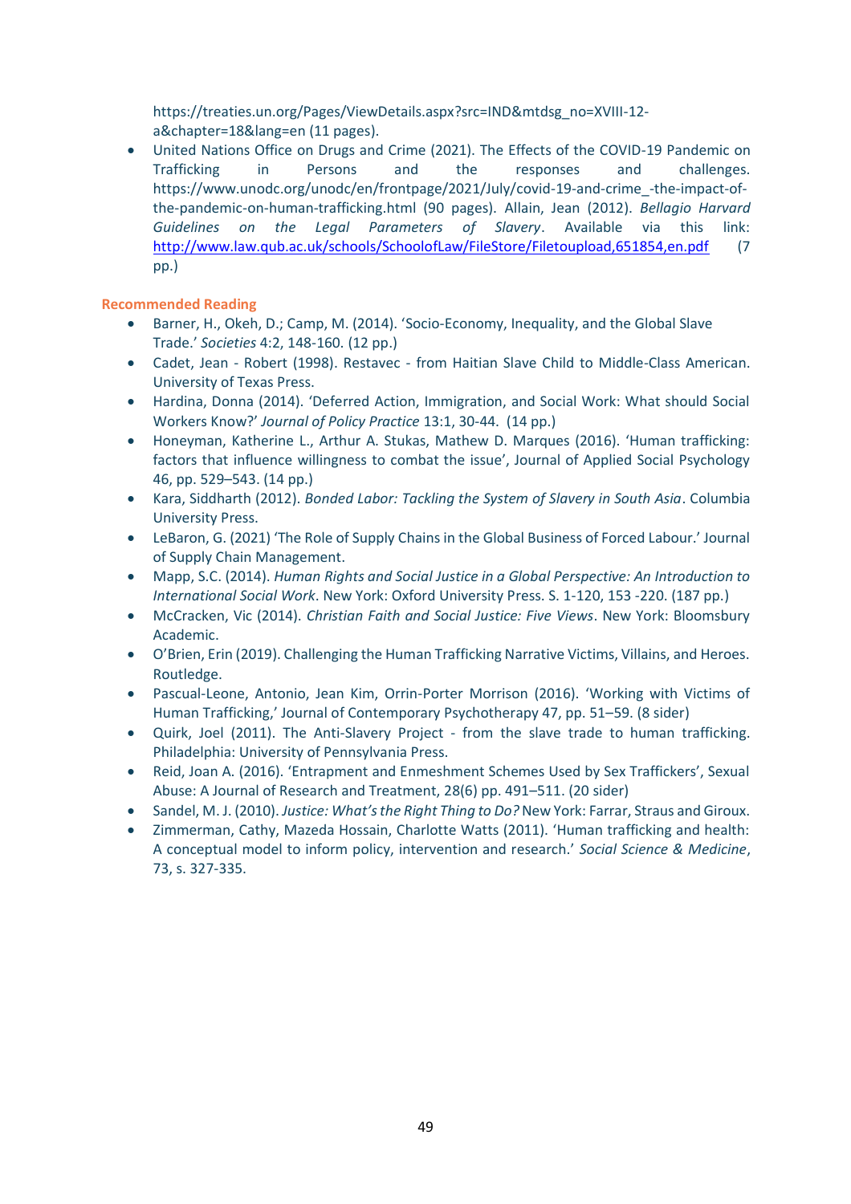https://treaties.un.org/Pages/ViewDetails.aspx?src=IND&mtdsg_no=XVIII-12-a&chapter=18&lang=en (11 pages).

- United Nations Office on Drugs and Crime (2021). The Effects of the COVID-19 Pandemic on Trafficking in Persons and the responses and challenges. https://www.unodc.org/unodc/en/frontpage/2021/July/covid-19-and-crime_-the-impact-of-the-pandemic-on-human-trafficking.html (90 pages). Allain, Jean (2012). *Bellagio Harvard Guidelines on the Legal Parameters of Slavery*. Available via this link: [http://www.law.qub.ac.uk/schools/SchoolofLaw/FileStore/Filetoupload,651854,en.pdf](http://www.law.qub.ac.uk/schools/SchoolofLaw/FileStore/Filetoupload,651854,en.pdf) (7 pp.)

## Recommended Reading

- Barner, H., Okeh, D.; Camp, M. (2014). 'Socio-Economy, Inequality, and the Global Slave Trade.' *Societies* 4:2, 148-160. (12 pp.)
- Cadet, Jean - Robert (1998). Restavec - from Haitian Slave Child to Middle-Class American. University of Texas Press.
- Hardina, Donna (2014). 'Deferred Action, Immigration, and Social Work: What should Social Workers Know?' *Journal of Policy Practice* 13:1, 30-44. (14 pp.)
- Honeyman, Katherine L., Arthur A. Stukas, Mathew D. Marques (2016). 'Human trafficking: factors that influence willingness to combat the issue', Journal of Applied Social Psychology 46, pp. 529–543. (14 pp.)
- Kara, Siddharth (2012). *Bonded Labor: Tackling the System of Slavery in South Asia*. Columbia University Press.
- LeBaron, G. (2021) 'The Role of Supply Chains in the Global Business of Forced Labour.' Journal of Supply Chain Management.
- Mapp, S.C. (2014). *Human Rights and Social Justice in a Global Perspective: An Introduction to International Social Work*. New York: Oxford University Press. S. 1-120, 153 -220. (187 pp.)
- McCracken, Vic (2014). *Christian Faith and Social Justice: Five Views*. New York: Bloomsbury Academic.
- O'Brien, Erin (2019). Challenging the Human Trafficking Narrative Victims, Villains, and Heroes. Routledge.
- Pascual-Leone, Antonio, Jean Kim, Orrin-Porter Morrison (2016). 'Working with Victims of Human Trafficking,' Journal of Contemporary Psychotherapy 47, pp. 51–59. (8 sider)
- Quirk, Joel (2011). The Anti-Slavery Project - from the slave trade to human trafficking. Philadelphia: University of Pennsylvania Press.
- Reid, Joan A. (2016). 'Entrapment and Enmeshment Schemes Used by Sex Traffickers', Sexual Abuse: A Journal of Research and Treatment, 28(6) pp. 491–511. (20 sider)
- Sandel, M. J. (2010). *Justice: What's the Right Thing to Do?* New York: Farrar, Straus and Giroux.
- Zimmerman, Cathy, Mazeda Hossain, Charlotte Watts (2011). 'Human trafficking and health: A conceptual model to inform policy, intervention and research.' *Social Science & Medicine*, 73, s. 327-335.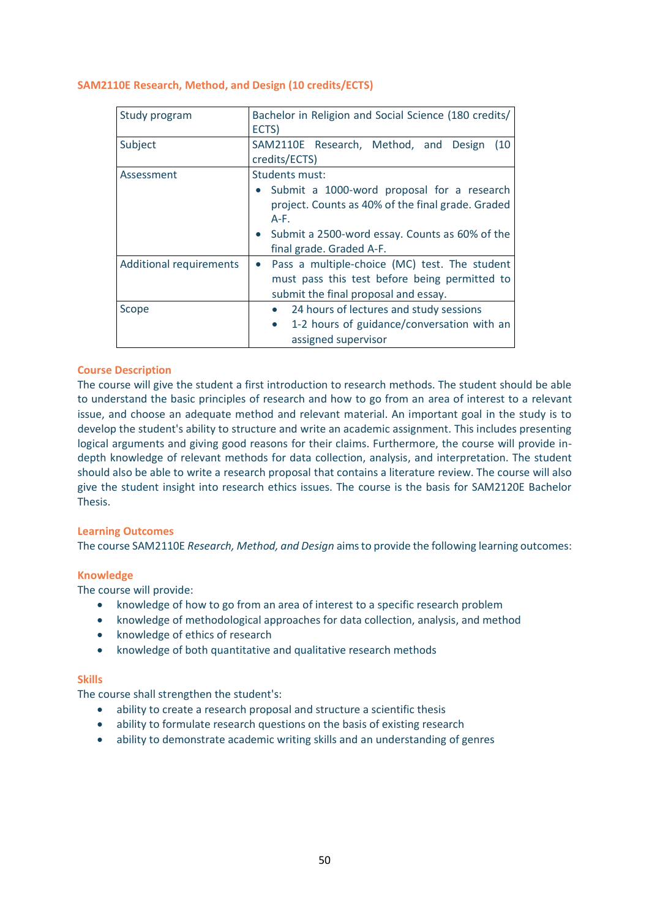### SAM2110E Research, Method, and Design (10 credits/ECTS)

| Study program | Bachelor in Religion and Social Science (180 credits/ ECTS) |
|---|---|
| Subject | SAM2110E Research, Method, and Design (10 credits/ECTS) |
| Assessment | Students must:<br>• Submit a 1000-word proposal for a research project. Counts as 40% of the final grade. Graded A-F.<br>• Submit a 2500-word essay. Counts as 60% of the final grade. Graded A-F. |
| Additional requirements | • Pass a multiple-choice (MC) test. The student must pass this test before being permitted to submit the final proposal and essay. |
| Scope | • 24 hours of lectures and study sessions<br>• 1-2 hours of guidance/conversation with an assigned supervisor |

#### Course Description

The course will give the student a first introduction to research methods. The student should be able to understand the basic principles of research and how to go from an area of interest to a relevant issue, and choose an adequate method and relevant material. An important goal in the study is to develop the student's ability to structure and write an academic assignment. This includes presenting logical arguments and giving good reasons for their claims. Furthermore, the course will provide in-depth knowledge of relevant methods for data collection, analysis, and interpretation. The student should also be able to write a research proposal that contains a literature review. The course will also give the student insight into research ethics issues. The course is the basis for SAM2120E Bachelor Thesis.

#### Learning Outcomes

The course SAM2110E *Research, Method, and Design* aims to provide the following learning outcomes:

#### Knowledge

The course will provide:

- knowledge of how to go from an area of interest to a specific research problem
- knowledge of methodological approaches for data collection, analysis, and method
- knowledge of ethics of research
- knowledge of both quantitative and qualitative research methods

#### Skills

The course shall strengthen the student's:

- ability to create a research proposal and structure a scientific thesis
- ability to formulate research questions on the basis of existing research
- ability to demonstrate academic writing skills and an understanding of genres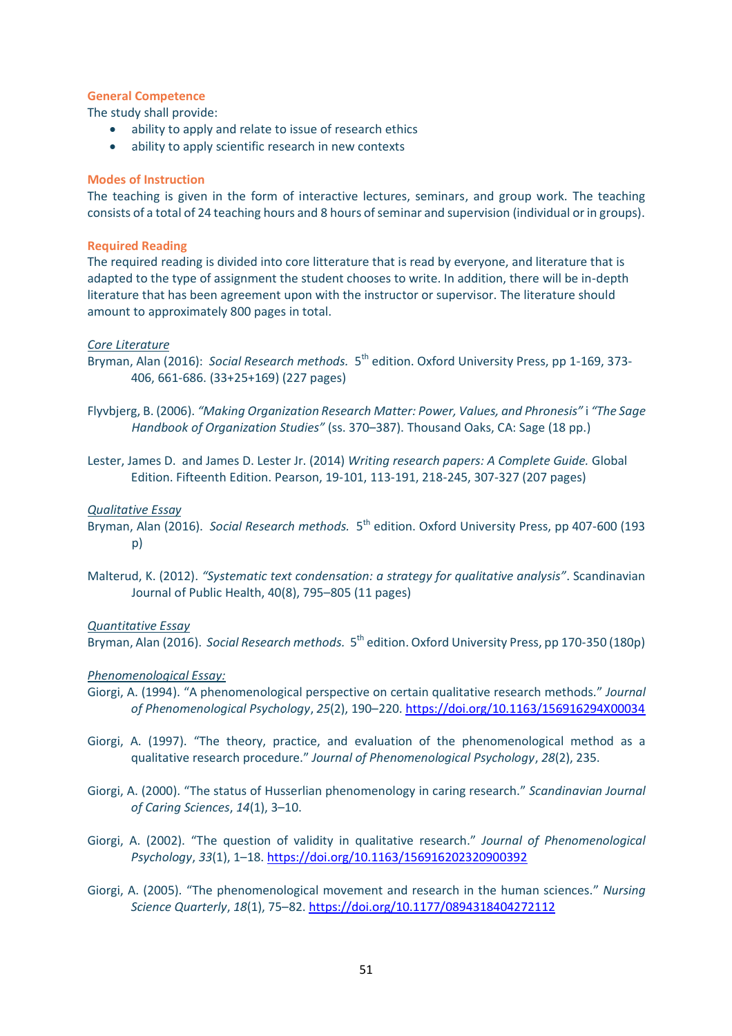### General Competence

The study shall provide:

- ability to apply and relate to issue of research ethics
- ability to apply scientific research in new contexts

### Modes of Instruction

The teaching is given in the form of interactive lectures, seminars, and group work. The teaching consists of a total of 24 teaching hours and 8 hours of seminar and supervision (individual or in groups).

### Required Reading

The required reading is divided into core litterature that is read by everyone, and literature that is adapted to the type of assignment the student chooses to write. In addition, there will be in-depth literature that has been agreement upon with the instructor or supervisor. The literature should amount to approximately 800 pages in total.

#### Core Literature

Bryman, Alan (2016): *Social Research methods.* 5th edition. Oxford University Press, pp 1-169, 373-406, 661-686. (33+25+169) (227 pages)

Flyvbjerg, B. (2006). *"Making Organization Research Matter: Power, Values, and Phronesis"* i *"The Sage Handbook of Organization Studies"* (ss. 370–387). Thousand Oaks, CA: Sage (18 pp.)

Lester, James D. and James D. Lester Jr. (2014) *Writing research papers: A Complete Guide.* Global Edition. Fifteenth Edition. Pearson, 19-101, 113-191, 218-245, 307-327 (207 pages)

#### Qualitative Essay

Bryman, Alan (2016). *Social Research methods.* 5th edition. Oxford University Press, pp 407-600 (193 p)

Malterud, K. (2012). *"Systematic text condensation: a strategy for qualitative analysis"*. Scandinavian Journal of Public Health, 40(8), 795–805 (11 pages)

#### Quantitative Essay

Bryman, Alan (2016). *Social Research methods.* 5th edition. Oxford University Press, pp 170-350 (180p)

#### Phenomenological Essay:

Giorgi, A. (1994). "A phenomenological perspective on certain qualitative research methods." *Journal of Phenomenological Psychology*, *25*(2), 190–220. https://doi.org/10.1163/156916294X00034

Giorgi, A. (1997). "The theory, practice, and evaluation of the phenomenological method as a qualitative research procedure." *Journal of Phenomenological Psychology*, *28*(2), 235.

Giorgi, A. (2000). "The status of Husserlian phenomenology in caring research." *Scandinavian Journal of Caring Sciences*, *14*(1), 3–10.

Giorgi, A. (2002). "The question of validity in qualitative research." *Journal of Phenomenological Psychology*, *33*(1), 1–18. https://doi.org/10.1163/156916202320900392

Giorgi, A. (2005). "The phenomenological movement and research in the human sciences." *Nursing Science Quarterly*, *18*(1), 75–82. https://doi.org/10.1177/0894318404272112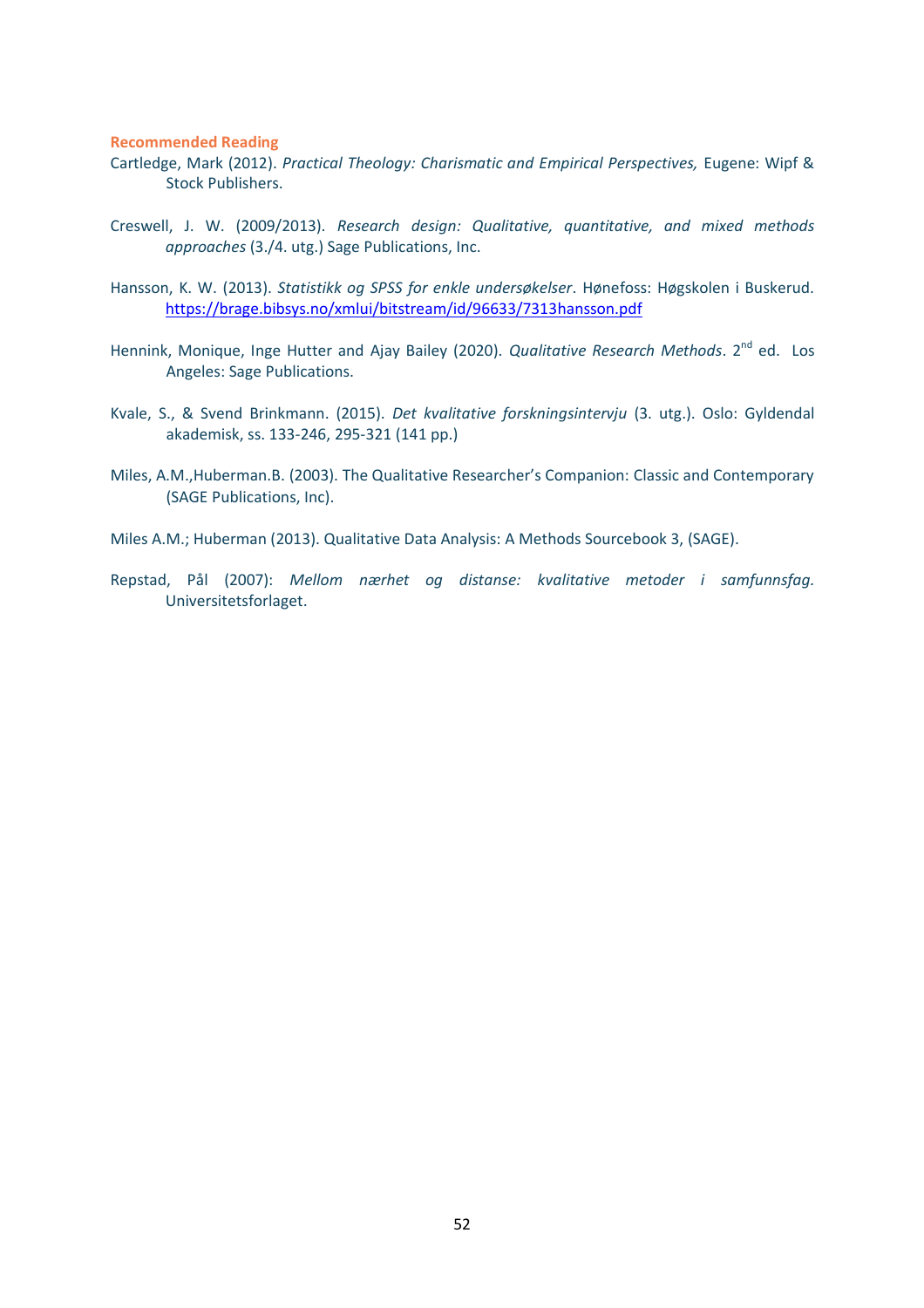### Recommended Reading

Cartledge, Mark (2012). *Practical Theology: Charismatic and Empirical Perspectives,* Eugene: Wipf & Stock Publishers.

Creswell, J. W. (2009/2013). *Research design: Qualitative, quantitative, and mixed methods approaches* (3./4. utg.) Sage Publications, Inc.

Hansson, K. W. (2013). *Statistikk og SPSS for enkle undersøkelser*. Hønefoss: Høgskolen i Buskerud. https://brage.bibsys.no/xmlui/bitstream/id/96633/7313hansson.pdf

Hennink, Monique, Inge Hutter and Ajay Bailey (2020). *Qualitative Research Methods*. 2nd ed. Los Angeles: Sage Publications.

Kvale, S., & Svend Brinkmann. (2015). *Det kvalitative forskningsintervju* (3. utg.). Oslo: Gyldendal akademisk, ss. 133-246, 295-321 (141 pp.)

Miles, A.M.,Huberman.B. (2003). The Qualitative Researcher's Companion: Classic and Contemporary (SAGE Publications, Inc).

Miles A.M.; Huberman (2013). Qualitative Data Analysis: A Methods Sourcebook 3, (SAGE).

Repstad, Pål (2007): *Mellom nærhet og distanse: kvalitative metoder i samfunnsfag.* Universitetsforlaget.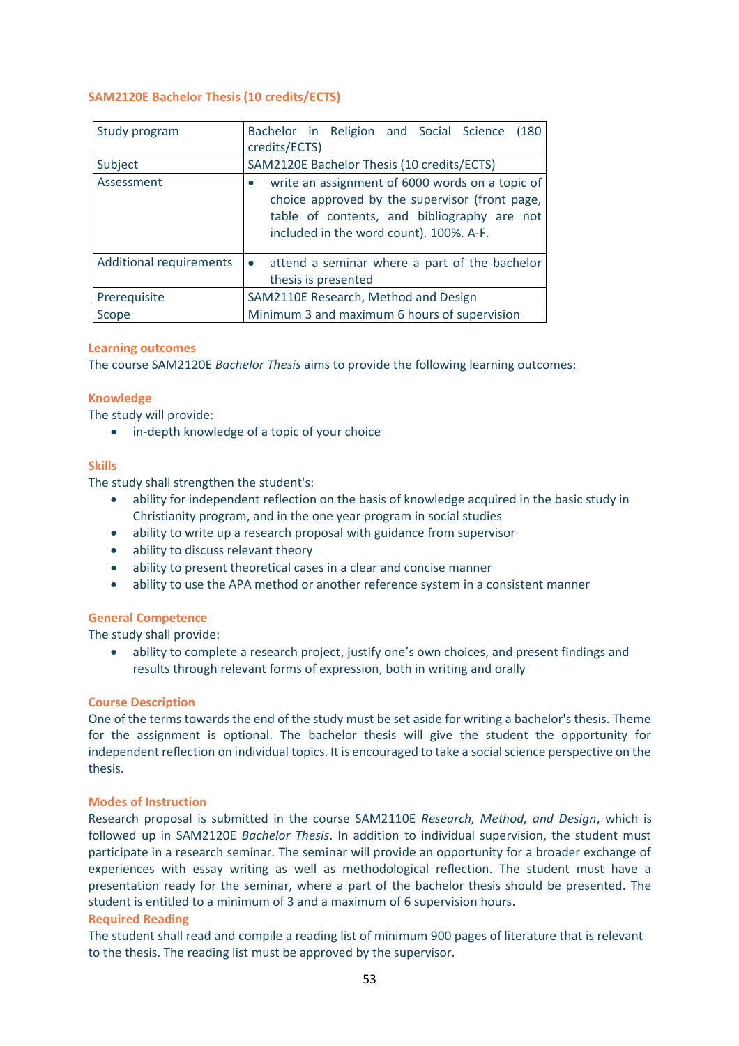## SAM2120E Bachelor Thesis (10 credits/ECTS)

| | |
|---|---|
| Study program | Bachelor in Religion and Social Science (180 credits/ECTS) |
| Subject | SAM2120E Bachelor Thesis (10 credits/ECTS) |
| Assessment | • write an assignment of 6000 words on a topic of choice approved by the supervisor (front page, table of contents, and bibliography are not included in the word count). 100%. A-F. |
| Additional requirements | • attend a seminar where a part of the bachelor thesis is presented |
| Prerequisite | SAM2110E Research, Method and Design |
| Scope | Minimum 3 and maximum 6 hours of supervision |

### Learning outcomes

The course SAM2120E *Bachelor Thesis* aims to provide the following learning outcomes:

### Knowledge

The study will provide:

- in-depth knowledge of a topic of your choice

### Skills

The study shall strengthen the student's:

- ability for independent reflection on the basis of knowledge acquired in the basic study in Christianity program, and in the one year program in social studies
- ability to write up a research proposal with guidance from supervisor
- ability to discuss relevant theory
- ability to present theoretical cases in a clear and concise manner
- ability to use the APA method or another reference system in a consistent manner

### General Competence

The study shall provide:

- ability to complete a research project, justify one's own choices, and present findings and results through relevant forms of expression, both in writing and orally

### Course Description

One of the terms towards the end of the study must be set aside for writing a bachelor's thesis. Theme for the assignment is optional. The bachelor thesis will give the student the opportunity for independent reflection on individual topics. It is encouraged to take a social science perspective on the thesis.

### Modes of Instruction

Research proposal is submitted in the course SAM2110E *Research, Method, and Design*, which is followed up in SAM2120E *Bachelor Thesis*. In addition to individual supervision, the student must participate in a research seminar. The seminar will provide an opportunity for a broader exchange of experiences with essay writing as well as methodological reflection. The student must have a presentation ready for the seminar, where a part of the bachelor thesis should be presented. The student is entitled to a minimum of 3 and a maximum of 6 supervision hours.

### Required Reading

The student shall read and compile a reading list of minimum 900 pages of literature that is relevant to the thesis. The reading list must be approved by the supervisor.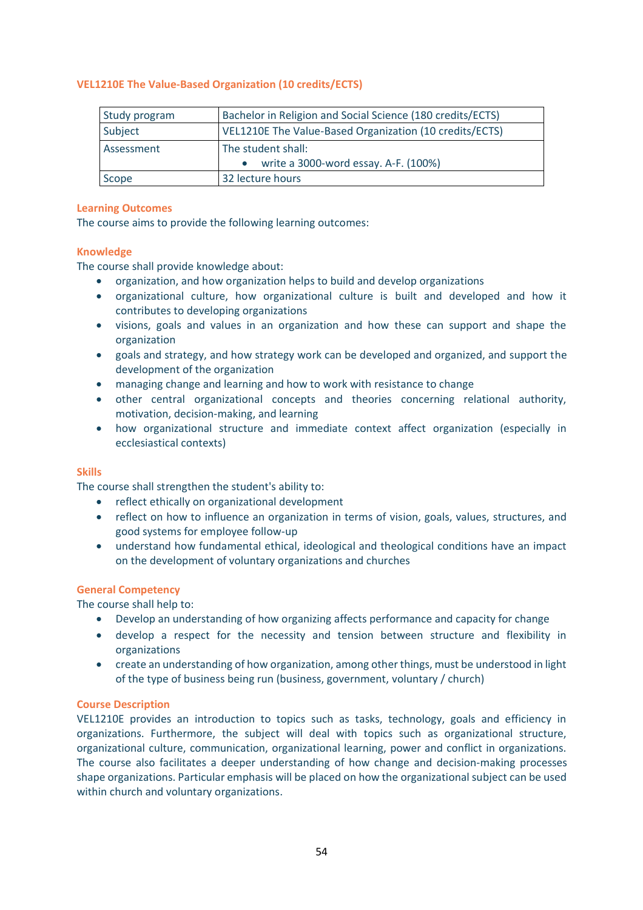### VEL1210E The Value-Based Organization (10 credits/ECTS)

| Study program | Bachelor in Religion and Social Science (180 credits/ECTS) |
|---|---|
| Subject | VEL1210E The Value-Based Organization (10 credits/ECTS) |
| Assessment | The student shall:<br>• write a 3000-word essay. A-F. (100%) |
| Scope | 32 lecture hours |

#### Learning Outcomes

The course aims to provide the following learning outcomes:

#### Knowledge

The course shall provide knowledge about:

- organization, and how organization helps to build and develop organizations
- organizational culture, how organizational culture is built and developed and how it contributes to developing organizations
- visions, goals and values in an organization and how these can support and shape the organization
- goals and strategy, and how strategy work can be developed and organized, and support the development of the organization
- managing change and learning and how to work with resistance to change
- other central organizational concepts and theories concerning relational authority, motivation, decision-making, and learning
- how organizational structure and immediate context affect organization (especially in ecclesiastical contexts)

#### Skills

The course shall strengthen the student's ability to:

- reflect ethically on organizational development
- reflect on how to influence an organization in terms of vision, goals, values, structures, and good systems for employee follow-up
- understand how fundamental ethical, ideological and theological conditions have an impact on the development of voluntary organizations and churches

#### General Competency

The course shall help to:

- Develop an understanding of how organizing affects performance and capacity for change
- develop a respect for the necessity and tension between structure and flexibility in organizations
- create an understanding of how organization, among other things, must be understood in light of the type of business being run (business, government, voluntary / church)

#### Course Description

VEL1210E provides an introduction to topics such as tasks, technology, goals and efficiency in organizations. Furthermore, the subject will deal with topics such as organizational structure, organizational culture, communication, organizational learning, power and conflict in organizations. The course also facilitates a deeper understanding of how change and decision-making processes shape organizations. Particular emphasis will be placed on how the organizational subject can be used within church and voluntary organizations.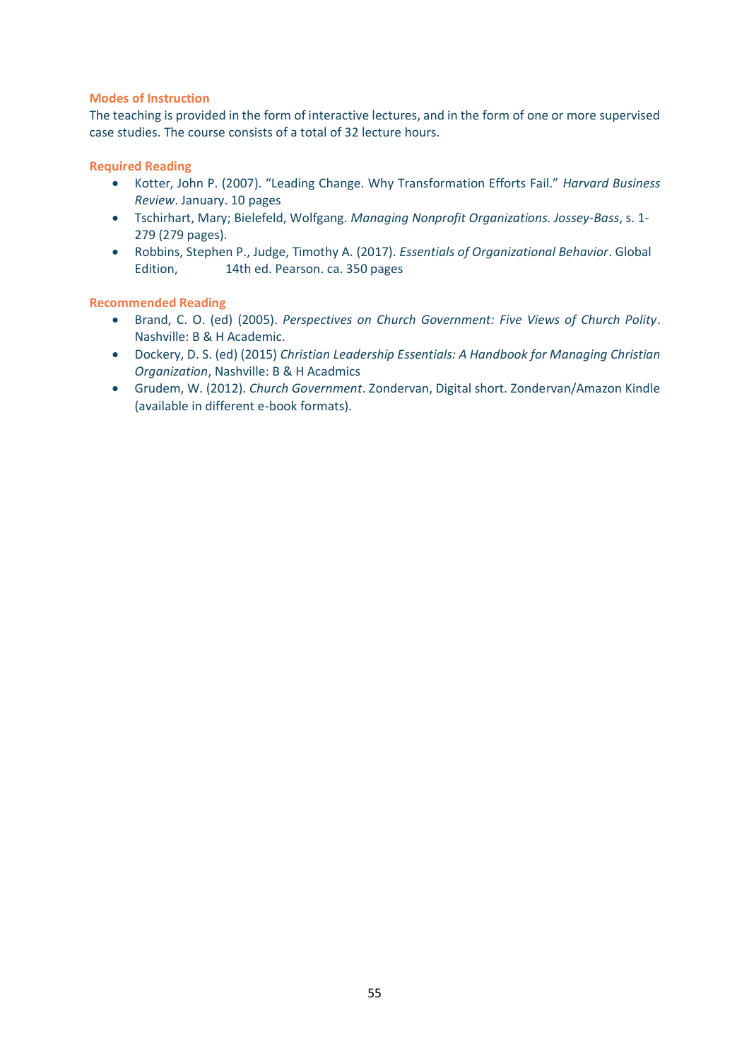### Modes of Instruction

The teaching is provided in the form of interactive lectures, and in the form of one or more supervised case studies. The course consists of a total of 32 lecture hours.

### Required Reading

- Kotter, John P. (2007). "Leading Change. Why Transformation Efforts Fail." *Harvard Business Review*. January. 10 pages
- Tschirhart, Mary; Bielefeld, Wolfgang. *Managing Nonprofit Organizations. Jossey-Bass*, s. 1-279 (279 pages).
- Robbins, Stephen P., Judge, Timothy A. (2017). *Essentials of Organizational Behavior*. Global Edition, 14th ed. Pearson. ca. 350 pages

### Recommended Reading

- Brand, C. O. (ed) (2005). *Perspectives on Church Government: Five Views of Church Polity*. Nashville: B & H Academic.
- Dockery, D. S. (ed) (2015) *Christian Leadership Essentials: A Handbook for Managing Christian Organization*, Nashville: B & H Acadmics
- Grudem, W. (2012). *Church Government*. Zondervan, Digital short. Zondervan/Amazon Kindle (available in different e-book formats).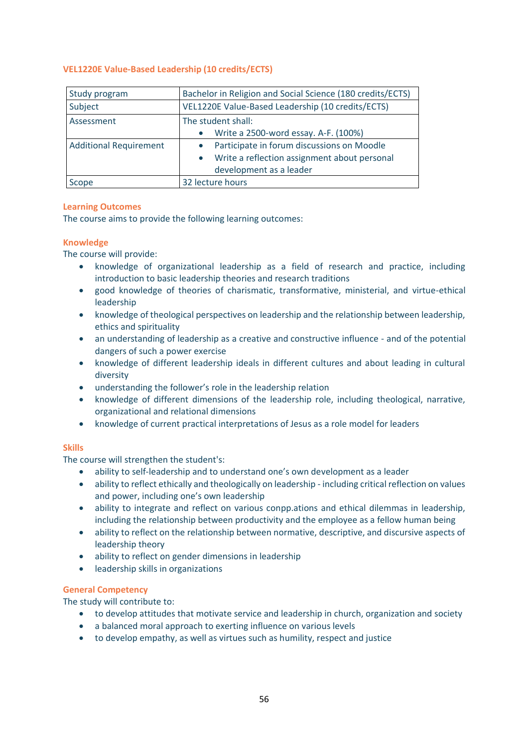### VEL1220E Value-Based Leadership (10 credits/ECTS)

| Study program | Bachelor in Religion and Social Science (180 credits/ECTS) |
|---|---|
| Subject | VEL1220E Value-Based Leadership (10 credits/ECTS) |
| Assessment | The student shall:<br>• Write a 2500-word essay. A-F. (100%) |
| Additional Requirement | • Participate in forum discussions on Moodle<br>• Write a reflection assignment about personal development as a leader |
| Scope | 32 lecture hours |

#### Learning Outcomes

The course aims to provide the following learning outcomes:

#### Knowledge

The course will provide:

- knowledge of organizational leadership as a field of research and practice, including introduction to basic leadership theories and research traditions
- good knowledge of theories of charismatic, transformative, ministerial, and virtue-ethical leadership
- knowledge of theological perspectives on leadership and the relationship between leadership, ethics and spirituality
- an understanding of leadership as a creative and constructive influence - and of the potential dangers of such a power exercise
- knowledge of different leadership ideals in different cultures and about leading in cultural diversity
- understanding the follower's role in the leadership relation
- knowledge of different dimensions of the leadership role, including theological, narrative, organizational and relational dimensions
- knowledge of current practical interpretations of Jesus as a role model for leaders

#### Skills

The course will strengthen the student's:

- ability to self-leadership and to understand one's own development as a leader
- ability to reflect ethically and theologically on leadership - including critical reflection on values and power, including one's own leadership
- ability to integrate and reflect on various conpp.ations and ethical dilemmas in leadership, including the relationship between productivity and the employee as a fellow human being
- ability to reflect on the relationship between normative, descriptive, and discursive aspects of leadership theory
- ability to reflect on gender dimensions in leadership
- leadership skills in organizations

#### General Competency

The study will contribute to:

- to develop attitudes that motivate service and leadership in church, organization and society
- a balanced moral approach to exerting influence on various levels
- to develop empathy, as well as virtues such as humility, respect and justice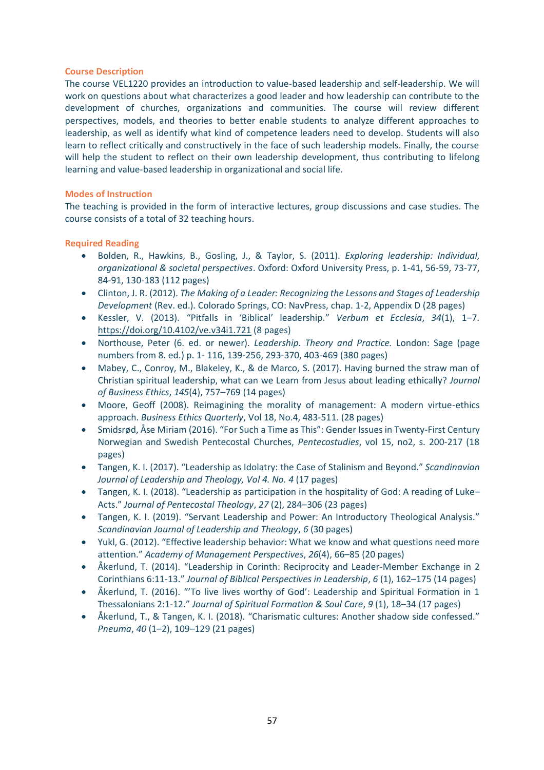### Course Description

The course VEL1220 provides an introduction to value-based leadership and self-leadership. We will work on questions about what characterizes a good leader and how leadership can contribute to the development of churches, organizations and communities. The course will review different perspectives, models, and theories to better enable students to analyze different approaches to leadership, as well as identify what kind of competence leaders need to develop. Students will also learn to reflect critically and constructively in the face of such leadership models. Finally, the course will help the student to reflect on their own leadership development, thus contributing to lifelong learning and value-based leadership in organizational and social life.

### Modes of Instruction

The teaching is provided in the form of interactive lectures, group discussions and case studies. The course consists of a total of 32 teaching hours.

### Required Reading

- Bolden, R., Hawkins, B., Gosling, J., & Taylor, S. (2011). *Exploring leadership: Individual, organizational & societal perspectives*. Oxford: Oxford University Press, p. 1-41, 56-59, 73-77, 84-91, 130-183 (112 pages)
- Clinton, J. R. (2012). *The Making of a Leader: Recognizing the Lessons and Stages of Leadership Development* (Rev. ed.). Colorado Springs, CO: NavPress, chap. 1-2, Appendix D (28 pages)
- Kessler, V. (2013). "Pitfalls in 'Biblical' leadership." *Verbum et Ecclesia*, *34*(1), 1–7. https://doi.org/10.4102/ve.v34i1.721 (8 pages)
- Northouse, Peter (6. ed. or newer). *Leadership. Theory and Practice.* London: Sage (page numbers from 8. ed.) p. 1- 116, 139-256, 293-370, 403-469 (380 pages)
- Mabey, C., Conroy, M., Blakeley, K., & de Marco, S. (2017). Having burned the straw man of Christian spiritual leadership, what can we Learn from Jesus about leading ethically? *Journal of Business Ethics*, *145*(4), 757–769 (14 pages)
- Moore, Geoff (2008). Reimagining the morality of management: A modern virtue-ethics approach. *Business Ethics Quarterly*, Vol 18, No.4, 483-511. (28 pages)
- Smidsrød, Åse Miriam (2016). "For Such a Time as This": Gender Issues in Twenty-First Century Norwegian and Swedish Pentecostal Churches, *Pentecostudies*, vol 15, no2, s. 200-217 (18 pages)
- Tangen, K. I. (2017). "Leadership as Idolatry: the Case of Stalinism and Beyond." *Scandinavian Journal of Leadership and Theology, Vol 4. No. 4* (17 pages)
- Tangen, K. I. (2018). "Leadership as participation in the hospitality of God: A reading of Luke–Acts." *Journal of Pentecostal Theology*, *27* (2), 284–306 (23 pages)
- Tangen, K. I. (2019). "Servant Leadership and Power: An Introductory Theological Analysis." *Scandinavian Journal of Leadership and Theology*, *6* (30 pages)
- Yukl, G. (2012). "Effective leadership behavior: What we know and what questions need more attention." *Academy of Management Perspectives*, *26*(4), 66–85 (20 pages)
- Åkerlund, T. (2014). "Leadership in Corinth: Reciprocity and Leader-Member Exchange in 2 Corinthians 6:11-13." *Journal of Biblical Perspectives in Leadership*, *6* (1), 162–175 (14 pages)
- Åkerlund, T. (2016). "'To live lives worthy of God': Leadership and Spiritual Formation in 1 Thessalonians 2:1-12." *Journal of Spiritual Formation & Soul Care*, *9* (1), 18–34 (17 pages)
- Åkerlund, T., & Tangen, K. I. (2018). "Charismatic cultures: Another shadow side confessed." *Pneuma*, *40* (1–2), 109–129 (21 pages)